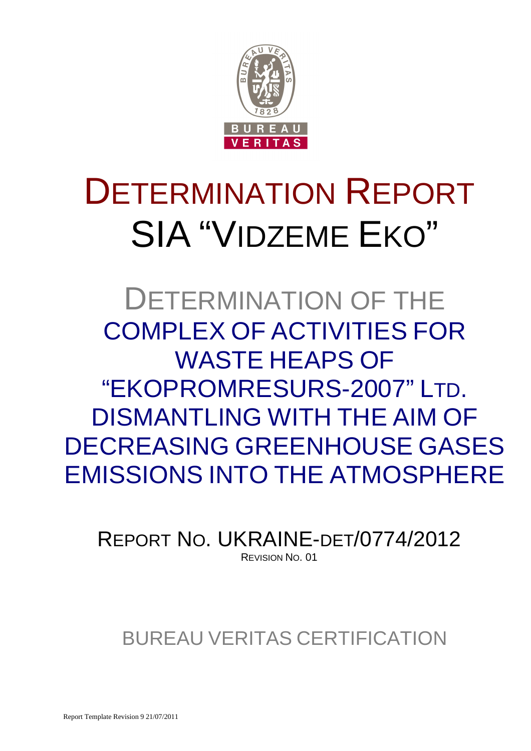# DETERMINATION REPORT
# SIA "VIDZEME EKO"

## DETERMINATION OF THE COMPLEX OF ACTIVITIES FOR WASTE HEAPS OF "EKOPROMRESURS-2007" LTD. DISMANTLING WITH THE AIM OF DECREASING GREENHOUSE GASES EMISSIONS INTO THE ATMOSPHERE

REPORT NO. UKRAINE-DET/0774/2012

REVISION NO. 01

BUREAU VERITAS CERTIFICATION

Report Template Revision 9 21/07/2011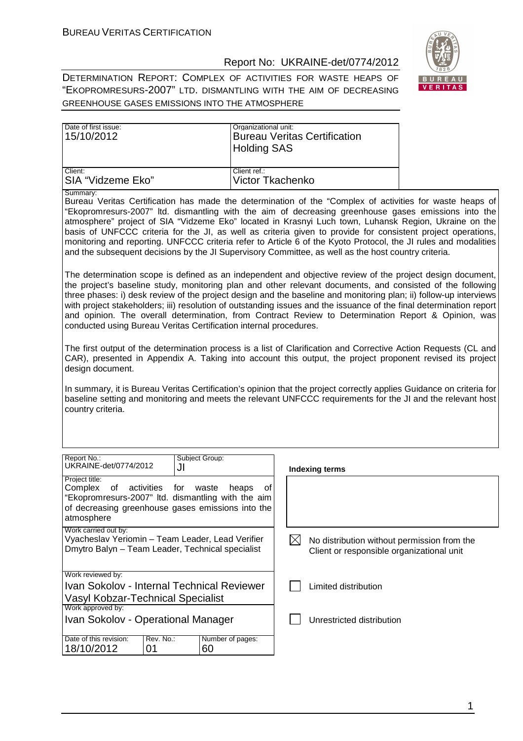| Date of first issue: 15/10/2012 | Organizational unit: Bureau Veritas Certification Holding SAS |
|---|---|
| Client: SIA "Vidzeme Eko" | Client ref.: Victor Tkachenko |

Summary:

Bureau Veritas Certification has made the determination of the "Complex of activities for waste heaps of "Ekopromresurs-2007" ltd. dismantling with the aim of decreasing greenhouse gases emissions into the atmosphere" project of SIA "Vidzeme Eko" located in Krasnyi Luch town, Luhansk Region, Ukraine on the basis of UNFCCC criteria for the JI, as well as criteria given to provide for consistent project operations, monitoring and reporting. UNFCCC criteria refer to Article 6 of the Kyoto Protocol, the JI rules and modalities and the subsequent decisions by the JI Supervisory Committee, as well as the host country criteria.

The determination scope is defined as an independent and objective review of the project design document, the project's baseline study, monitoring plan and other relevant documents, and consisted of the following three phases: i) desk review of the project design and the baseline and monitoring plan; ii) follow-up interviews with project stakeholders; iii) resolution of outstanding issues and the issuance of the final determination report and opinion. The overall determination, from Contract Review to Determination Report & Opinion, was conducted using Bureau Veritas Certification internal procedures.

The first output of the determination process is a list of Clarification and Corrective Action Requests (CL and CAR), presented in Appendix A. Taking into account this output, the project proponent revised its project design document.

In summary, it is Bureau Veritas Certification's opinion that the project correctly applies Guidance on criteria for baseline setting and monitoring and meets the relevant UNFCCC requirements for the JI and the relevant host country criteria.

| Report No.: UKRAINE-det/0774/2012 | Subject Group: JI | Indexing terms |
|---|---|---|
| Project title: Complex of activities for waste heaps of "Ekopromresurs-2007" ltd. dismantling with the aim of decreasing greenhouse gases emissions into the atmosphere | | |
| Work carried out by: Vyacheslav Yeriomin – Team Leader, Lead Verifier; Dmytro Balyn – Team Leader, Technical specialist | | ☒ No distribution without permission from the Client or responsible organizational unit |
| Work reviewed by: Ivan Sokolov - Internal Technical Reviewer; Vasyl Kobzar-Technical Specialist | | ☐ Limited distribution |
| Work approved by: Ivan Sokolov - Operational Manager | | ☐ Unrestricted distribution |

| Date of this revision: | Rev. No.: | Number of pages: |
|---|---|---|
| 18/10/2012 | 01 | 60 |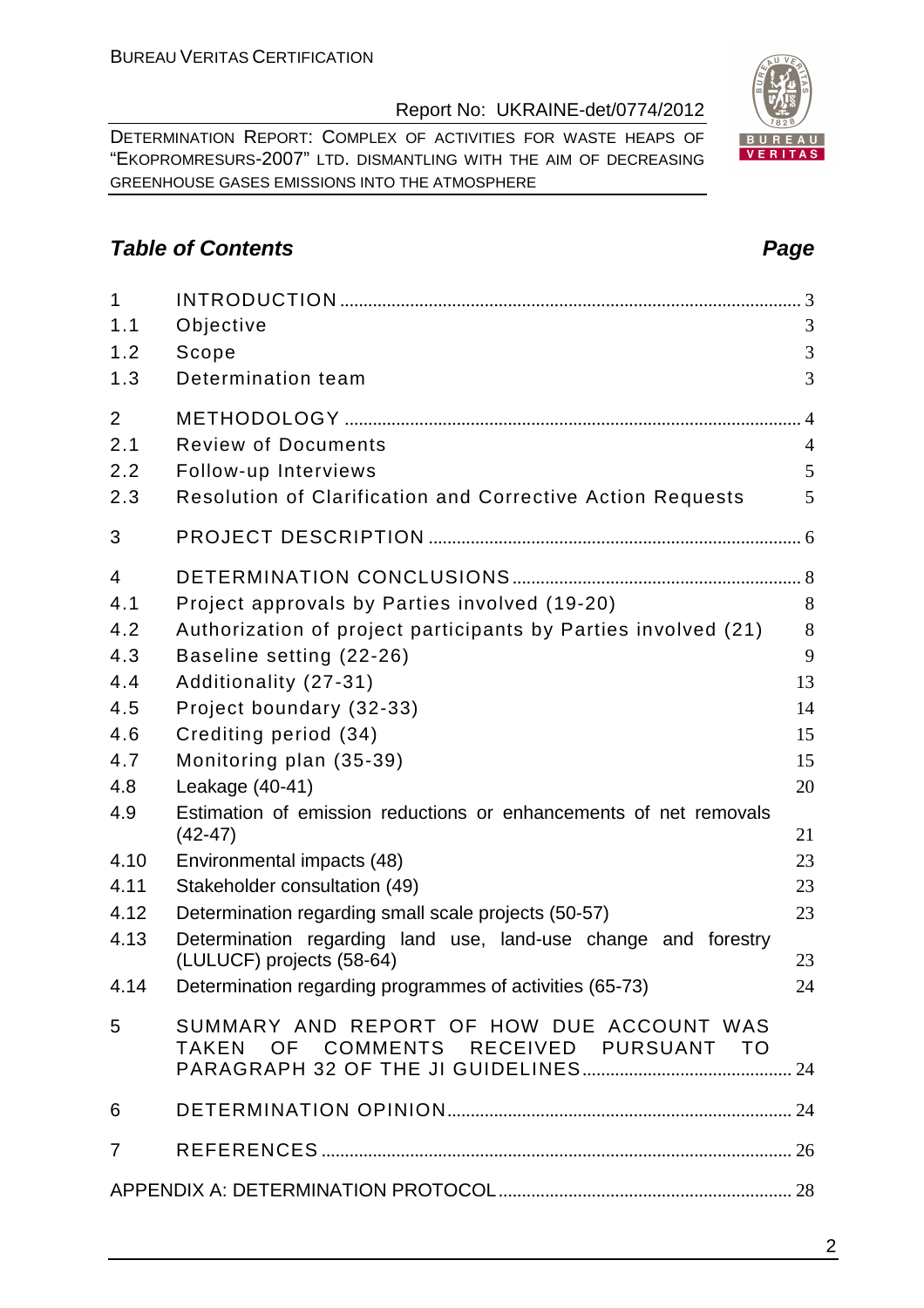## Table of Contents

| | | Page |
|---|---|---|
| 1 | INTRODUCTION | 3 |
| 1.1 | Objective | 3 |
| 1.2 | Scope | 3 |
| 1.3 | Determination team | 3 |
| 2 | METHODOLOGY | 4 |
| 2.1 | Review of Documents | 4 |
| 2.2 | Follow-up Interviews | 5 |
| 2.3 | Resolution of Clarification and Corrective Action Requests | 5 |
| 3 | PROJECT DESCRIPTION | 6 |
| 4 | DETERMINATION CONCLUSIONS | 8 |
| 4.1 | Project approvals by Parties involved (19-20) | 8 |
| 4.2 | Authorization of project participants by Parties involved (21) | 8 |
| 4.3 | Baseline setting (22-26) | 9 |
| 4.4 | Additionality (27-31) | 13 |
| 4.5 | Project boundary (32-33) | 14 |
| 4.6 | Crediting period (34) | 15 |
| 4.7 | Monitoring plan (35-39) | 15 |
| 4.8 | Leakage (40-41) | 20 |
| 4.9 | Estimation of emission reductions or enhancements of net removals (42-47) | 21 |
| 4.10 | Environmental impacts (48) | 23 |
| 4.11 | Stakeholder consultation (49) | 23 |
| 4.12 | Determination regarding small scale projects (50-57) | 23 |
| 4.13 | Determination regarding land use, land-use change and forestry (LULUCF) projects (58-64) | 23 |
| 4.14 | Determination regarding programmes of activities (65-73) | 24 |
| 5 | SUMMARY AND REPORT OF HOW DUE ACCOUNT WAS TAKEN OF COMMENTS RECEIVED PURSUANT TO PARAGRAPH 32 OF THE JI GUIDELINES | 24 |
| 6 | DETERMINATION OPINION | 24 |
| 7 | REFERENCES | 26 |
| | APPENDIX A: DETERMINATION PROTOCOL | 28 |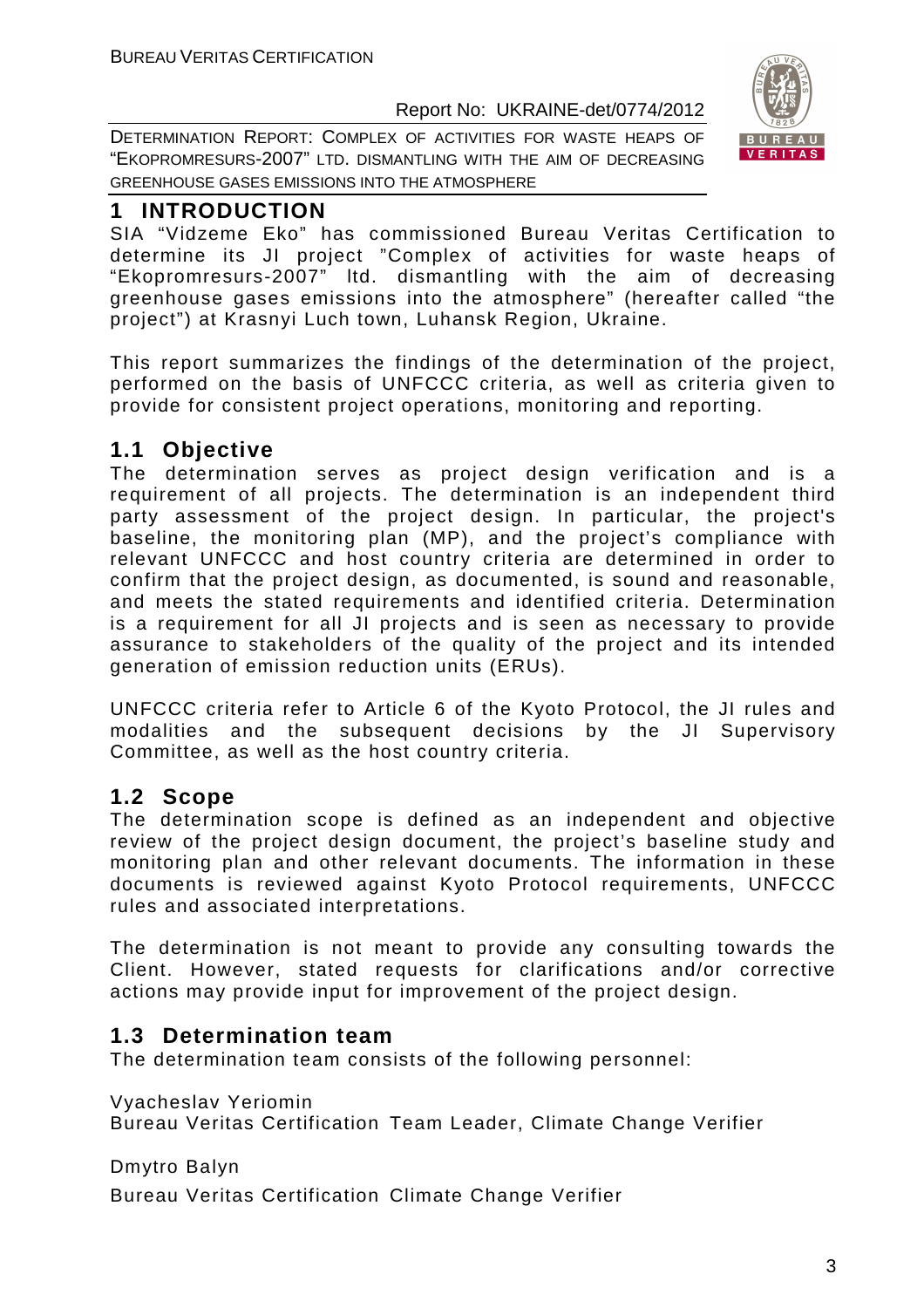# 1 INTRODUCTION

SIA "Vidzeme Eko" has commissioned Bureau Veritas Certification to determine its JI project "Complex of activities for waste heaps of "Ekopromresurs-2007" ltd. dismantling with the aim of decreasing greenhouse gases emissions into the atmosphere" (hereafter called "the project") at Krasnyi Luch town, Luhansk Region, Ukraine.

This report summarizes the findings of the determination of the project, performed on the basis of UNFCCC criteria, as well as criteria given to provide for consistent project operations, monitoring and reporting.

## 1.1 Objective

The determination serves as project design verification and is a requirement of all projects. The determination is an independent third party assessment of the project design. In particular, the project's baseline, the monitoring plan (MP), and the project's compliance with relevant UNFCCC and host country criteria are determined in order to confirm that the project design, as documented, is sound and reasonable, and meets the stated requirements and identified criteria. Determination is a requirement for all JI projects and is seen as necessary to provide assurance to stakeholders of the quality of the project and its intended generation of emission reduction units (ERUs).

UNFCCC criteria refer to Article 6 of the Kyoto Protocol, the JI rules and modalities and the subsequent decisions by the JI Supervisory Committee, as well as the host country criteria.

## 1.2 Scope

The determination scope is defined as an independent and objective review of the project design document, the project's baseline study and monitoring plan and other relevant documents. The information in these documents is reviewed against Kyoto Protocol requirements, UNFCCC rules and associated interpretations.

The determination is not meant to provide any consulting towards the Client. However, stated requests for clarifications and/or corrective actions may provide input for improvement of the project design.

## 1.3 Determination team

The determination team consists of the following personnel:

Vyacheslav Yeriomin
Bureau Veritas Certification Team Leader, Climate Change Verifier

Dmytro Balyn
Bureau Veritas Certification Climate Change Verifier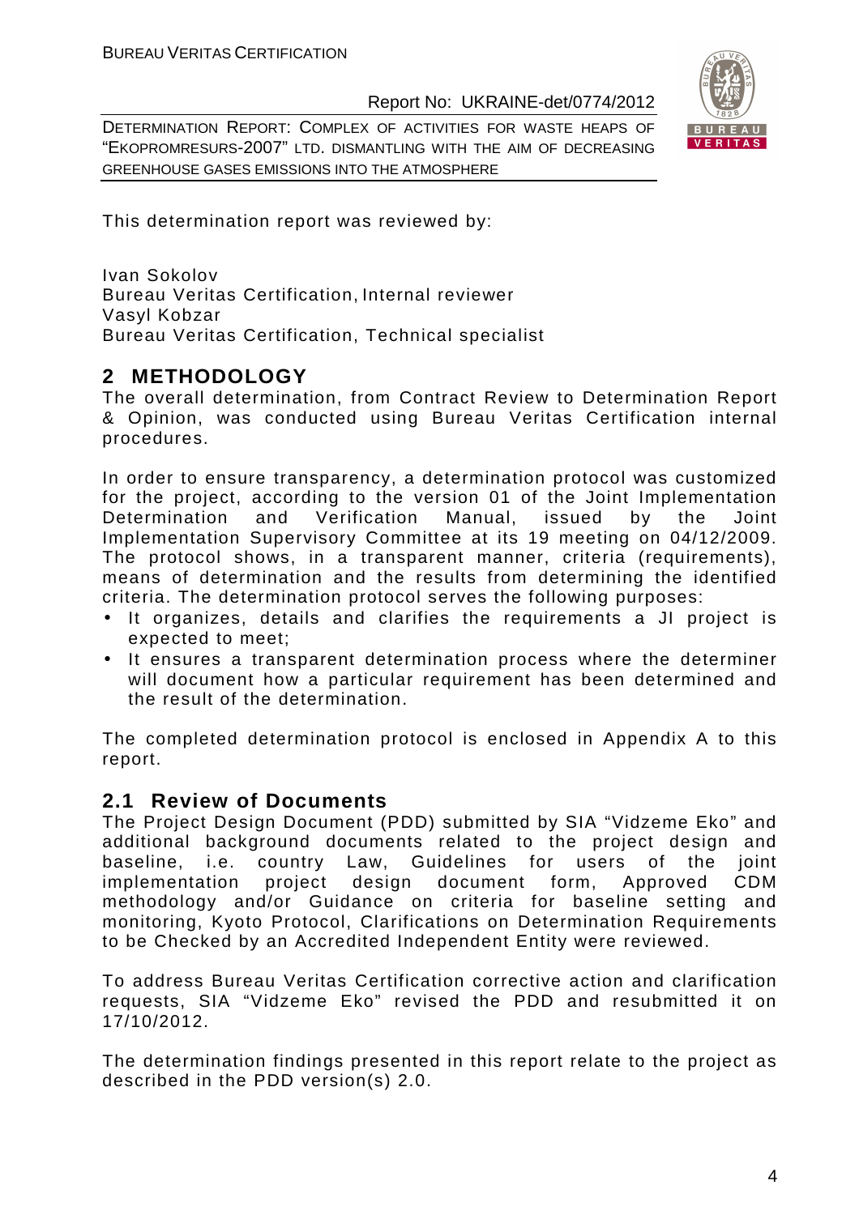This determination report was reviewed by:

Ivan Sokolov
Bureau Veritas Certification, Internal reviewer
Vasyl Kobzar
Bureau Veritas Certification, Technical specialist

## 2 METHODOLOGY

The overall determination, from Contract Review to Determination Report & Opinion, was conducted using Bureau Veritas Certification internal procedures.

In order to ensure transparency, a determination protocol was customized for the project, according to the version 01 of the Joint Implementation Determination and Verification Manual, issued by the Joint Implementation Supervisory Committee at its 19 meeting on 04/12/2009. The protocol shows, in a transparent manner, criteria (requirements), means of determination and the results from determining the identified criteria. The determination protocol serves the following purposes:

- It organizes, details and clarifies the requirements a JI project is expected to meet;
- It ensures a transparent determination process where the determiner will document how a particular requirement has been determined and the result of the determination.

The completed determination protocol is enclosed in Appendix A to this report.

### 2.1 Review of Documents

The Project Design Document (PDD) submitted by SIA "Vidzeme Eko" and additional background documents related to the project design and baseline, i.e. country Law, Guidelines for users of the joint implementation project design document form, Approved CDM methodology and/or Guidance on criteria for baseline setting and monitoring, Kyoto Protocol, Clarifications on Determination Requirements to be Checked by an Accredited Independent Entity were reviewed.

To address Bureau Veritas Certification corrective action and clarification requests, SIA "Vidzeme Eko" revised the PDD and resubmitted it on 17/10/2012.

The determination findings presented in this report relate to the project as described in the PDD version(s) 2.0.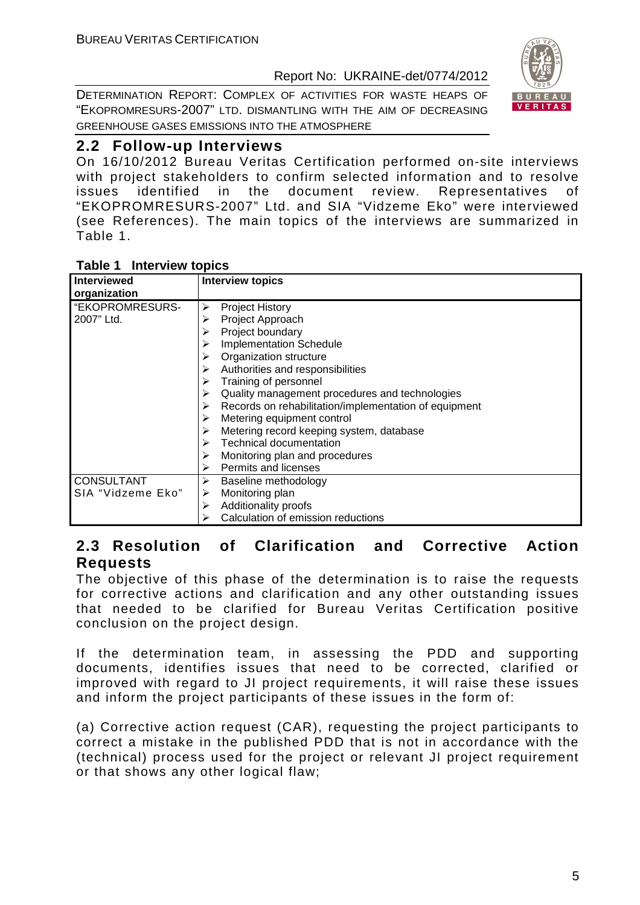## 2.2 Follow-up Interviews

On 16/10/2012 Bureau Veritas Certification performed on-site interviews with project stakeholders to confirm selected information and to resolve issues identified in the document review. Representatives of "EKOPROMRESURS-2007" Ltd. and SIA "Vidzeme Eko" were interviewed (see References). The main topics of the interviews are summarized in Table 1.

**Table 1 Interview topics**

| Interviewed organization | Interview topics |
|---|---|
| "EKOPROMRESURS-2007" Ltd. | ➢ Project History<br>➢ Project Approach<br>➢ Project boundary<br>➢ Implementation Schedule<br>➢ Organization structure<br>➢ Authorities and responsibilities<br>➢ Training of personnel<br>➢ Quality management procedures and technologies<br>➢ Records on rehabilitation/implementation of equipment<br>➢ Metering equipment control<br>➢ Metering record keeping system, database<br>➢ Technical documentation<br>➢ Monitoring plan and procedures<br>➢ Permits and licenses |
| CONSULTANT SIA "Vidzeme Eko" | ➢ Baseline methodology<br>➢ Monitoring plan<br>➢ Additionality proofs<br>➢ Calculation of emission reductions |

## 2.3 Resolution of Clarification and Corrective Action Requests

The objective of this phase of the determination is to raise the requests for corrective actions and clarification and any other outstanding issues that needed to be clarified for Bureau Veritas Certification positive conclusion on the project design.

If the determination team, in assessing the PDD and supporting documents, identifies issues that need to be corrected, clarified or improved with regard to JI project requirements, it will raise these issues and inform the project participants of these issues in the form of:

(a) Corrective action request (CAR), requesting the project participants to correct a mistake in the published PDD that is not in accordance with the (technical) process used for the project or relevant JI project requirement or that shows any other logical flaw;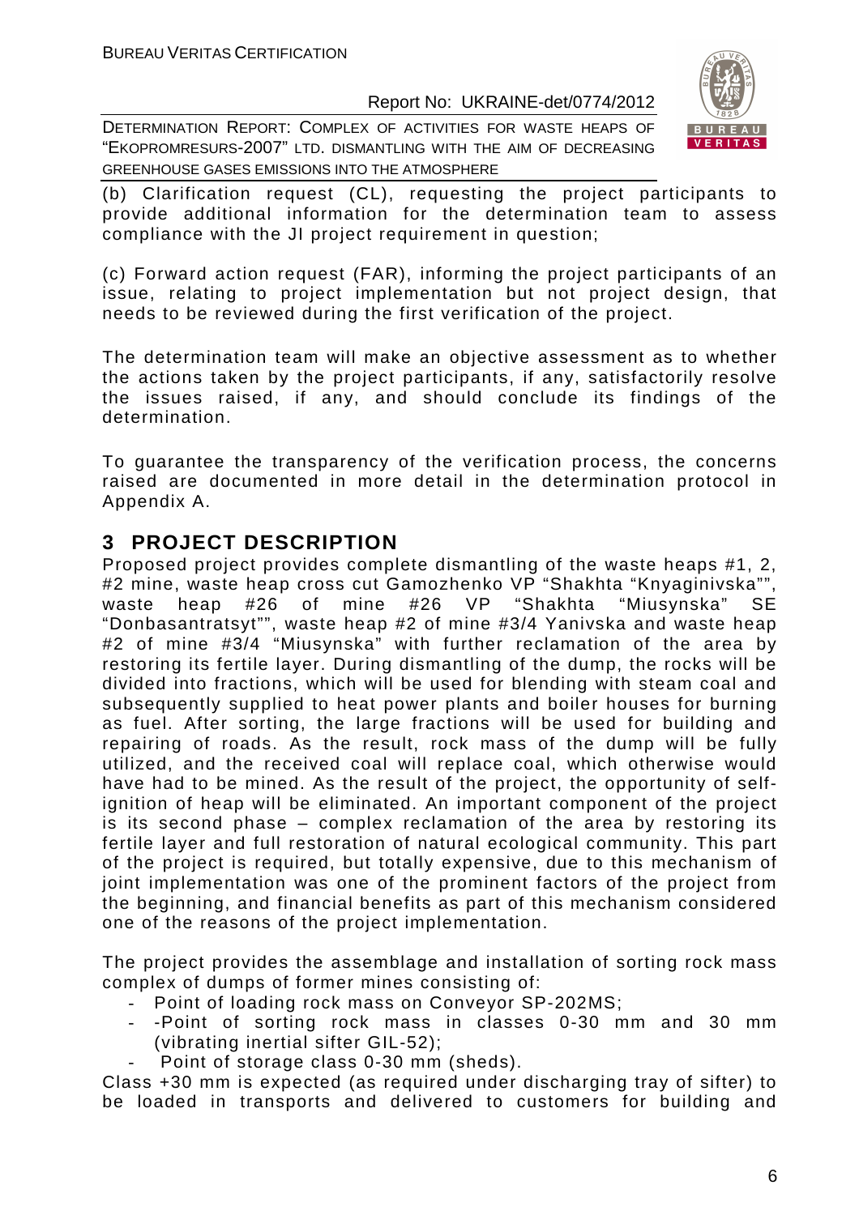(b) Clarification request (CL), requesting the project participants to provide additional information for the determination team to assess compliance with the JI project requirement in question;

(c) Forward action request (FAR), informing the project participants of an issue, relating to project implementation but not project design, that needs to be reviewed during the first verification of the project.

The determination team will make an objective assessment as to whether the actions taken by the project participants, if any, satisfactorily resolve the issues raised, if any, and should conclude its findings of the determination.

To guarantee the transparency of the verification process, the concerns raised are documented in more detail in the determination protocol in Appendix A.

## 3 PROJECT DESCRIPTION

Proposed project provides complete dismantling of the waste heaps #1, 2, #2 mine, waste heap cross cut Gamozhenko VP "Shakhta "Knyaginivska"", waste heap #26 of mine #26 VP "Shakhta "Miusynska" SE "Donbasantratsyt"", waste heap #2 of mine #3/4 Yanivska and waste heap #2 of mine #3/4 "Miusynska" with further reclamation of the area by restoring its fertile layer. During dismantling of the dump, the rocks will be divided into fractions, which will be used for blending with steam coal and subsequently supplied to heat power plants and boiler houses for burning as fuel. After sorting, the large fractions will be used for building and repairing of roads. As the result, rock mass of the dump will be fully utilized, and the received coal will replace coal, which otherwise would have had to be mined. As the result of the project, the opportunity of self-ignition of heap will be eliminated. An important component of the project is its second phase – complex reclamation of the area by restoring its fertile layer and full restoration of natural ecological community. This part of the project is required, but totally expensive, due to this mechanism of joint implementation was one of the prominent factors of the project from the beginning, and financial benefits as part of this mechanism considered one of the reasons of the project implementation.

The project provides the assemblage and installation of sorting rock mass complex of dumps of former mines consisting of:

- Point of loading rock mass on Conveyor SP-202MS;
- -Point of sorting rock mass in classes 0-30 mm and 30 mm (vibrating inertial sifter GIL-52);
- Point of storage class 0-30 mm (sheds).

Class +30 mm is expected (as required under discharging tray of sifter) to be loaded in transports and delivered to customers for building and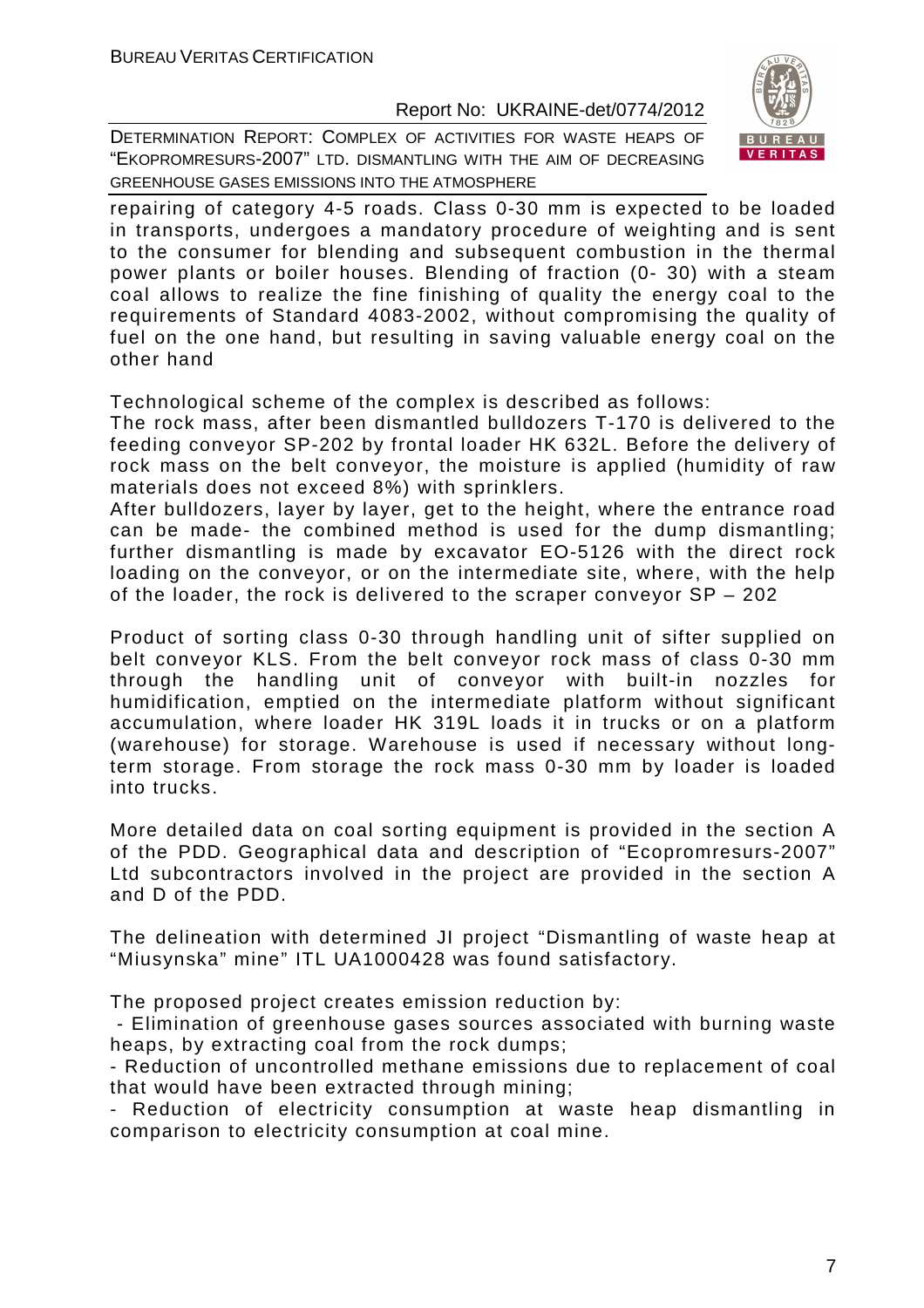repairing of category 4-5 roads. Class 0-30 mm is expected to be loaded in transports, undergoes a mandatory procedure of weighting and is sent to the consumer for blending and subsequent combustion in the thermal power plants or boiler houses. Blending of fraction (0- 30) with a steam coal allows to realize the fine finishing of quality the energy coal to the requirements of Standard 4083-2002, without compromising the quality of fuel on the one hand, but resulting in saving valuable energy coal on the other hand

Technological scheme of the complex is described as follows:

The rock mass, after been dismantled bulldozers T-170 is delivered to the feeding conveyor SP-202 by frontal loader HK 632L. Before the delivery of rock mass on the belt conveyor, the moisture is applied (humidity of raw materials does not exceed 8%) with sprinklers.

After bulldozers, layer by layer, get to the height, where the entrance road can be made- the combined method is used for the dump dismantling; further dismantling is made by excavator EO-5126 with the direct rock loading on the conveyor, or on the intermediate site, where, with the help of the loader, the rock is delivered to the scraper conveyor SP – 202

Product of sorting class 0-30 through handling unit of sifter supplied on belt conveyor KLS. From the belt conveyor rock mass of class 0-30 mm through the handling unit of conveyor with built-in nozzles for humidification, emptied on the intermediate platform without significant accumulation, where loader HK 319L loads it in trucks or on a platform (warehouse) for storage. Warehouse is used if necessary without long-term storage. From storage the rock mass 0-30 mm by loader is loaded into trucks.

More detailed data on coal sorting equipment is provided in the section A of the PDD. Geographical data and description of "Ecopromresurs-2007" Ltd subcontractors involved in the project are provided in the section A and D of the PDD.

The delineation with determined JI project "Dismantling of waste heap at "Miusynska" mine" ITL UA1000428 was found satisfactory.

The proposed project creates emission reduction by:

- Elimination of greenhouse gases sources associated with burning waste heaps, by extracting coal from the rock dumps;
- Reduction of uncontrolled methane emissions due to replacement of coal that would have been extracted through mining;
- Reduction of electricity consumption at waste heap dismantling in comparison to electricity consumption at coal mine.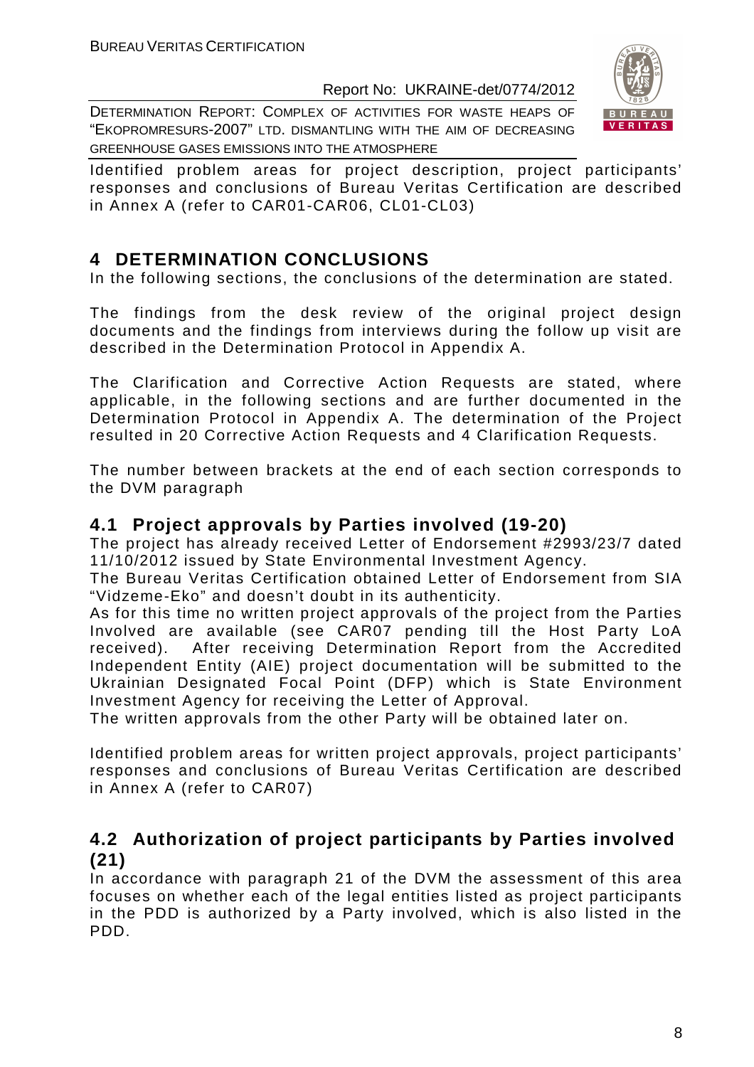Identified problem areas for project description, project participants' responses and conclusions of Bureau Veritas Certification are described in Annex A (refer to CAR01-CAR06, CL01-CL03)

# 4 DETERMINATION CONCLUSIONS

In the following sections, the conclusions of the determination are stated.

The findings from the desk review of the original project design documents and the findings from interviews during the follow up visit are described in the Determination Protocol in Appendix A.

The Clarification and Corrective Action Requests are stated, where applicable, in the following sections and are further documented in the Determination Protocol in Appendix A. The determination of the Project resulted in 20 Corrective Action Requests and 4 Clarification Requests.

The number between brackets at the end of each section corresponds to the DVM paragraph

## 4.1 Project approvals by Parties involved (19-20)

The project has already received Letter of Endorsement #2993/23/7 dated 11/10/2012 issued by State Environmental Investment Agency.

The Bureau Veritas Certification obtained Letter of Endorsement from SIA "Vidzeme-Eko" and doesn't doubt in its authenticity.

As for this time no written project approvals of the project from the Parties Involved are available (see CAR07 pending till the Host Party LoA received). After receiving Determination Report from the Accredited Independent Entity (AIE) project documentation will be submitted to the Ukrainian Designated Focal Point (DFP) which is State Environment Investment Agency for receiving the Letter of Approval.

The written approvals from the other Party will be obtained later on.

Identified problem areas for written project approvals, project participants' responses and conclusions of Bureau Veritas Certification are described in Annex A (refer to CAR07)

## 4.2 Authorization of project participants by Parties involved (21)

In accordance with paragraph 21 of the DVM the assessment of this area focuses on whether each of the legal entities listed as project participants in the PDD is authorized by a Party involved, which is also listed in the PDD.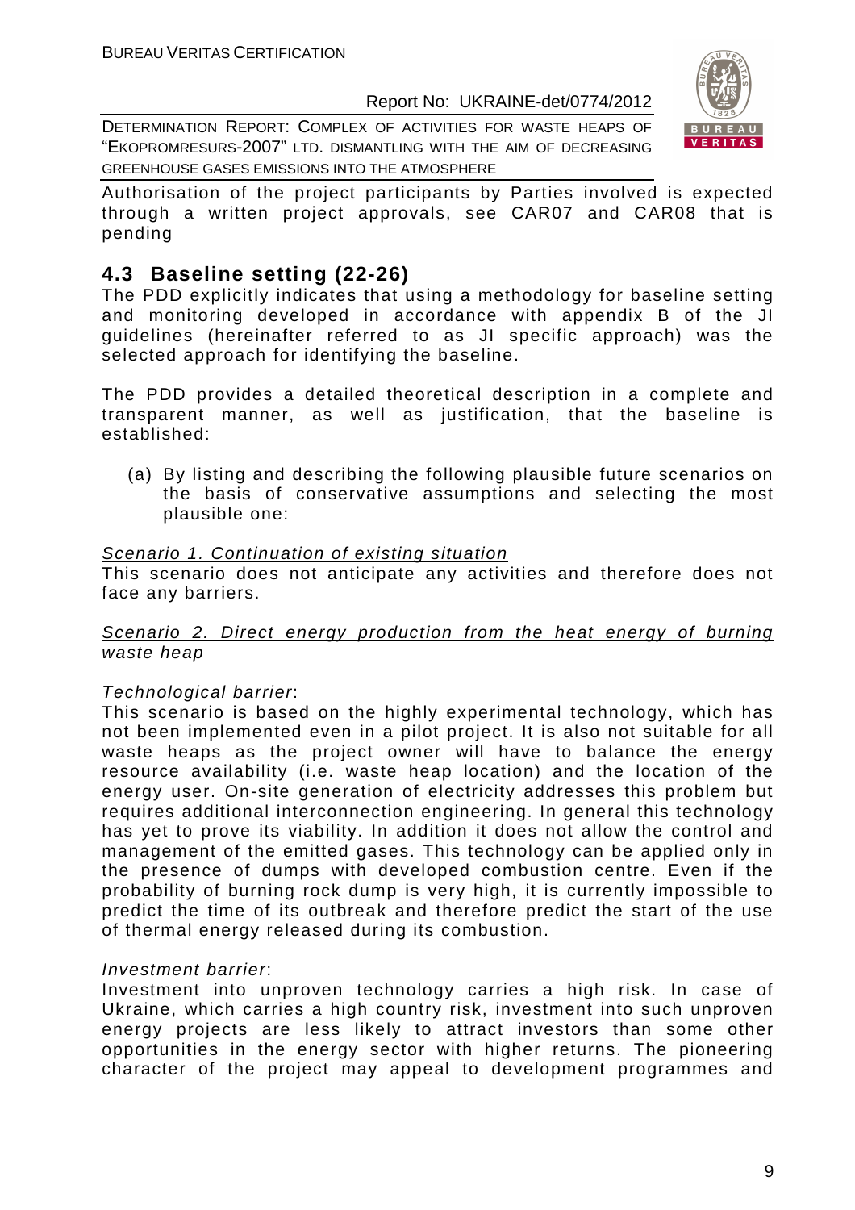Authorisation of the project participants by Parties involved is expected through a written project approvals, see CAR07 and CAR08 that is pending

## 4.3 Baseline setting (22-26)

The PDD explicitly indicates that using a methodology for baseline setting and monitoring developed in accordance with appendix B of the JI guidelines (hereinafter referred to as JI specific approach) was the selected approach for identifying the baseline.

The PDD provides a detailed theoretical description in a complete and transparent manner, as well as justification, that the baseline is established:

(a) By listing and describing the following plausible future scenarios on the basis of conservative assumptions and selecting the most plausible one:

Scenario 1. Continuation of existing situation

This scenario does not anticipate any activities and therefore does not face any barriers.

Scenario 2. Direct energy production from the heat energy of burning waste heap

*Technological barrier*:

This scenario is based on the highly experimental technology, which has not been implemented even in a pilot project. It is also not suitable for all waste heaps as the project owner will have to balance the energy resource availability (i.e. waste heap location) and the location of the energy user. On-site generation of electricity addresses this problem but requires additional interconnection engineering. In general this technology has yet to prove its viability. In addition it does not allow the control and management of the emitted gases. This technology can be applied only in the presence of dumps with developed combustion centre. Even if the probability of burning rock dump is very high, it is currently impossible to predict the time of its outbreak and therefore predict the start of the use of thermal energy released during its combustion.

*Investment barrier*:

Investment into unproven technology carries a high risk. In case of Ukraine, which carries a high country risk, investment into such unproven energy projects are less likely to attract investors than some other opportunities in the energy sector with higher returns. The pioneering character of the project may appeal to development programmes and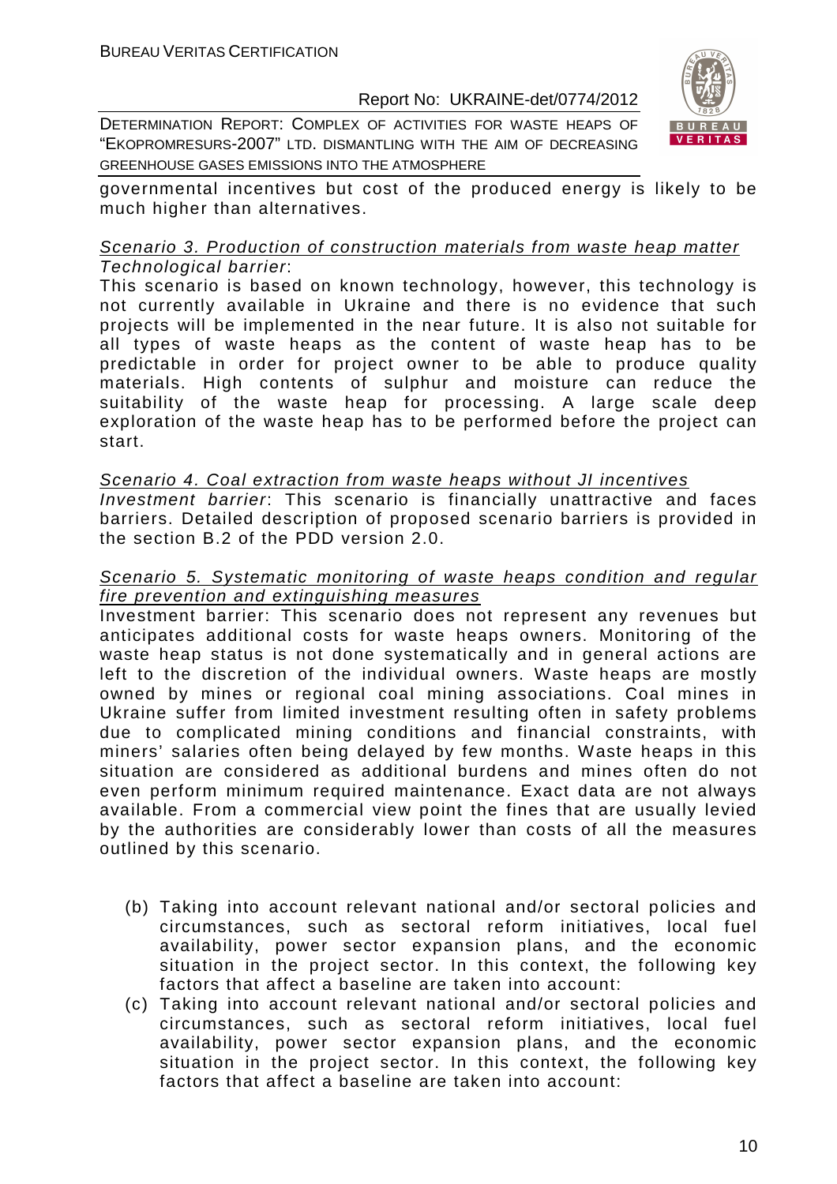governmental incentives but cost of the produced energy is likely to be much higher than alternatives.

<u>Scenario 3. Production of construction materials from waste heap matter</u>

*Technological barrier*:

This scenario is based on known technology, however, this technology is not currently available in Ukraine and there is no evidence that such projects will be implemented in the near future. It is also not suitable for all types of waste heaps as the content of waste heap has to be predictable in order for project owner to be able to produce quality materials. High contents of sulphur and moisture can reduce the suitability of the waste heap for processing. A large scale deep exploration of the waste heap has to be performed before the project can start.

<u>Scenario 4. Coal extraction from waste heaps without JI incentives</u>

*Investment barrier*: This scenario is financially unattractive and faces barriers. Detailed description of proposed scenario barriers is provided in the section B.2 of the PDD version 2.0.

<u>Scenario 5. Systematic monitoring of waste heaps condition and regular fire prevention and extinguishing measures</u>

Investment barrier: This scenario does not represent any revenues but anticipates additional costs for waste heaps owners. Monitoring of the waste heap status is not done systematically and in general actions are left to the discretion of the individual owners. Waste heaps are mostly owned by mines or regional coal mining associations. Coal mines in Ukraine suffer from limited investment resulting often in safety problems due to complicated mining conditions and financial constraints, with miners' salaries often being delayed by few months. Waste heaps in this situation are considered as additional burdens and mines often do not even perform minimum required maintenance. Exact data are not always available. From a commercial view point the fines that are usually levied by the authorities are considerably lower than costs of all the measures outlined by this scenario.

(b) Taking into account relevant national and/or sectoral policies and circumstances, such as sectoral reform initiatives, local fuel availability, power sector expansion plans, and the economic situation in the project sector. In this context, the following key factors that affect a baseline are taken into account:

(c) Taking into account relevant national and/or sectoral policies and circumstances, such as sectoral reform initiatives, local fuel availability, power sector expansion plans, and the economic situation in the project sector. In this context, the following key factors that affect a baseline are taken into account: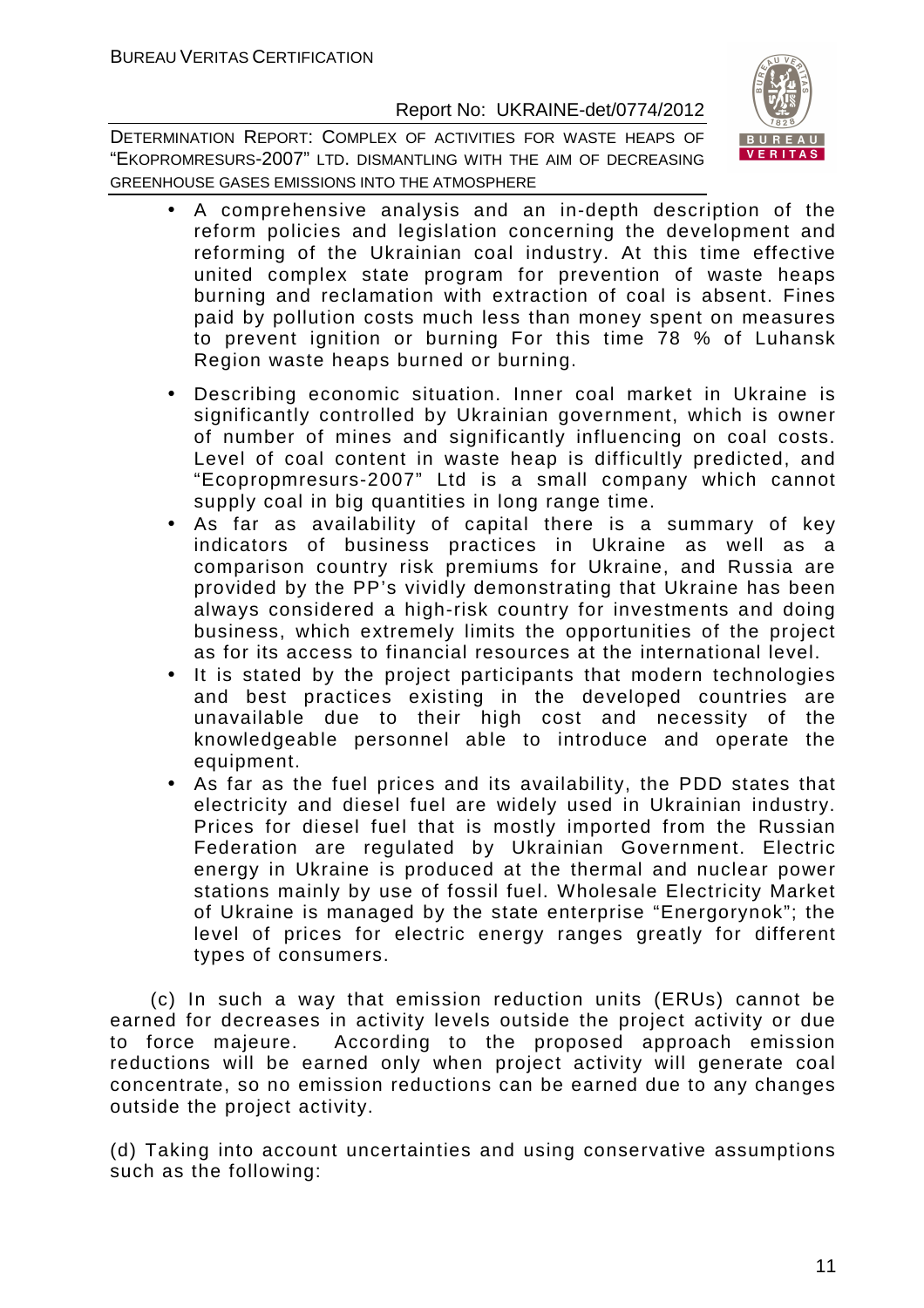- A comprehensive analysis and an in-depth description of the reform policies and legislation concerning the development and reforming of the Ukrainian coal industry. At this time effective united complex state program for prevention of waste heaps burning and reclamation with extraction of coal is absent. Fines paid by pollution costs much less than money spent on measures to prevent ignition or burning For this time 78 % of Luhansk Region waste heaps burned or burning.
- Describing economic situation. Inner coal market in Ukraine is significantly controlled by Ukrainian government, which is owner of number of mines and significantly influencing on coal costs. Level of coal content in waste heap is difficultly predicted, and "Ecopropmresurs-2007" Ltd is a small company which cannot supply coal in big quantities in long range time.
- As far as availability of capital there is a summary of key indicators of business practices in Ukraine as well as a comparison country risk premiums for Ukraine, and Russia are provided by the PP's vividly demonstrating that Ukraine has been always considered a high-risk country for investments and doing business, which extremely limits the opportunities of the project as for its access to financial resources at the international level.
- It is stated by the project participants that modern technologies and best practices existing in the developed countries are unavailable due to their high cost and necessity of the knowledgeable personnel able to introduce and operate the equipment.
- As far as the fuel prices and its availability, the PDD states that electricity and diesel fuel are widely used in Ukrainian industry. Prices for diesel fuel that is mostly imported from the Russian Federation are regulated by Ukrainian Government. Electric energy in Ukraine is produced at the thermal and nuclear power stations mainly by use of fossil fuel. Wholesale Electricity Market of Ukraine is managed by the state enterprise "Energorynok"; the level of prices for electric energy ranges greatly for different types of consumers.

(c) In such a way that emission reduction units (ERUs) cannot be earned for decreases in activity levels outside the project activity or due to force majeure. According to the proposed approach emission reductions will be earned only when project activity will generate coal concentrate, so no emission reductions can be earned due to any changes outside the project activity.

(d) Taking into account uncertainties and using conservative assumptions such as the following: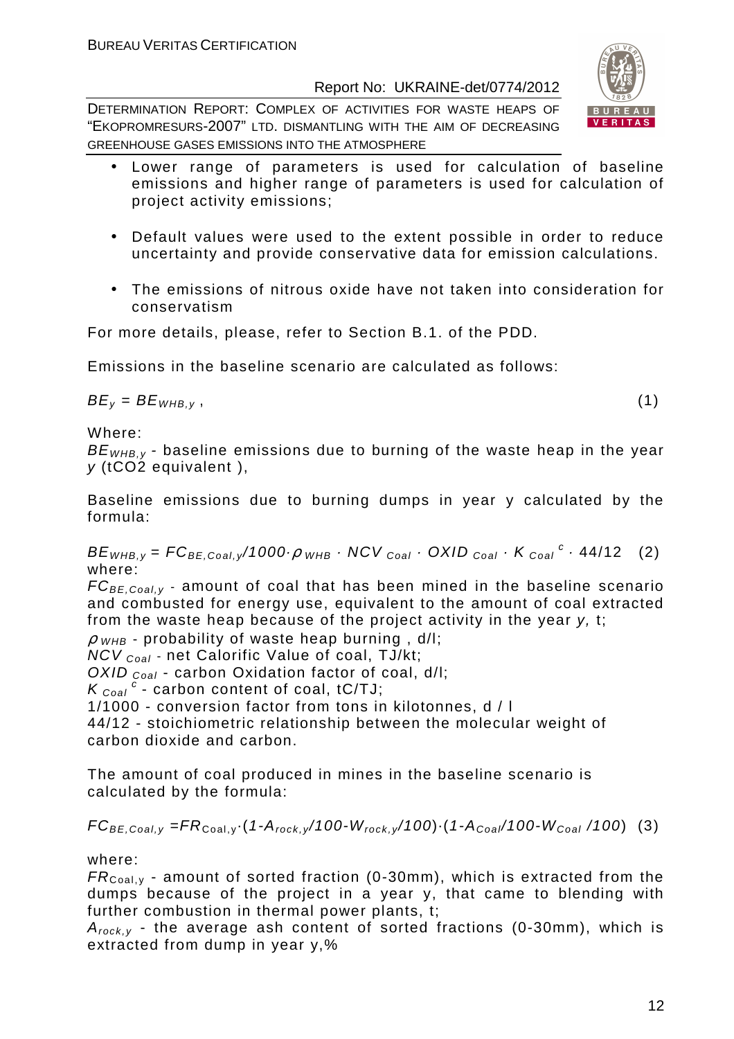- Lower range of parameters is used for calculation of baseline emissions and higher range of parameters is used for calculation of project activity emissions;

- Default values were used to the extent possible in order to reduce uncertainty and provide conservative data for emission calculations.

- The emissions of nitrous oxide have not taken into consideration for conservatism

For more details, please, refer to Section B.1. of the PDD.

Emissions in the baseline scenario are calculated as follows:

$$BE_y = BE_{WHB,y}\,, \qquad (1)$$

Where:

$BE_{WHB,y}$ - baseline emissions due to burning of the waste heap in the year $y$ ($tCO_2$ equivalent ),

Baseline emissions due to burning dumps in year y calculated by the formula:

$$BE_{WHB,y} = FC_{BE,Coal,y}/1000 \cdot \rho_{WHB} \cdot NCV_{Coal} \cdot OXID_{Coal} \cdot K_{Coal}^{c} \cdot 44/12 \qquad (2)$$

where:

$FC_{BE,Coal,y}$ - amount of coal that has been mined in the baseline scenario and combusted for energy use, equivalent to the amount of coal extracted from the waste heap because of the project activity in the year $y$, t;

$\rho_{WHB}$ - probability of waste heap burning , d/l;

$NCV_{Coal}$ - net Calorific Value of coal, TJ/kt;

$OXID_{Coal}$ - carbon Oxidation factor of coal, d/l;

$K_{Coal}^{c}$ - carbon content of coal, tC/TJ;

1/1000 - conversion factor from tons in kilotonnes, d / l

44/12 - stoichiometric relationship between the molecular weight of carbon dioxide and carbon.

The amount of coal produced in mines in the baseline scenario is calculated by the formula:

$$FC_{BE,Coal,y} = FR_{Coal,y} \cdot (1 - A_{rock,y}/100 - W_{rock,y}/100) \cdot (1 - A_{Coal}/100 - W_{Coal}/100) \qquad (3)$$

where:

$FR_{Coal,y}$ - amount of sorted fraction (0-30mm), which is extracted from the dumps because of the project in a year y, that came to blending with further combustion in thermal power plants, t;

$A_{rock,y}$ - the average ash content of sorted fractions (0-30mm), which is extracted from dump in year y,%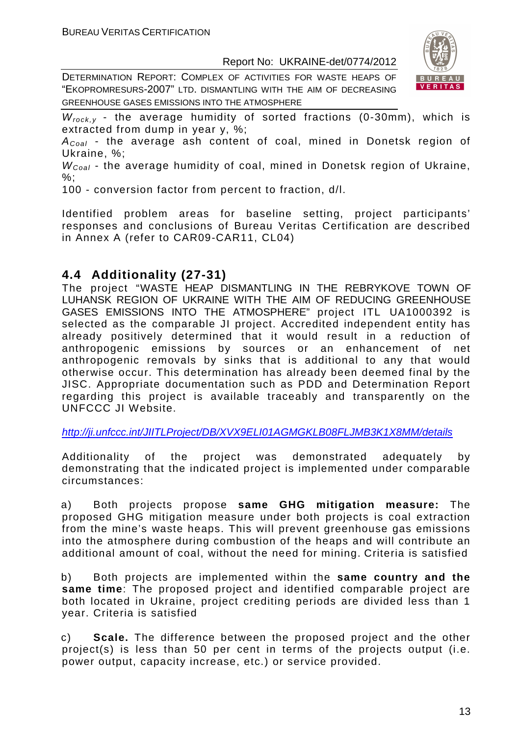$W_{rock,y}$ - the average humidity of sorted fractions (0-30mm), which is extracted from dump in year y, %;

$A_{Coal}$ - the average ash content of coal, mined in Donetsk region of Ukraine, %;

$W_{Coal}$ - the average humidity of coal, mined in Donetsk region of Ukraine, %;

100 - conversion factor from percent to fraction, d/l.

Identified problem areas for baseline setting, project participants' responses and conclusions of Bureau Veritas Certification are described in Annex A (refer to CAR09-CAR11, CL04)

## 4.4 Additionality (27-31)

The project "WASTE HEAP DISMANTLING IN THE REBRYKOVE TOWN OF LUHANSK REGION OF UKRAINE WITH THE AIM OF REDUCING GREENHOUSE GASES EMISSIONS INTO THE ATMOSPHERE" project ITL UA1000392 is selected as the comparable JI project. Accredited independent entity has already positively determined that it would result in a reduction of anthropogenic emissions by sources or an enhancement of net anthropogenic removals by sinks that is additional to any that would otherwise occur. This determination has already been deemed final by the JISC. Appropriate documentation such as PDD and Determination Report regarding this project is available traceably and transparently on the UNFCCC JI Website.

http://ji.unfccc.int/JIITLProject/DB/XVX9ELI01AGMGKLB08FLJMB3K1X8MM/details

Additionality of the project was demonstrated adequately by demonstrating that the indicated project is implemented under comparable circumstances:

a) Both projects propose **same GHG mitigation measure:** The proposed GHG mitigation measure under both projects is coal extraction from the mine's waste heaps. This will prevent greenhouse gas emissions into the atmosphere during combustion of the heaps and will contribute an additional amount of coal, without the need for mining. Criteria is satisfied

b) Both projects are implemented within the **same country and the same time**: The proposed project and identified comparable project are both located in Ukraine, project crediting periods are divided less than 1 year. Criteria is satisfied

c) **Scale.** The difference between the proposed project and the other project(s) is less than 50 per cent in terms of the projects output (i.e. power output, capacity increase, etc.) or service provided.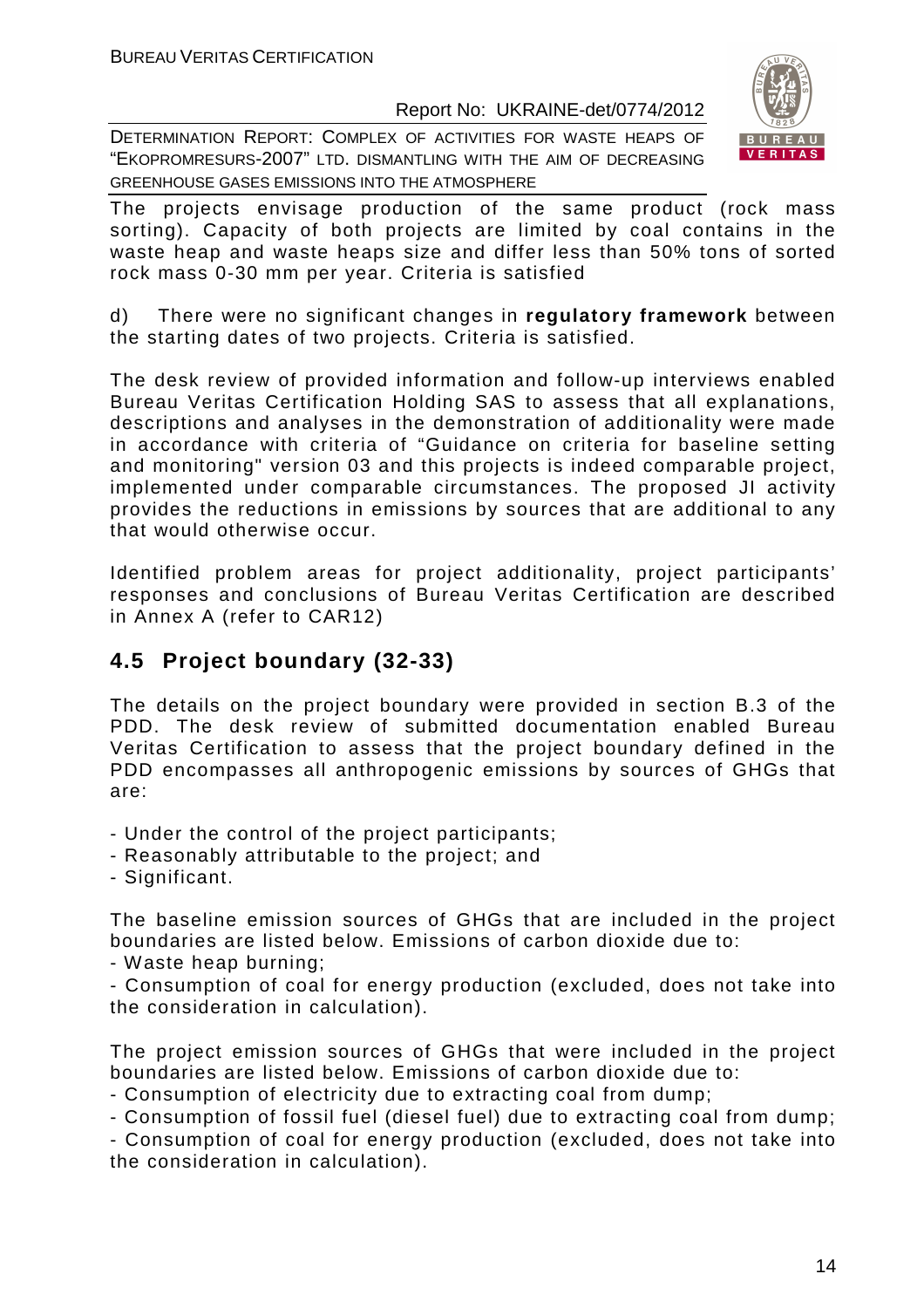The projects envisage production of the same product (rock mass sorting). Capacity of both projects are limited by coal contains in the waste heap and waste heaps size and differ less than 50% tons of sorted rock mass 0-30 mm per year. Criteria is satisfied

d) There were no significant changes in **regulatory framework** between the starting dates of two projects. Criteria is satisfied.

The desk review of provided information and follow-up interviews enabled Bureau Veritas Certification Holding SAS to assess that all explanations, descriptions and analyses in the demonstration of additionality were made in accordance with criteria of "Guidance on criteria for baseline setting and monitoring" version 03 and this projects is indeed comparable project, implemented under comparable circumstances. The proposed JI activity provides the reductions in emissions by sources that are additional to any that would otherwise occur.

Identified problem areas for project additionality, project participants' responses and conclusions of Bureau Veritas Certification are described in Annex A (refer to CAR12)

## 4.5 Project boundary (32-33)

The details on the project boundary were provided in section B.3 of the PDD. The desk review of submitted documentation enabled Bureau Veritas Certification to assess that the project boundary defined in the PDD encompasses all anthropogenic emissions by sources of GHGs that are:

- Under the control of the project participants;
- Reasonably attributable to the project; and
- Significant.

The baseline emission sources of GHGs that are included in the project boundaries are listed below. Emissions of carbon dioxide due to:

- Waste heap burning;
- Consumption of coal for energy production (excluded, does not take into the consideration in calculation).

The project emission sources of GHGs that were included in the project boundaries are listed below. Emissions of carbon dioxide due to:

- Consumption of electricity due to extracting coal from dump;
- Consumption of fossil fuel (diesel fuel) due to extracting coal from dump;
- Consumption of coal for energy production (excluded, does not take into the consideration in calculation).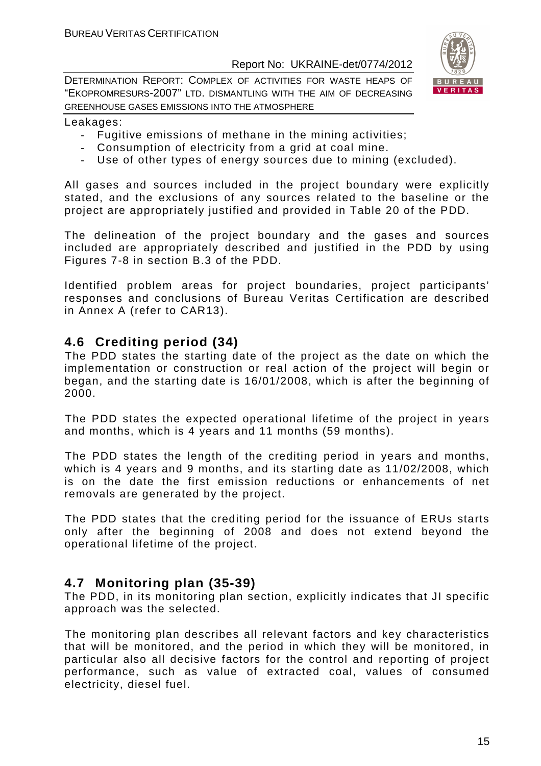Leakages:

- Fugitive emissions of methane in the mining activities;
- Consumption of electricity from a grid at coal mine.
- Use of other types of energy sources due to mining (excluded).

All gases and sources included in the project boundary were explicitly stated, and the exclusions of any sources related to the baseline or the project are appropriately justified and provided in Table 20 of the PDD.

The delineation of the project boundary and the gases and sources included are appropriately described and justified in the PDD by using Figures 7-8 in section B.3 of the PDD.

Identified problem areas for project boundaries, project participants' responses and conclusions of Bureau Veritas Certification are described in Annex A (refer to CAR13).

## 4.6 Crediting period (34)

The PDD states the starting date of the project as the date on which the implementation or construction or real action of the project will begin or began, and the starting date is 16/01/2008, which is after the beginning of 2000.

The PDD states the expected operational lifetime of the project in years and months, which is 4 years and 11 months (59 months).

The PDD states the length of the crediting period in years and months, which is 4 years and 9 months, and its starting date as 11/02/2008, which is on the date the first emission reductions or enhancements of net removals are generated by the project.

The PDD states that the crediting period for the issuance of ERUs starts only after the beginning of 2008 and does not extend beyond the operational lifetime of the project.

## 4.7 Monitoring plan (35-39)

The PDD, in its monitoring plan section, explicitly indicates that JI specific approach was the selected.

The monitoring plan describes all relevant factors and key characteristics that will be monitored, and the period in which they will be monitored, in particular also all decisive factors for the control and reporting of project performance, such as value of extracted coal, values of consumed electricity, diesel fuel.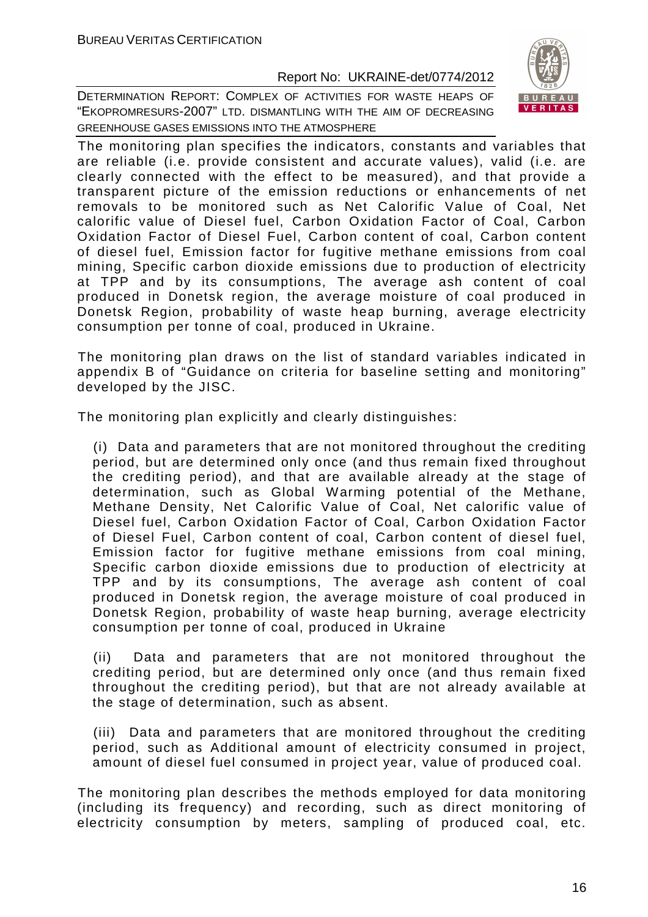The monitoring plan specifies the indicators, constants and variables that are reliable (i.e. provide consistent and accurate values), valid (i.e. are clearly connected with the effect to be measured), and that provide a transparent picture of the emission reductions or enhancements of net removals to be monitored such as Net Calorific Value of Coal, Net calorific value of Diesel fuel, Carbon Oxidation Factor of Coal, Carbon Oxidation Factor of Diesel Fuel, Carbon content of coal, Carbon content of diesel fuel, Emission factor for fugitive methane emissions from coal mining, Specific carbon dioxide emissions due to production of electricity at TPP and by its consumptions, The average ash content of coal produced in Donetsk region, the average moisture of coal produced in Donetsk Region, probability of waste heap burning, average electricity consumption per tonne of coal, produced in Ukraine.

The monitoring plan draws on the list of standard variables indicated in appendix B of "Guidance on criteria for baseline setting and monitoring" developed by the JISC.

The monitoring plan explicitly and clearly distinguishes:

(i) Data and parameters that are not monitored throughout the crediting period, but are determined only once (and thus remain fixed throughout the crediting period), and that are available already at the stage of determination, such as Global Warming potential of the Methane, Methane Density, Net Calorific Value of Coal, Net calorific value of Diesel fuel, Carbon Oxidation Factor of Coal, Carbon Oxidation Factor of Diesel Fuel, Carbon content of coal, Carbon content of diesel fuel, Emission factor for fugitive methane emissions from coal mining, Specific carbon dioxide emissions due to production of electricity at TPP and by its consumptions, The average ash content of coal produced in Donetsk region, the average moisture of coal produced in Donetsk Region, probability of waste heap burning, average electricity consumption per tonne of coal, produced in Ukraine

(ii) Data and parameters that are not monitored throughout the crediting period, but are determined only once (and thus remain fixed throughout the crediting period), but that are not already available at the stage of determination, such as absent.

(iii) Data and parameters that are monitored throughout the crediting period, such as Additional amount of electricity consumed in project, amount of diesel fuel consumed in project year, value of produced coal.

The monitoring plan describes the methods employed for data monitoring (including its frequency) and recording, such as direct monitoring of electricity consumption by meters, sampling of produced coal, etc.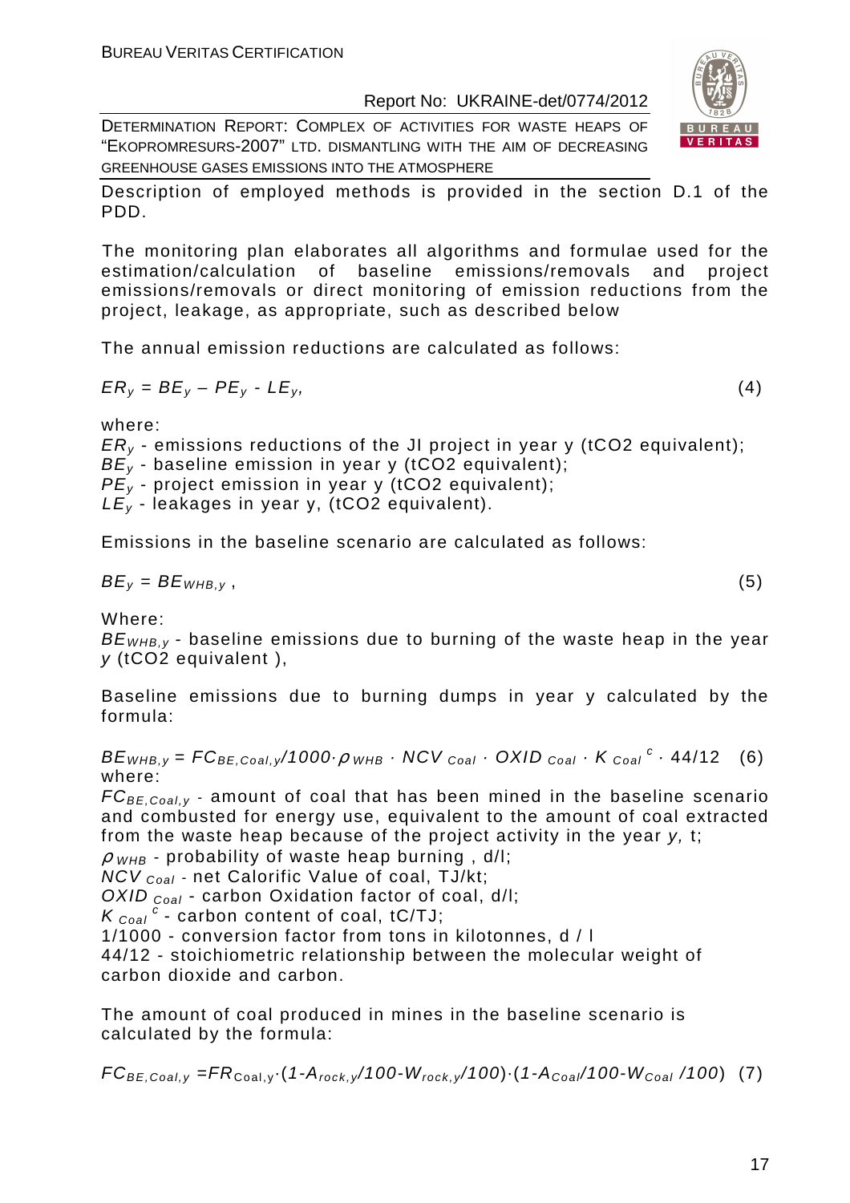Description of employed methods is provided in the section D.1 of the PDD.

The monitoring plan elaborates all algorithms and formulae used for the estimation/calculation of baseline emissions/removals and project emissions/removals or direct monitoring of emission reductions from the project, leakage, as appropriate, such as described below

The annual emission reductions are calculated as follows:

$$ER_y = BE_y – PE_y - LE_y, \quad (4)$$

where:

$ER_y$ - emissions reductions of the JI project in year y (tCO2 equivalent);
$BE_y$ - baseline emission in year y (tCO2 equivalent);
$PE_y$ - project emission in year y (tCO2 equivalent);
$LE_y$ - leakages in year y, (tCO2 equivalent).

Emissions in the baseline scenario are calculated as follows:

$$BE_y = BE_{WHB,y}, \quad (5)$$

Where:

$BE_{WHB,y}$ - baseline emissions due to burning of the waste heap in the year $y$ (tCO2 equivalent ),

Baseline emissions due to burning dumps in year y calculated by the formula:

$$BE_{WHB,y} = FC_{BE,Coal,y}/1000 \cdot \rho_{WHB} \cdot NCV_{Coal} \cdot OXID_{Coal} \cdot K_{Coal}^{c} \cdot 44/12 \quad (6)$$

where:

$FC_{BE,Coal,y}$ - amount of coal that has been mined in the baseline scenario and combusted for energy use, equivalent to the amount of coal extracted from the waste heap because of the project activity in the year $y$, t;
$\rho_{WHB}$ - probability of waste heap burning , d/l;
$NCV_{Coal}$ - net Calorific Value of coal, TJ/kt;
$OXID_{Coal}$ - carbon Oxidation factor of coal, d/l;
$K_{Coal}^{c}$ - carbon content of coal, tC/TJ;
1/1000 - conversion factor from tons in kilotonnes, d / l
44/12 - stoichiometric relationship between the molecular weight of carbon dioxide and carbon.

The amount of coal produced in mines in the baseline scenario is calculated by the formula:

$$FC_{BE,Coal,y} = FR_{Coal,y} \cdot (1-A_{rock,y}/100-W_{rock,y}/100) \cdot (1-A_{Coal}/100-W_{Coal}/100) \quad (7)$$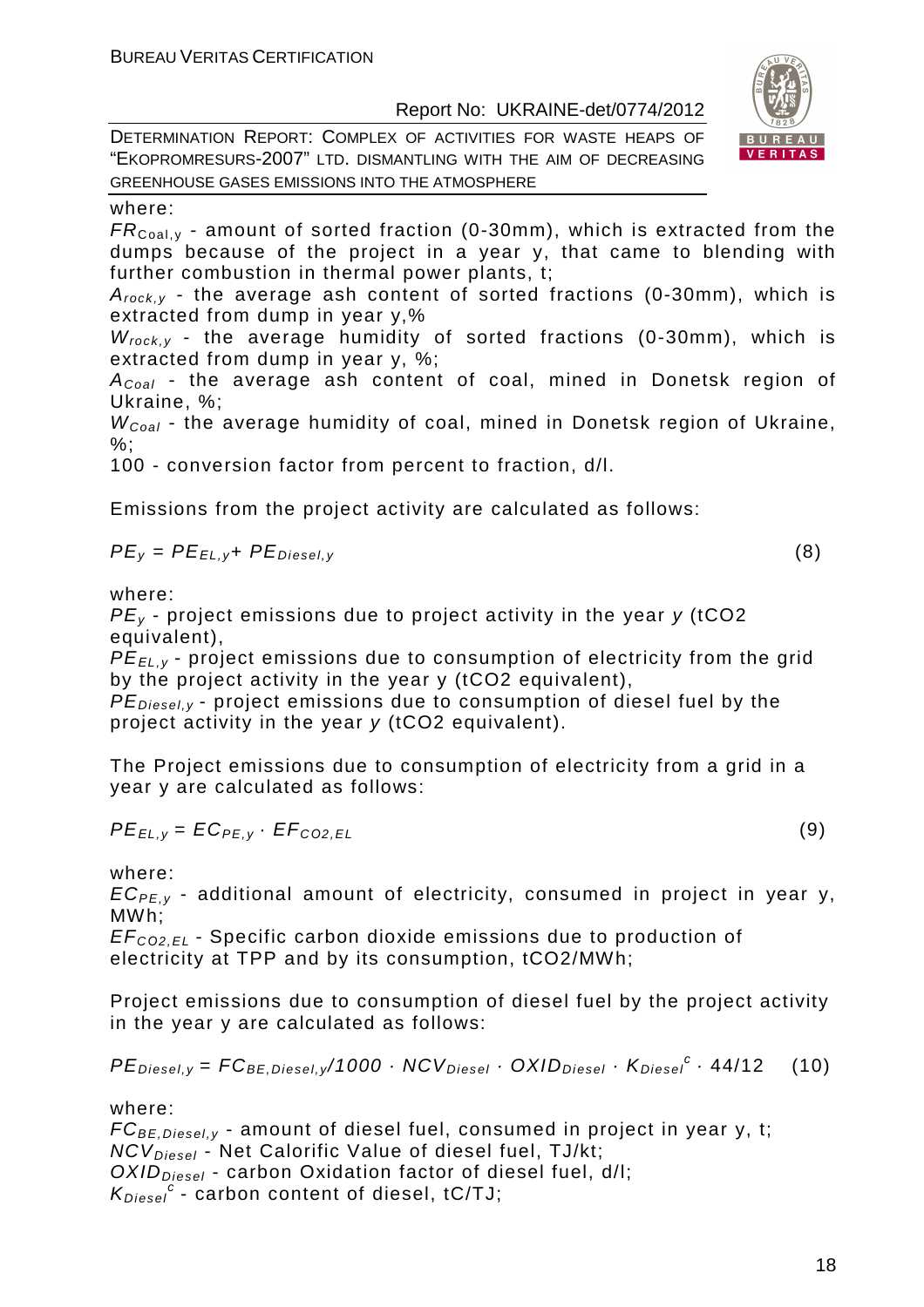where:

$FR_{Coal,y}$ - amount of sorted fraction (0-30mm), which is extracted from the dumps because of the project in a year y, that came to blending with further combustion in thermal power plants, t;

$A_{rock,y}$ - the average ash content of sorted fractions (0-30mm), which is extracted from dump in year y,%

$W_{rock,y}$ - the average humidity of sorted fractions (0-30mm), which is extracted from dump in year y, %;

$A_{Coal}$ - the average ash content of coal, mined in Donetsk region of Ukraine, %;

$W_{Coal}$ - the average humidity of coal, mined in Donetsk region of Ukraine, %;

100 - conversion factor from percent to fraction, d/l.

Emissions from the project activity are calculated as follows:

$$PE_y = PE_{EL,y} + PE_{Diesel,y} \quad (8)$$

where:

$PE_y$ - project emissions due to project activity in the year $y$ (tCO2 equivalent),

$PE_{EL,y}$ - project emissions due to consumption of electricity from the grid by the project activity in the year y (tCO2 equivalent),

$PE_{Diesel,y}$ - project emissions due to consumption of diesel fuel by the project activity in the year $y$ (tCO2 equivalent).

The Project emissions due to consumption of electricity from a grid in a year y are calculated as follows:

$$PE_{EL,y} = EC_{PE,y} \cdot EF_{CO2,EL} \quad (9)$$

where:

$EC_{PE,y}$ - additional amount of electricity, consumed in project in year y, MWh;

$EF_{CO2,EL}$ - Specific carbon dioxide emissions due to production of electricity at TPP and by its consumption, tCO2/MWh;

Project emissions due to consumption of diesel fuel by the project activity in the year y are calculated as follows:

$$PE_{Diesel,y} = FC_{BE,Diesel,y}/1000 \cdot NCV_{Diesel} \cdot OXID_{Diesel} \cdot K_{Diesel}^{c} \cdot 44/12 \quad (10)$$

where:

$FC_{BE,Diesel,y}$ - amount of diesel fuel, consumed in project in year y, t;

$NCV_{Diesel}$ - Net Calorific Value of diesel fuel, TJ/kt;

$OXID_{Diesel}$ - carbon Oxidation factor of diesel fuel, d/l;

$K_{Diesel}^{c}$ - carbon content of diesel, tC/TJ;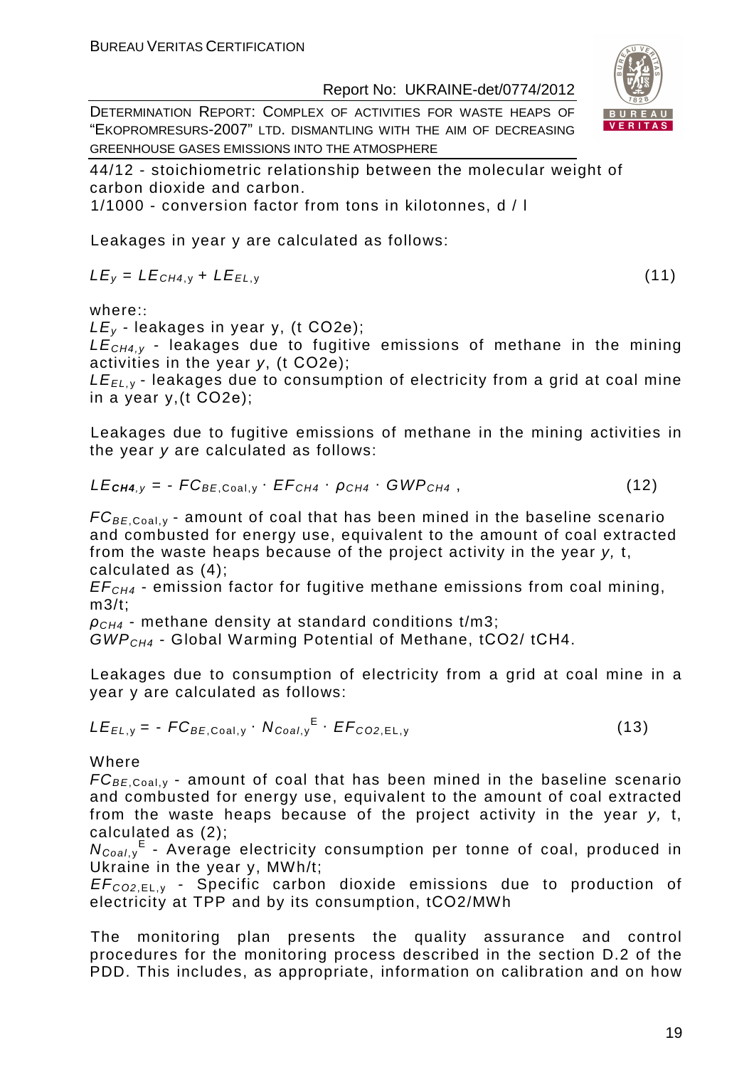44/12 - stoichiometric relationship between the molecular weight of carbon dioxide and carbon.
1/1000 - conversion factor from tons in kilotonnes, d / l

Leakages in year y are calculated as follows:

$$LE_y = LE_{CH4,y} + LE_{EL,y} \tag{11}$$

where::
$LE_y$ - leakages in year y, (t CO2e);
$LE_{CH4,y}$ - leakages due to fugitive emissions of methane in the mining activities in the year $y$, (t CO2e);
$LE_{EL,y}$ - leakages due to consumption of electricity from a grid at coal mine in a year y,(t CO2e);

Leakages due to fugitive emissions of methane in the mining activities in the year $y$ are calculated as follows:

$$LE_{CH4,y} = - FC_{BE,Coal,y} \cdot EF_{CH4} \cdot \rho_{CH4} \cdot GWP_{CH4} \,, \tag{12}$$

$FC_{BE,Coal,y}$ - amount of coal that has been mined in the baseline scenario and combusted for energy use, equivalent to the amount of coal extracted from the waste heaps because of the project activity in the year $y$, t, calculated as (4);
$EF_{CH4}$ - emission factor for fugitive methane emissions from coal mining, m3/t;
$\rho_{CH4}$ - methane density at standard conditions t/m3;
$GWP_{CH4}$ - Global Warming Potential of Methane, tCO2/ tCH4.

Leakages due to consumption of electricity from a grid at coal mine in a year y are calculated as follows:

$$LE_{EL,y} = - FC_{BE,Coal,y} \cdot N_{Coal,y}^{E} \cdot EF_{CO2,EL,y} \tag{13}$$

Where
$FC_{BE,Coal,y}$ - amount of coal that has been mined in the baseline scenario and combusted for energy use, equivalent to the amount of coal extracted from the waste heaps because of the project activity in the year $y$, t, calculated as (2);
$N_{Coal,y}^{E}$ - Average electricity consumption per tonne of coal, produced in Ukraine in the year y, MWh/t;
$EF_{CO2,EL,y}$ - Specific carbon dioxide emissions due to production of electricity at TPP and by its consumption, tCO2/MWh

The monitoring plan presents the quality assurance and control procedures for the monitoring process described in the section D.2 of the PDD. This includes, as appropriate, information on calibration and on how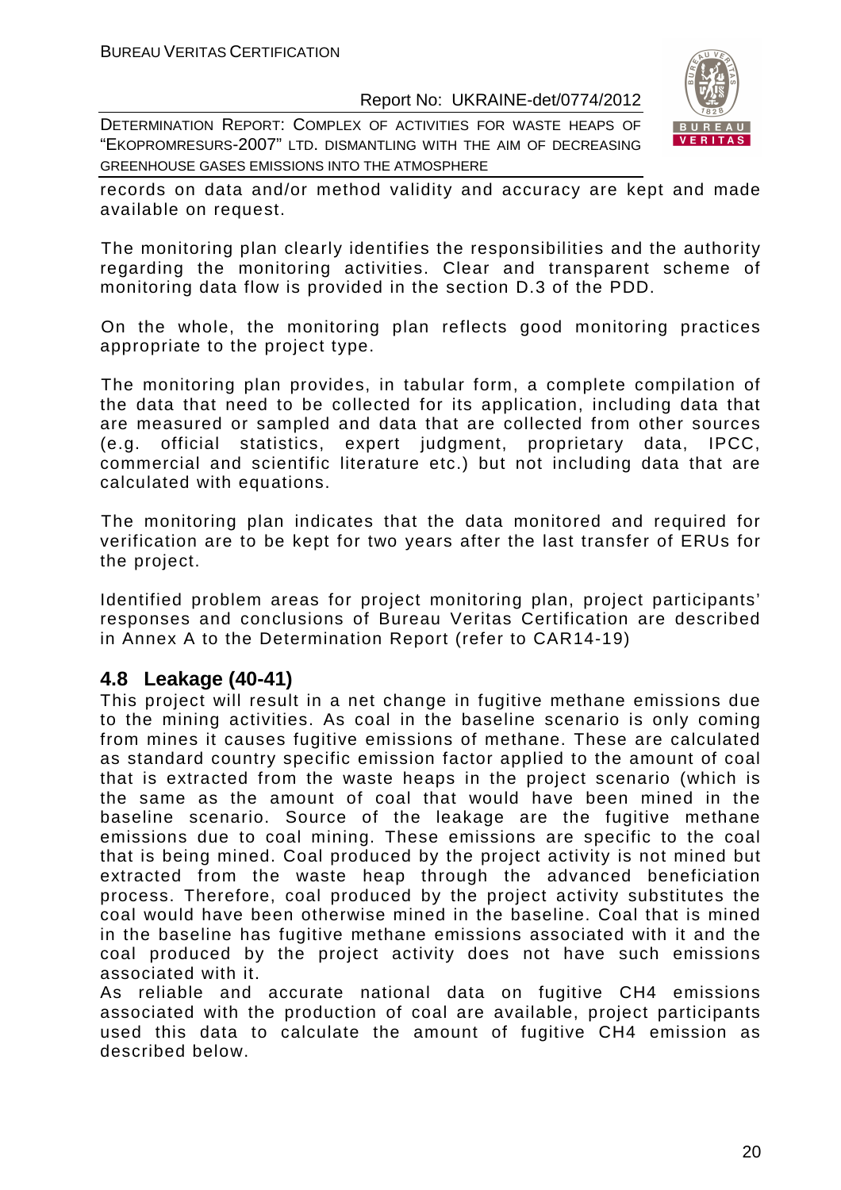records on data and/or method validity and accuracy are kept and made available on request.

The monitoring plan clearly identifies the responsibilities and the authority regarding the monitoring activities. Clear and transparent scheme of monitoring data flow is provided in the section D.3 of the PDD.

On the whole, the monitoring plan reflects good monitoring practices appropriate to the project type.

The monitoring plan provides, in tabular form, a complete compilation of the data that need to be collected for its application, including data that are measured or sampled and data that are collected from other sources (e.g. official statistics, expert judgment, proprietary data, IPCC, commercial and scientific literature etc.) but not including data that are calculated with equations.

The monitoring plan indicates that the data monitored and required for verification are to be kept for two years after the last transfer of ERUs for the project.

Identified problem areas for project monitoring plan, project participants' responses and conclusions of Bureau Veritas Certification are described in Annex A to the Determination Report (refer to CAR14-19)

## 4.8 Leakage (40-41)

This project will result in a net change in fugitive methane emissions due to the mining activities. As coal in the baseline scenario is only coming from mines it causes fugitive emissions of methane. These are calculated as standard country specific emission factor applied to the amount of coal that is extracted from the waste heaps in the project scenario (which is the same as the amount of coal that would have been mined in the baseline scenario. Source of the leakage are the fugitive methane emissions due to coal mining. These emissions are specific to the coal that is being mined. Coal produced by the project activity is not mined but extracted from the waste heap through the advanced beneficiation process. Therefore, coal produced by the project activity substitutes the coal would have been otherwise mined in the baseline. Coal that is mined in the baseline has fugitive methane emissions associated with it and the coal produced by the project activity does not have such emissions associated with it.

As reliable and accurate national data on fugitive $CH_4$ emissions associated with the production of coal are available, project participants used this data to calculate the amount of fugitive $CH_4$ emission as described below.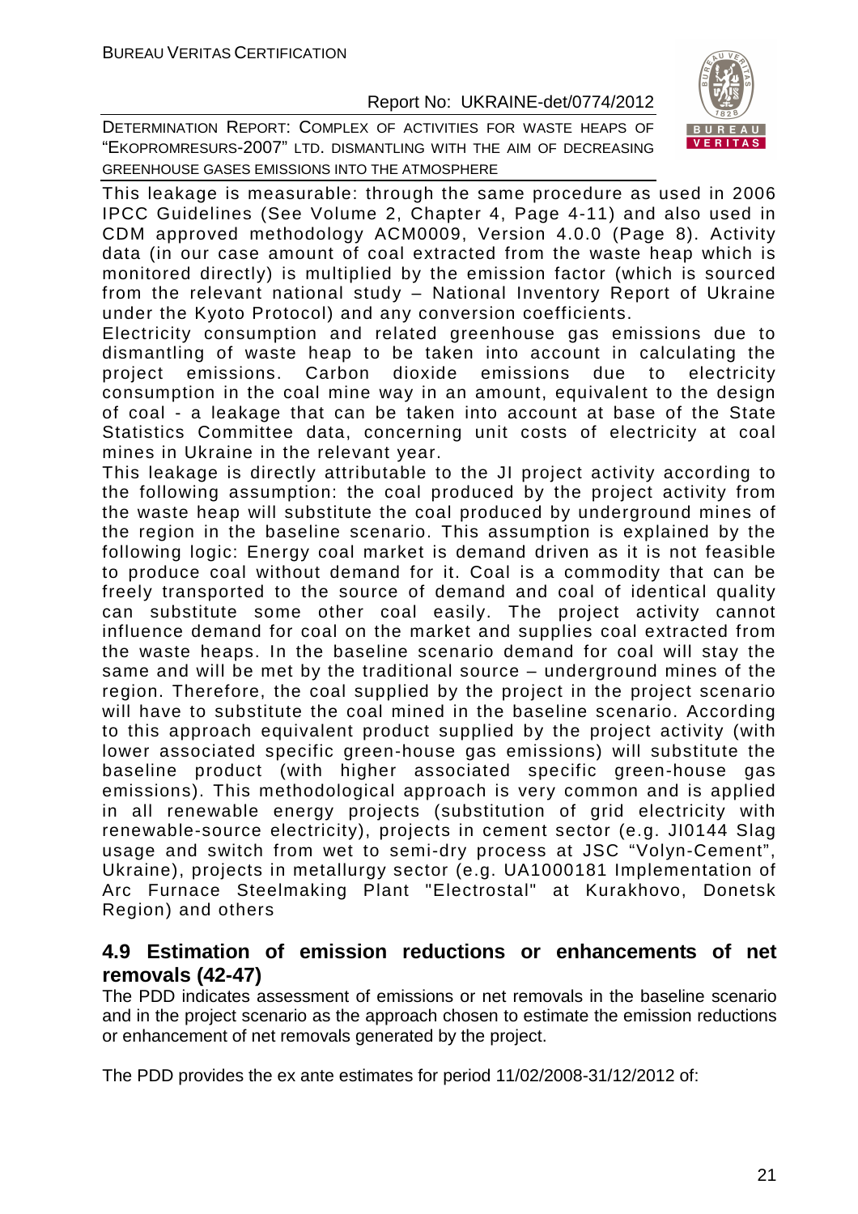This leakage is measurable: through the same procedure as used in 2006 IPCC Guidelines (See Volume 2, Chapter 4, Page 4-11) and also used in CDM approved methodology ACM0009, Version 4.0.0 (Page 8). Activity data (in our case amount of coal extracted from the waste heap which is monitored directly) is multiplied by the emission factor (which is sourced from the relevant national study – National Inventory Report of Ukraine under the Kyoto Protocol) and any conversion coefficients.

Electricity consumption and related greenhouse gas emissions due to dismantling of waste heap to be taken into account in calculating the project emissions. Carbon dioxide emissions due to electricity consumption in the coal mine way in an amount, equivalent to the design of coal - a leakage that can be taken into account at base of the State Statistics Committee data, concerning unit costs of electricity at coal mines in Ukraine in the relevant year.

This leakage is directly attributable to the JI project activity according to the following assumption: the coal produced by the project activity from the waste heap will substitute the coal produced by underground mines of the region in the baseline scenario. This assumption is explained by the following logic: Energy coal market is demand driven as it is not feasible to produce coal without demand for it. Coal is a commodity that can be freely transported to the source of demand and coal of identical quality can substitute some other coal easily. The project activity cannot influence demand for coal on the market and supplies coal extracted from the waste heaps. In the baseline scenario demand for coal will stay the same and will be met by the traditional source – underground mines of the region. Therefore, the coal supplied by the project in the project scenario will have to substitute the coal mined in the baseline scenario. According to this approach equivalent product supplied by the project activity (with lower associated specific green-house gas emissions) will substitute the baseline product (with higher associated specific green-house gas emissions). This methodological approach is very common and is applied in all renewable energy projects (substitution of grid electricity with renewable-source electricity), projects in cement sector (e.g. JI0144 Slag usage and switch from wet to semi-dry process at JSC "Volyn-Cement", Ukraine), projects in metallurgy sector (e.g. UA1000181 Implementation of Arc Furnace Steelmaking Plant "Electrostal" at Kurakhovo, Donetsk Region) and others

## 4.9 Estimation of emission reductions or enhancements of net removals (42-47)

The PDD indicates assessment of emissions or net removals in the baseline scenario and in the project scenario as the approach chosen to estimate the emission reductions or enhancement of net removals generated by the project.

The PDD provides the ex ante estimates for period 11/02/2008-31/12/2012 of: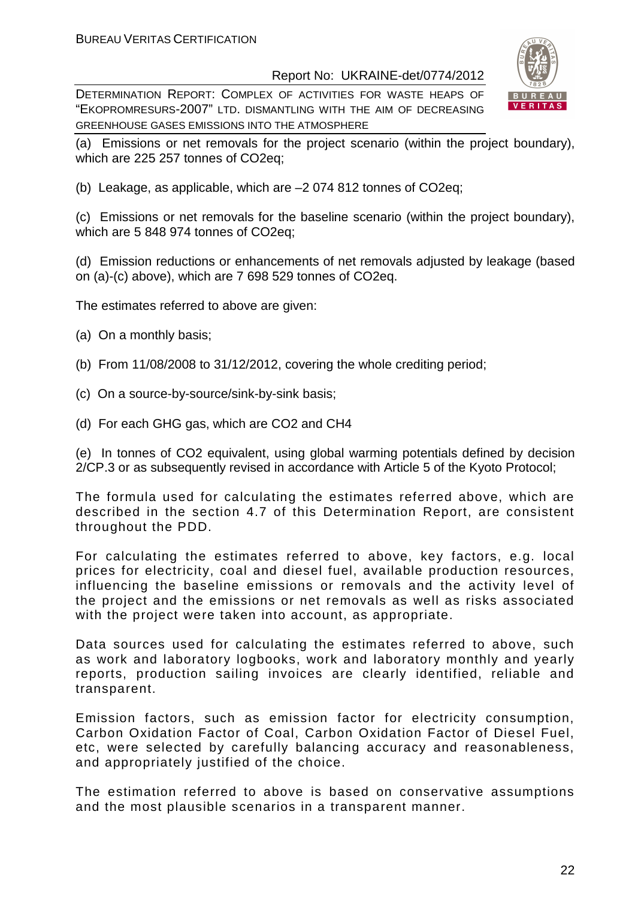(a) Emissions or net removals for the project scenario (within the project boundary), which are 225 257 tonnes of CO2eq;

(b) Leakage, as applicable, which are –2 074 812 tonnes of CO2eq;

(c) Emissions or net removals for the baseline scenario (within the project boundary), which are 5 848 974 tonnes of CO2eq;

(d) Emission reductions or enhancements of net removals adjusted by leakage (based on (a)-(c) above), which are 7 698 529 tonnes of CO2eq.

The estimates referred to above are given:

(a) On a monthly basis;

(b) From 11/08/2008 to 31/12/2012, covering the whole crediting period;

(c) On a source-by-source/sink-by-sink basis;

(d) For each GHG gas, which are CO2 and CH4

(e) In tonnes of CO2 equivalent, using global warming potentials defined by decision 2/CP.3 or as subsequently revised in accordance with Article 5 of the Kyoto Protocol;

The formula used for calculating the estimates referred above, which are described in the section 4.7 of this Determination Report, are consistent throughout the PDD.

For calculating the estimates referred to above, key factors, e.g. local prices for electricity, coal and diesel fuel, available production resources, influencing the baseline emissions or removals and the activity level of the project and the emissions or net removals as well as risks associated with the project were taken into account, as appropriate.

Data sources used for calculating the estimates referred to above, such as work and laboratory logbooks, work and laboratory monthly and yearly reports, production sailing invoices are clearly identified, reliable and transparent.

Emission factors, such as emission factor for electricity consumption, Carbon Oxidation Factor of Coal, Carbon Oxidation Factor of Diesel Fuel, etc, were selected by carefully balancing accuracy and reasonableness, and appropriately justified of the choice.

The estimation referred to above is based on conservative assumptions and the most plausible scenarios in a transparent manner.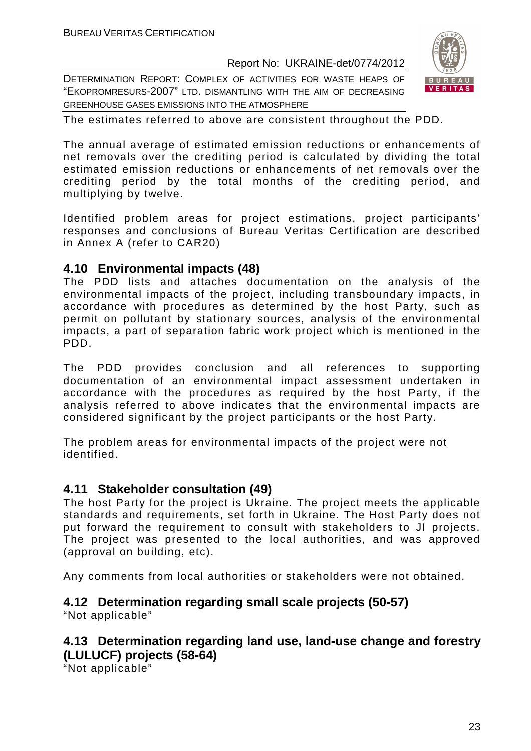The estimates referred to above are consistent throughout the PDD.

The annual average of estimated emission reductions or enhancements of net removals over the crediting period is calculated by dividing the total estimated emission reductions or enhancements of net removals over the crediting period by the total months of the crediting period, and multiplying by twelve.

Identified problem areas for project estimations, project participants' responses and conclusions of Bureau Veritas Certification are described in Annex A (refer to CAR20)

## 4.10 Environmental impacts (48)

The PDD lists and attaches documentation on the analysis of the environmental impacts of the project, including transboundary impacts, in accordance with procedures as determined by the host Party, such as permit on pollutant by stationary sources, analysis of the environmental impacts, a part of separation fabric work project which is mentioned in the PDD.

The PDD provides conclusion and all references to supporting documentation of an environmental impact assessment undertaken in accordance with the procedures as required by the host Party, if the analysis referred to above indicates that the environmental impacts are considered significant by the project participants or the host Party.

The problem areas for environmental impacts of the project were not identified.

## 4.11 Stakeholder consultation (49)

The host Party for the project is Ukraine. The project meets the applicable standards and requirements, set forth in Ukraine. The Host Party does not put forward the requirement to consult with stakeholders to JI projects. The project was presented to the local authorities, and was approved (approval on building, etc).

Any comments from local authorities or stakeholders were not obtained.

## 4.12 Determination regarding small scale projects (50-57)

"Not applicable"

## 4.13 Determination regarding land use, land-use change and forestry (LULUCF) projects (58-64)

"Not applicable"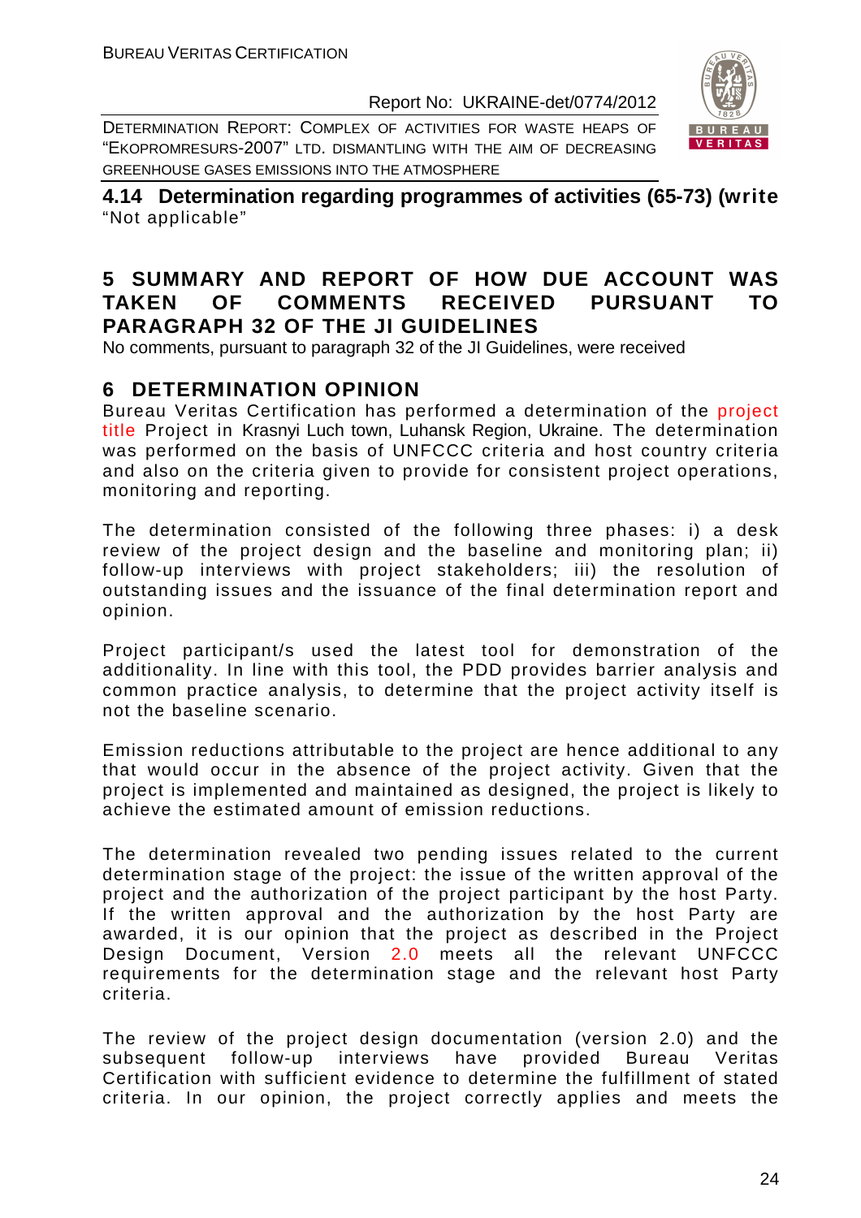### 4.14 Determination regarding programmes of activities (65-73) (write

"Not applicable"

## 5 SUMMARY AND REPORT OF HOW DUE ACCOUNT WAS TAKEN OF COMMENTS RECEIVED PURSUANT TO PARAGRAPH 32 OF THE JI GUIDELINES

No comments, pursuant to paragraph 32 of the JI Guidelines, were received

## 6 DETERMINATION OPINION

Bureau Veritas Certification has performed a determination of the project title Project in Krasnyi Luch town, Luhansk Region, Ukraine. The determination was performed on the basis of UNFCCC criteria and host country criteria and also on the criteria given to provide for consistent project operations, monitoring and reporting.

The determination consisted of the following three phases: i) a desk review of the project design and the baseline and monitoring plan; ii) follow-up interviews with project stakeholders; iii) the resolution of outstanding issues and the issuance of the final determination report and opinion.

Project participant/s used the latest tool for demonstration of the additionality. In line with this tool, the PDD provides barrier analysis and common practice analysis, to determine that the project activity itself is not the baseline scenario.

Emission reductions attributable to the project are hence additional to any that would occur in the absence of the project activity. Given that the project is implemented and maintained as designed, the project is likely to achieve the estimated amount of emission reductions.

The determination revealed two pending issues related to the current determination stage of the project: the issue of the written approval of the project and the authorization of the project participant by the host Party. If the written approval and the authorization by the host Party are awarded, it is our opinion that the project as described in the Project Design Document, Version 2.0 meets all the relevant UNFCCC requirements for the determination stage and the relevant host Party criteria.

The review of the project design documentation (version 2.0) and the subsequent follow-up interviews have provided Bureau Veritas Certification with sufficient evidence to determine the fulfillment of stated criteria. In our opinion, the project correctly applies and meets the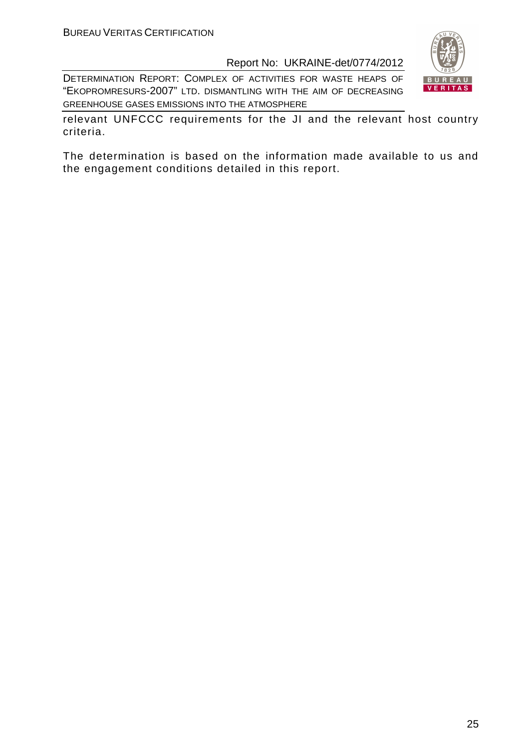relevant UNFCCC requirements for the JI and the relevant host country criteria.

The determination is based on the information made available to us and the engagement conditions detailed in this report.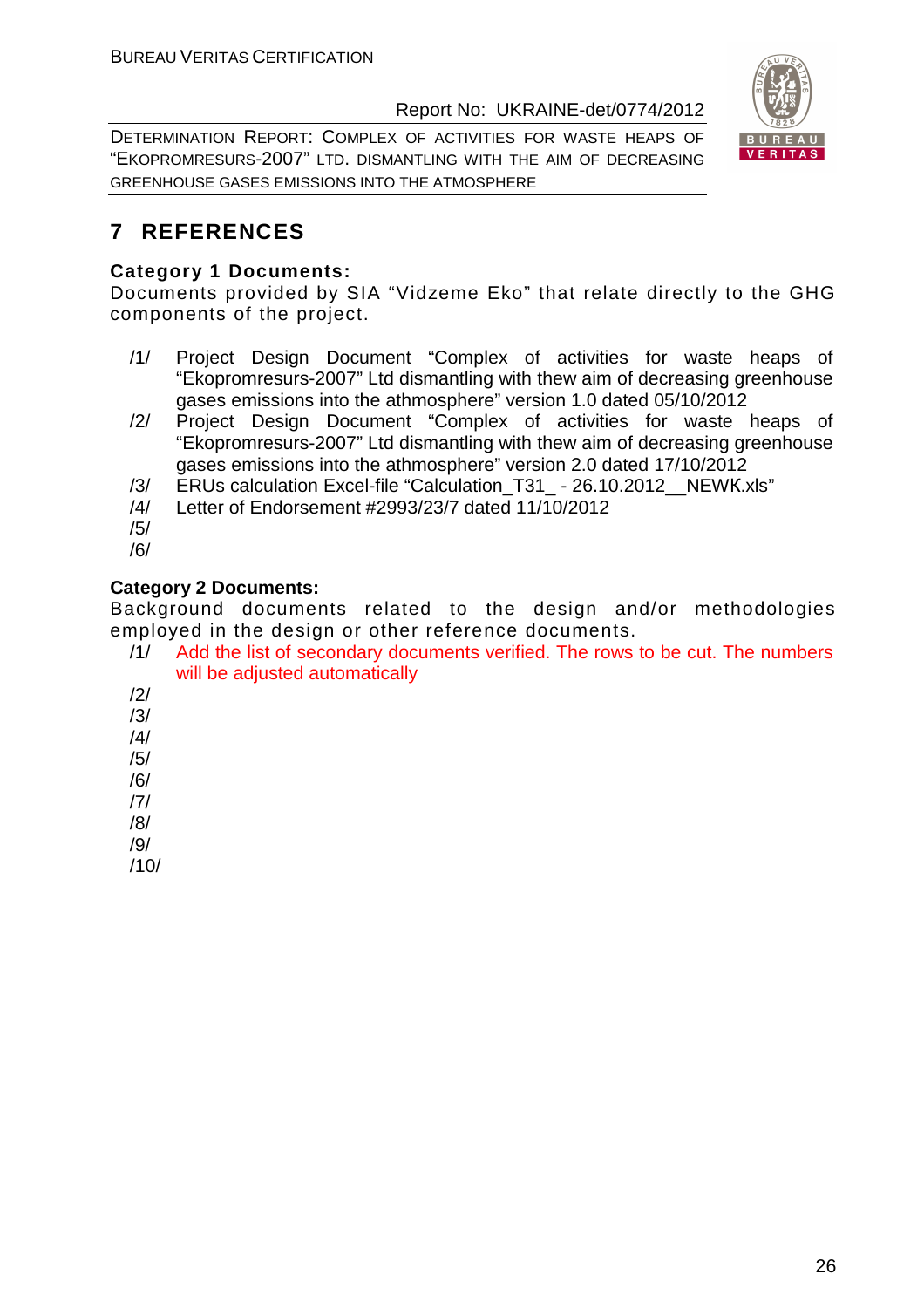# 7 REFERENCES

**Category 1 Documents:**

Documents provided by SIA “Vidzeme Eko” that relate directly to the GHG components of the project.

/1/ Project Design Document “Complex of activities for waste heaps of “Ekopromresurs-2007” Ltd dismantling with thew aim of decreasing greenhouse gases emissions into the athmosphere” version 1.0 dated 05/10/2012

/2/ Project Design Document “Complex of activities for waste heaps of “Ekopromresurs-2007” Ltd dismantling with thew aim of decreasing greenhouse gases emissions into the athmosphere” version 2.0 dated 17/10/2012

/3/ ERUs calculation Excel-file “Calculation_T31_ - 26.10.2012__NEWK.xls”

/4/ Letter of Endorsement #2993/23/7 dated 11/10/2012

/5/

/6/

**Category 2 Documents:**

Background documents related to the design and/or methodologies employed in the design or other reference documents.

/1/ Add the list of secondary documents verified. The rows to be cut. The numbers will be adjusted automatically

/2/

/3/

/4/

/5/

/6/

/7/

/8/

/9/

/10/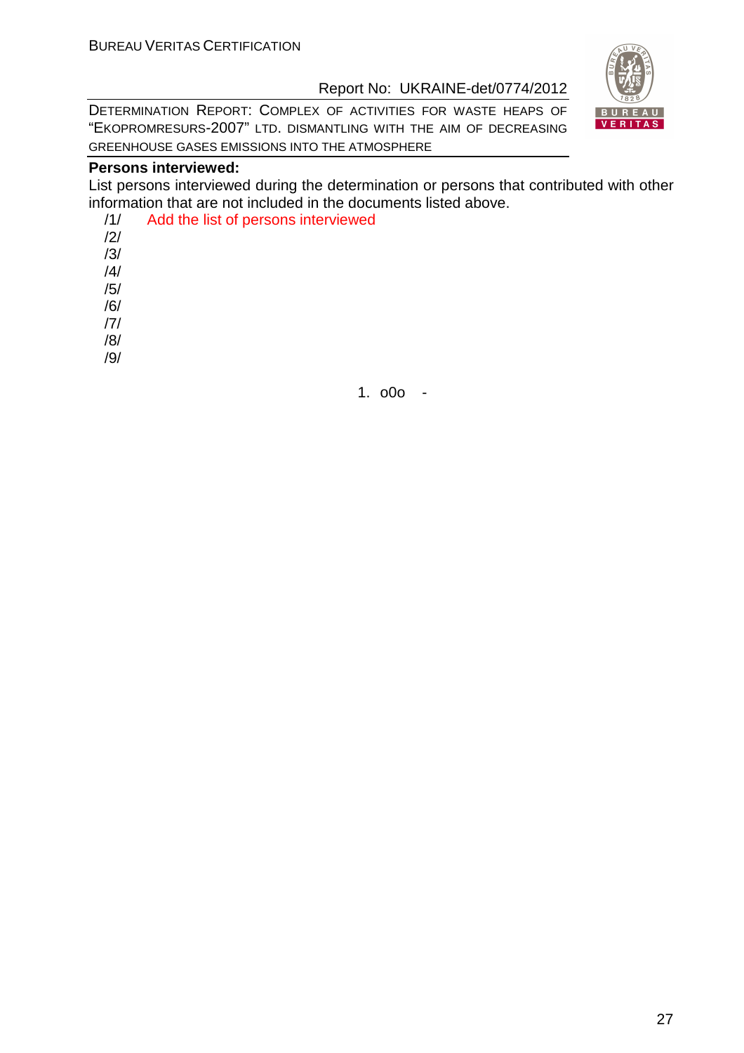**Persons interviewed:**

List persons interviewed during the determination or persons that contributed with other information that are not included in the documents listed above.

/1/ Add the list of persons interviewed

/2/

/3/

/4/

/5/

/6/

/7/

/8/

/9/

1. o0o -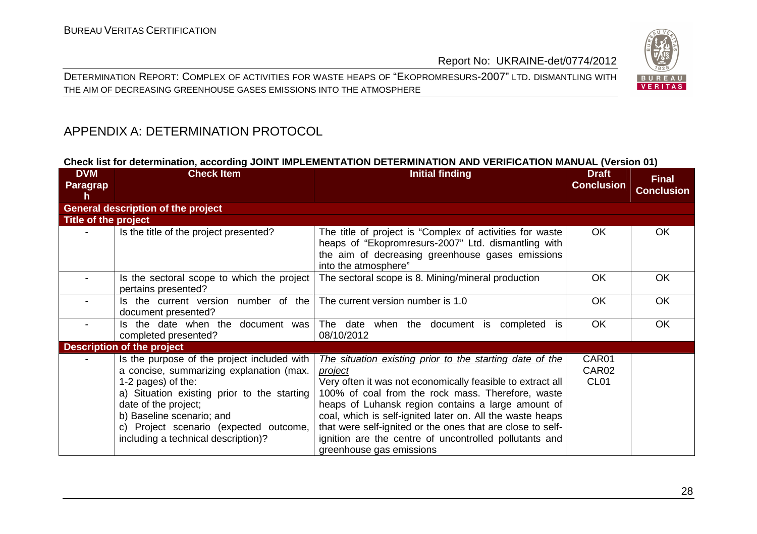## APPENDIX A: DETERMINATION PROTOCOL

**Check list for determination, according JOINT IMPLEMENTATION DETERMINATION AND VERIFICATION MANUAL (Version 01)**

| DVM Paragraph | Check Item | Initial finding | Draft Conclusion | Final Conclusion |
|---|---|---|---|---|
| **General description of the project** | | | | |
| **Title of the project** | | | | |
| - | Is the title of the project presented? | The title of project is "Complex of activities for waste heaps of "Ekopromresurs-2007" Ltd. dismantling with the aim of decreasing greenhouse gases emissions into the atmosphere" | OK | OK |
| - | Is the sectoral scope to which the project pertains presented? | The sectoral scope is 8. Mining/mineral production | OK | OK |
| - | Is the current version number of the document presented? | The current version number is 1.0 | OK | OK |
| - | Is the date when the document was completed presented? | The date when the document is completed is 08/10/2012 | OK | OK |
| **Description of the project** | | | | |
| - | Is the purpose of the project included with a concise, summarizing explanation (max. 1-2 pages) of the:<br>a) Situation existing prior to the starting date of the project;<br>b) Baseline scenario; and<br>c) Project scenario (expected outcome, including a technical description)? | _The situation existing prior to the starting date of the project_<br>Very often it was not economically feasible to extract all 100% of coal from the rock mass. Therefore, waste heaps of Luhansk region contains a large amount of coal, which is self-ignited later on. All the waste heaps that were self-ignited or the ones that are close to self-ignition are the centre of uncontrolled pollutants and greenhouse gas emissions | CAR01<br>CAR02<br>CL01 | |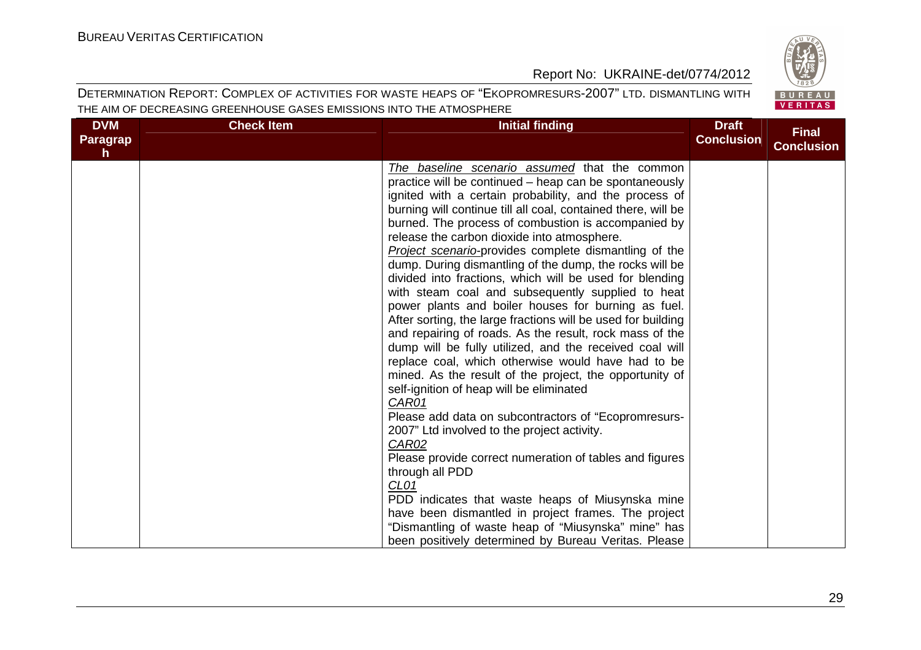| DVM Paragraph | Check Item | Initial finding | Draft Conclusion | Final Conclusion |
|---|---|---|---|---|
| | | _The baseline scenario assumed_ that the common practice will be continued – heap can be spontaneously ignited with a certain probability, and the process of burning will continue till all coal, contained there, will be burned. The process of combustion is accompanied by release the carbon dioxide into atmosphere.<br>_Project scenario-_provides complete dismantling of the dump. During dismantling of the dump, the rocks will be divided into fractions, which will be used for blending with steam coal and subsequently supplied to heat power plants and boiler houses for burning as fuel. After sorting, the large fractions will be used for building and repairing of roads. As the result, rock mass of the dump will be fully utilized, and the received coal will replace coal, which otherwise would have had to be mined. As the result of the project, the opportunity of self-ignition of heap will be eliminated<br>_CAR01_<br>Please add data on subcontractors of "Ecopromresurs-2007" Ltd involved to the project activity.<br>_CAR02_<br>Please provide correct numeration of tables and figures through all PDD<br>_CL01_<br>PDD indicates that waste heaps of Miusynska mine have been dismantled in project frames. The project "Dismantling of waste heap of "Miusynska" mine" has been positively determined by Bureau Veritas. Please | | |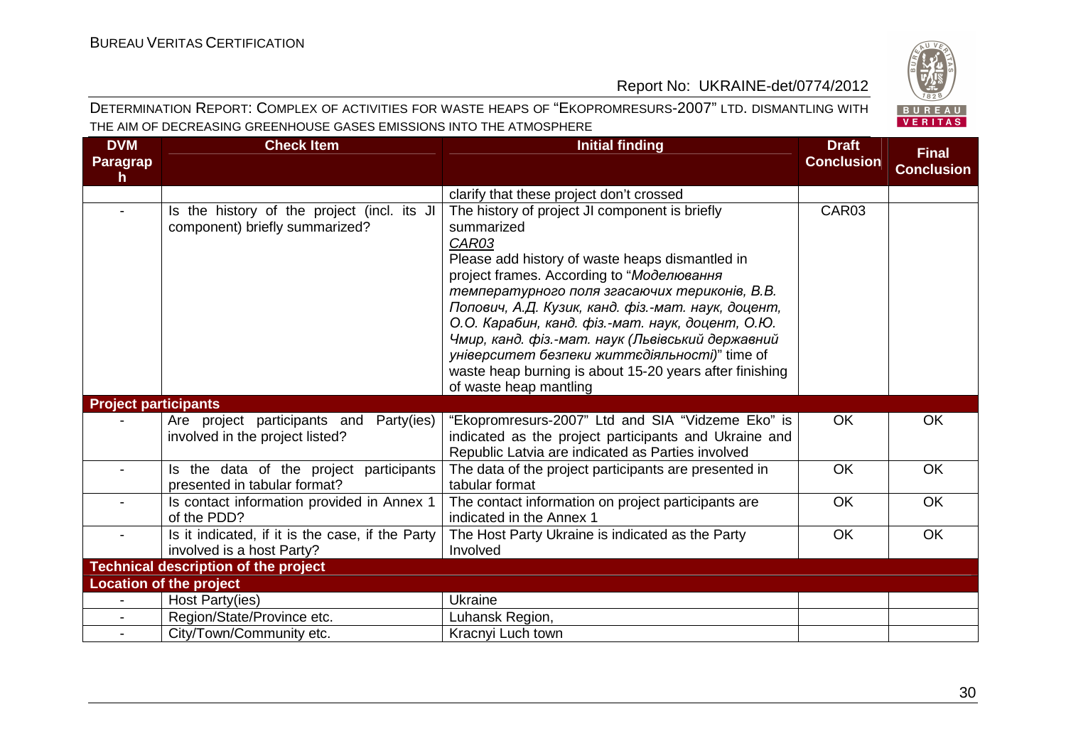| DVM Paragraph | Check Item | Initial finding | Draft Conclusion | Final Conclusion |
|---|---|---|---|---|
| | | clarify that these project don't crossed | | |
| - | Is the history of the project (incl. its JI component) briefly summarized? | The history of project JI component is briefly summarized<br>*CAR03*<br>Please add history of waste heaps dismantled in project frames. According to "*Моделювання температурного поля згасаючих териконів, В.В. Попович, А.Д. Кузик, канд. фіз.-мат. наук, доцент, О.О. Карабин, канд. фіз.-мат. наук, доцент, О.Ю. Чмир, канд. фіз.-мат. наук (Львівський державний університет безпеки життєдіяльності)*" time of waste heap burning is about 15-20 years after finishing of waste heap mantling | CAR03 | |
| **Project participants** | | | | |
| - | Are project participants and Party(ies) involved in the project listed? | "Ekopromresurs-2007" Ltd and SIA "Vidzeme Eko" is indicated as the project participants and Ukraine and Republic Latvia are indicated as Parties involved | OK | OK |
| - | Is the data of the project participants presented in tabular format? | The data of the project participants are presented in tabular format | OK | OK |
| - | Is contact information provided in Annex 1 of the PDD? | The contact information on project participants are indicated in the Annex 1 | OK | OK |
| - | Is it indicated, if it is the case, if the Party involved is a host Party? | The Host Party Ukraine is indicated as the Party Involved | OK | OK |
| **Technical description of the project** | | | | |
| **Location of the project** | | | | |
| - | Host Party(ies) | Ukraine | | |
| - | Region/State/Province etc. | Luhansk Region, | | |
| - | City/Town/Community etc. | Kracnyi Luch town | | |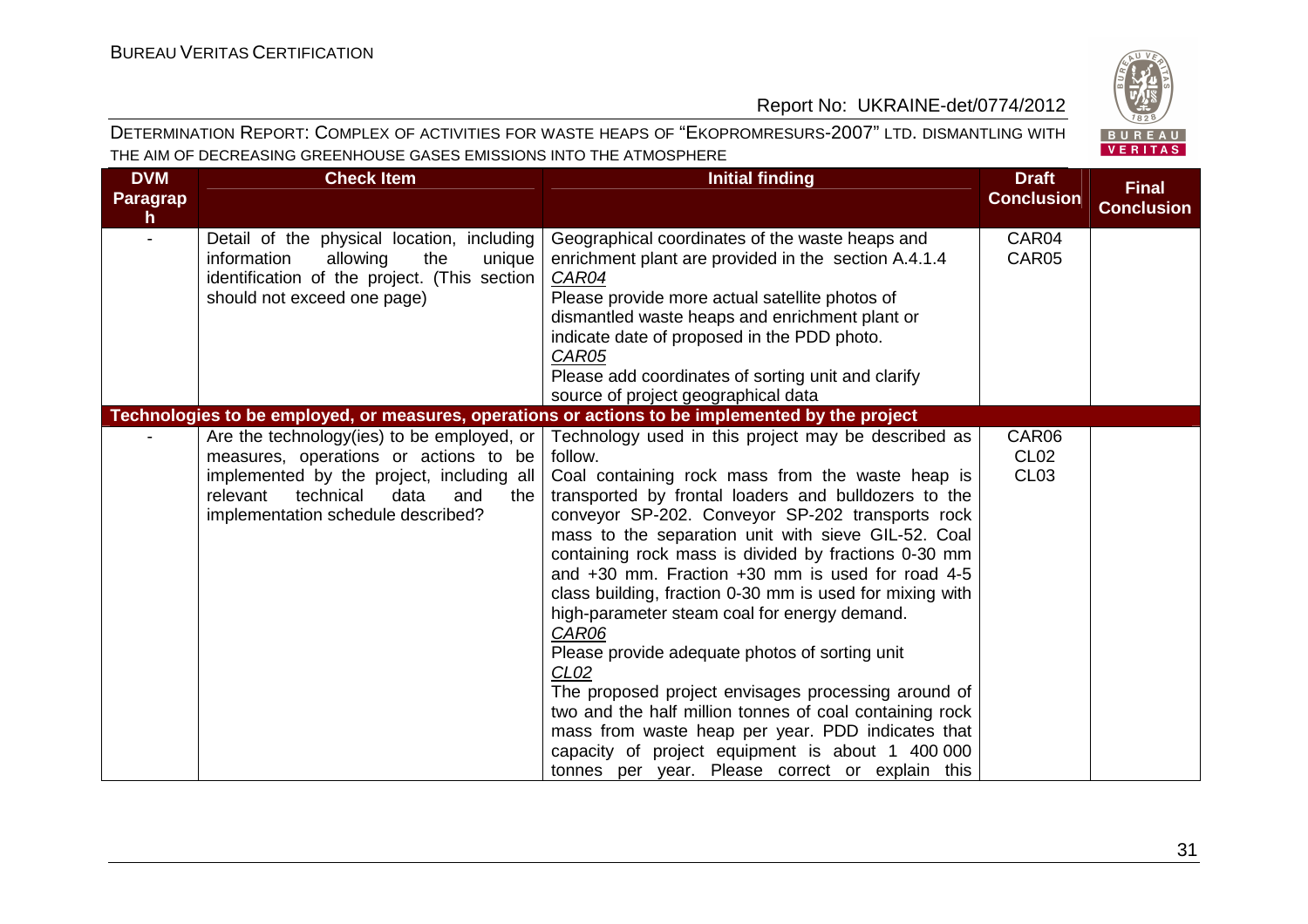| DVM Paragraph | Check Item | Initial finding | Draft Conclusion | Final Conclusion |
|---|---|---|---|---|
| - | Detail of the physical location, including information allowing the unique identification of the project. (This section should not exceed one page) | Geographical coordinates of the waste heaps and enrichment plant are provided in the section A.4.1.4<br>CAR04<br>Please provide more actual satellite photos of dismantled waste heaps and enrichment plant or indicate date of proposed in the PDD photo.<br>CAR05<br>Please add coordinates of sorting unit and clarify source of project geographical data | CAR04<br>CAR05 | |
| **Technologies to be employed, or measures, operations or actions to be implemented by the project** | | | | |
| - | Are the technology(ies) to be employed, or measures, operations or actions to be implemented by the project, including all relevant technical data and the implementation schedule described? | Technology used in this project may be described as follow.<br>Coal containing rock mass from the waste heap is transported by frontal loaders and bulldozers to the conveyor SP-202. Conveyor SP-202 transports rock mass to the separation unit with sieve GIL-52. Coal containing rock mass is divided by fractions 0-30 mm and +30 mm. Fraction +30 mm is used for road 4-5 class building, fraction 0-30 mm is used for mixing with high-parameter steam coal for energy demand.<br>CAR06<br>Please provide adequate photos of sorting unit<br>CL02<br>The proposed project envisages processing around of two and the half million tonnes of coal containing rock mass from waste heap per year. PDD indicates that capacity of project equipment is about 1 400 000 tonnes per year. Please correct or explain this | CAR06<br>CL02<br>CL03 | |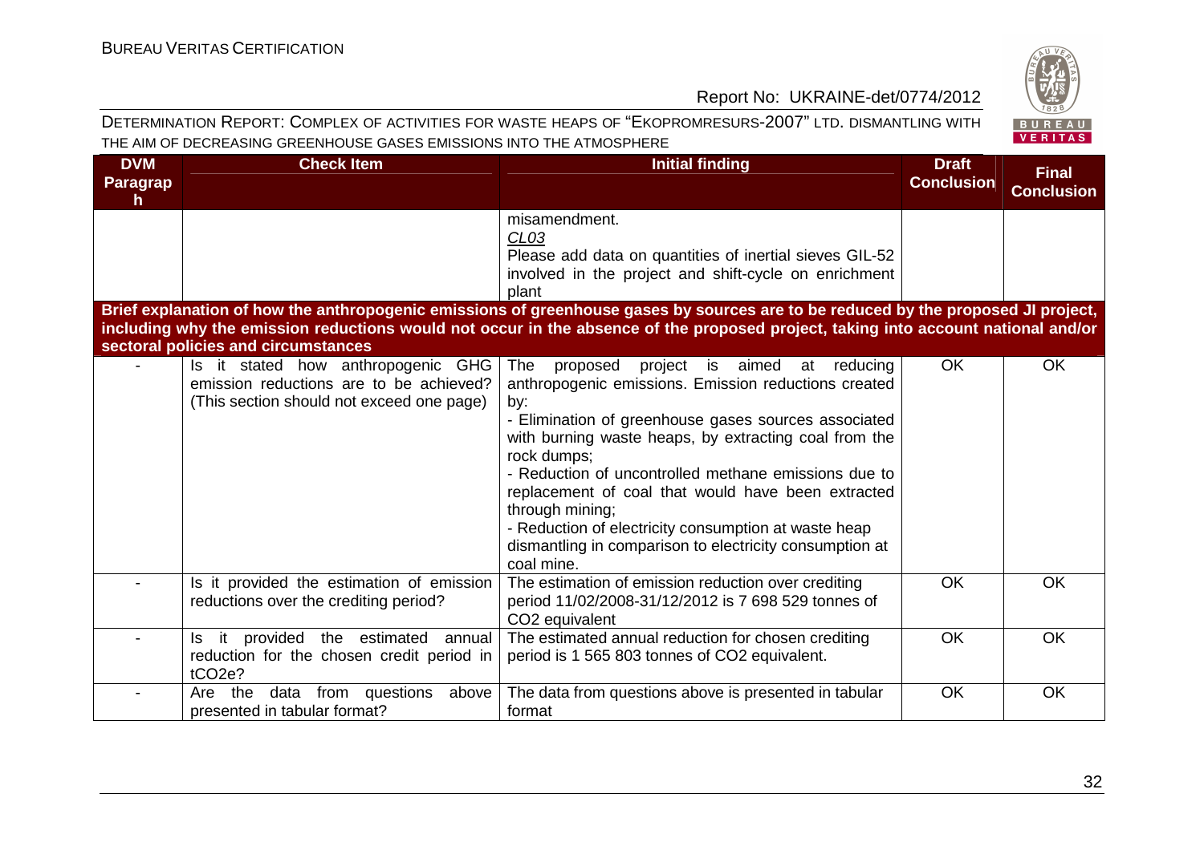| DVM Paragraph | Check Item | Initial finding | Draft Conclusion | Final Conclusion |
|---|---|---|---|---|
| | | misamendment.<br>*CL03*<br>Please add data on quantities of inertial sieves GIL-52 involved in the project and shift-cycle on enrichment plant | | |
| **Brief explanation of how the anthropogenic emissions of greenhouse gases by sources are to be reduced by the proposed JI project, including why the emission reductions would not occur in the absence of the proposed project, taking into account national and/or sectoral policies and circumstances** | | | | |
| - | Is it stated how anthropogenic GHG emission reductions are to be achieved? (This section should not exceed one page) | The proposed project is aimed at reducing anthropogenic emissions. Emission reductions created by:<br>- Elimination of greenhouse gases sources associated with burning waste heaps, by extracting coal from the rock dumps;<br>- Reduction of uncontrolled methane emissions due to replacement of coal that would have been extracted through mining;<br>- Reduction of electricity consumption at waste heap dismantling in comparison to electricity consumption at coal mine. | OK | OK |
| - | Is it provided the estimation of emission reductions over the crediting period? | The estimation of emission reduction over crediting period 11/02/2008-31/12/2012 is 7 698 529 tonnes of $CO_2$ equivalent | OK | OK |
| - | Is it provided the estimated annual reduction for the chosen credit period in $tCO_2e$? | The estimated annual reduction for chosen crediting period is 1 565 803 tonnes of $CO_2$ equivalent. | OK | OK |
| - | Are the data from questions above presented in tabular format? | The data from questions above is presented in tabular format | OK | OK |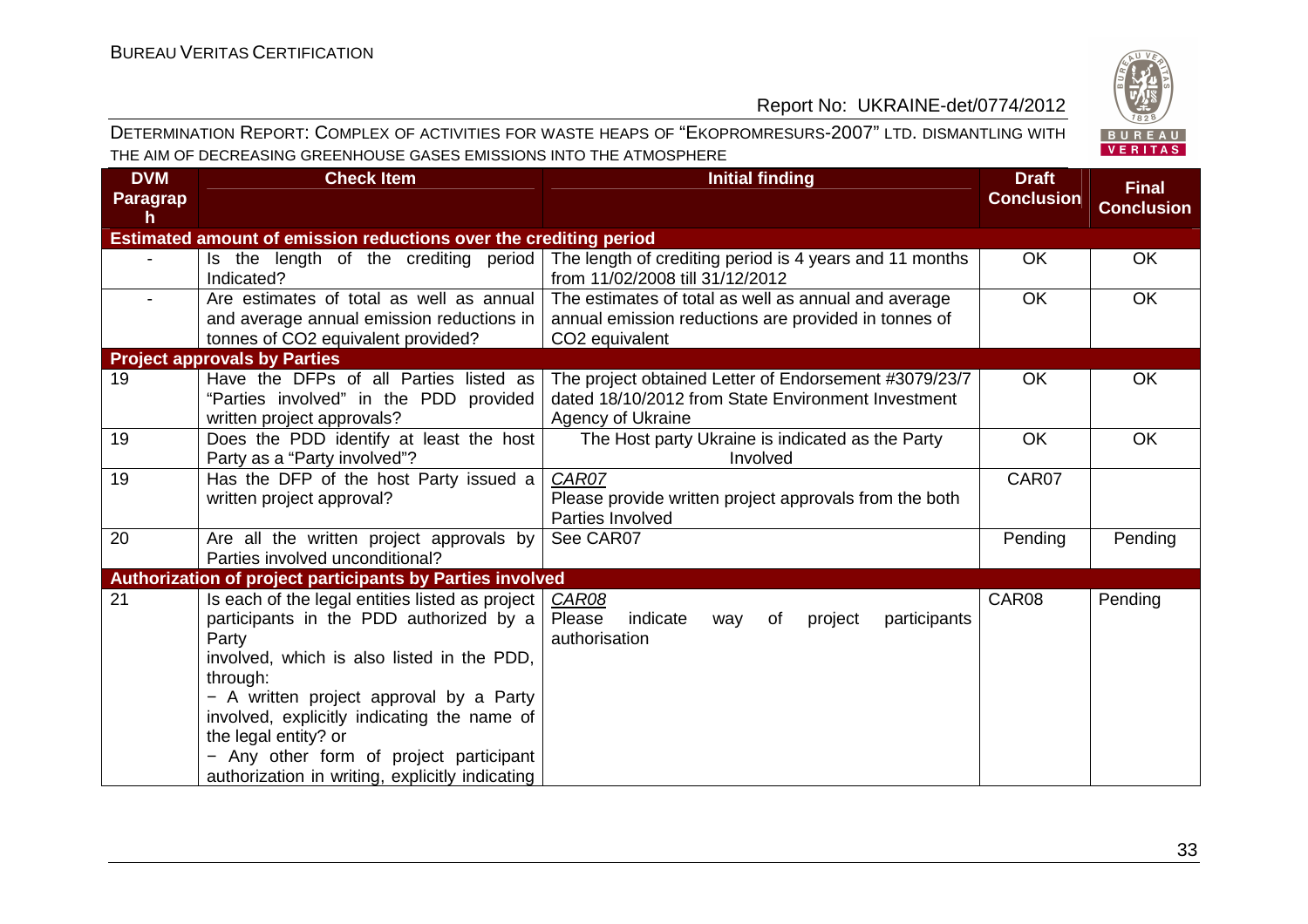| DVM Paragraph | Check Item | Initial finding | Draft Conclusion | Final Conclusion |
|---|---|---|---|---|
| **Estimated amount of emission reductions over the crediting period** | | | | |
| - | Is the length of the crediting period Indicated? | The length of crediting period is 4 years and 11 months from 11/02/2008 till 31/12/2012 | OK | OK |
| - | Are estimates of total as well as annual and average annual emission reductions in tonnes of CO2 equivalent provided? | The estimates of total as well as annual and average annual emission reductions are provided in tonnes of CO2 equivalent | OK | OK |
| **Project approvals by Parties** | | | | |
| 19 | Have the DFPs of all Parties listed as "Parties involved" in the PDD provided written project approvals? | The project obtained Letter of Endorsement #3079/23/7 dated 18/10/2012 from State Environment Investment Agency of Ukraine | OK | OK |
| 19 | Does the PDD identify at least the host Party as a "Party involved"? | The Host party Ukraine is indicated as the Party Involved | OK | OK |
| 19 | Has the DFP of the host Party issued a written project approval? | *CAR07* Please provide written project approvals from the both Parties Involved | CAR07 | |
| 20 | Are all the written project approvals by Parties involved unconditional? | See CAR07 | Pending | Pending |
| **Authorization of project participants by Parties involved** | | | | |
| 21 | Is each of the legal entities listed as project participants in the PDD authorized by a Party involved, which is also listed in the PDD, through: − A written project approval by a Party involved, explicitly indicating the name of the legal entity? or − Any other form of project participant authorization in writing, explicitly indicating | *CAR08* Please indicate way of project participants authorisation | CAR08 | Pending |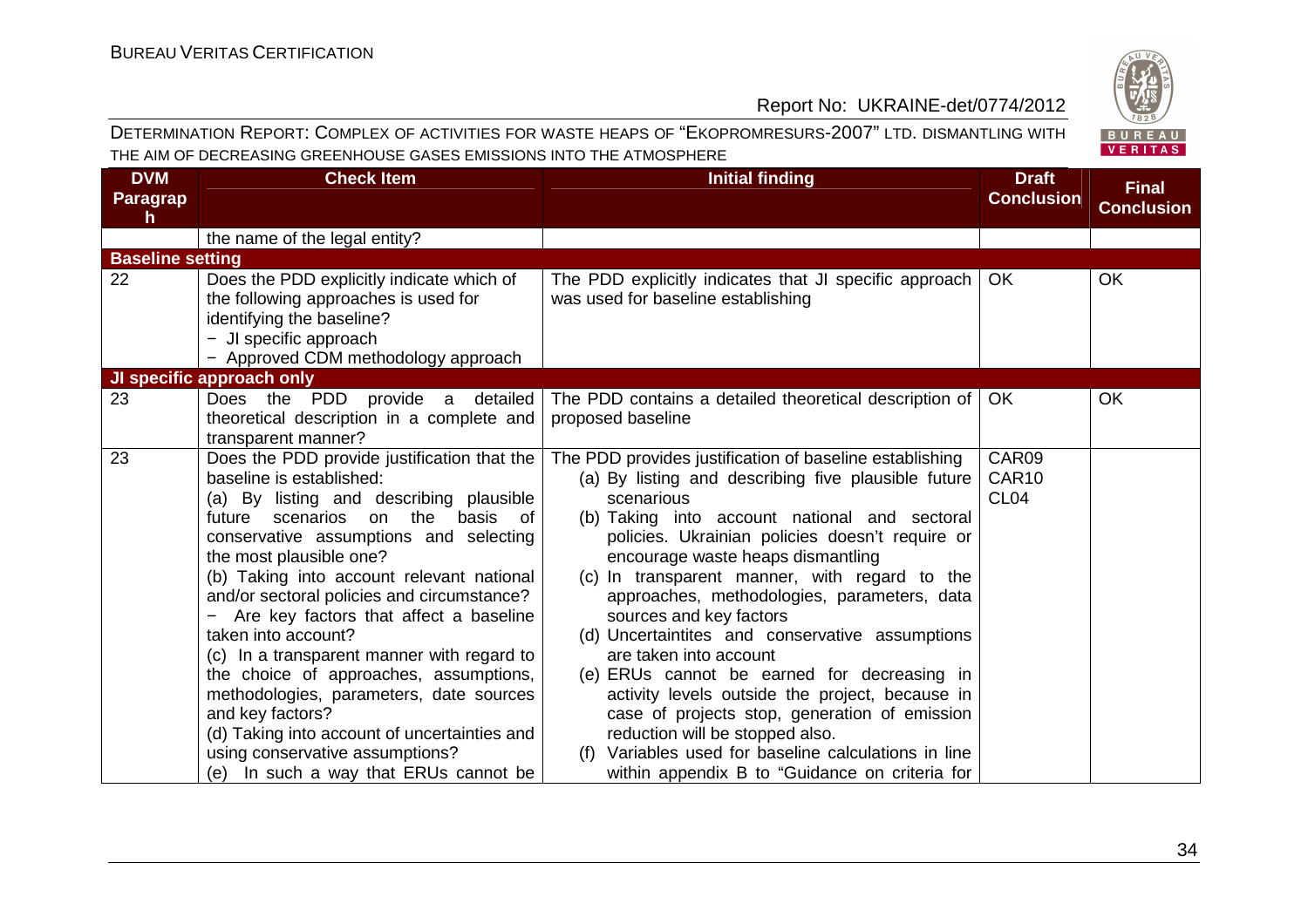| DVM Paragraph | Check Item | Initial finding | Draft Conclusion | Final Conclusion |
|---|---|---|---|---|
| | the name of the legal entity? | | | |
| **Baseline setting** | | | | |
| 22 | Does the PDD explicitly indicate which of the following approaches is used for identifying the baseline?<br>− JI specific approach<br>− Approved CDM methodology approach | The PDD explicitly indicates that JI specific approach was used for baseline establishing | OK | OK |
| **JI specific approach only** | | | | |
| 23 | Does the PDD provide a detailed theoretical description in a complete and transparent manner? | The PDD contains a detailed theoretical description of proposed baseline | OK | OK |
| 23 | Does the PDD provide justification that the baseline is established:<br>(a) By listing and describing plausible future scenarios on the basis of conservative assumptions and selecting the most plausible one?<br>(b) Taking into account relevant national and/or sectoral policies and circumstance?<br>− Are key factors that affect a baseline taken into account?<br>(c) In a transparent manner with regard to the choice of approaches, assumptions, methodologies, parameters, date sources and key factors?<br>(d) Taking into account of uncertainties and using conservative assumptions?<br>(e) In such a way that ERUs cannot be | The PDD provides justification of baseline establishing<br>(a) By listing and describing five plausible future scenarious<br>(b) Taking into account national and sectoral policies. Ukrainian policies doesn't require or encourage waste heaps dismantling<br>(c) In transparent manner, with regard to the approaches, methodologies, parameters, data sources and key factors<br>(d) Uncertaintites and conservative assumptions are taken into account<br>(e) ERUs cannot be earned for decreasing in activity levels outside the project, because in case of projects stop, generation of emission reduction will be stopped also.<br>(f) Variables used for baseline calculations in line within appendix B to "Guidance on criteria for | CAR09<br>CAR10<br>CL04 | |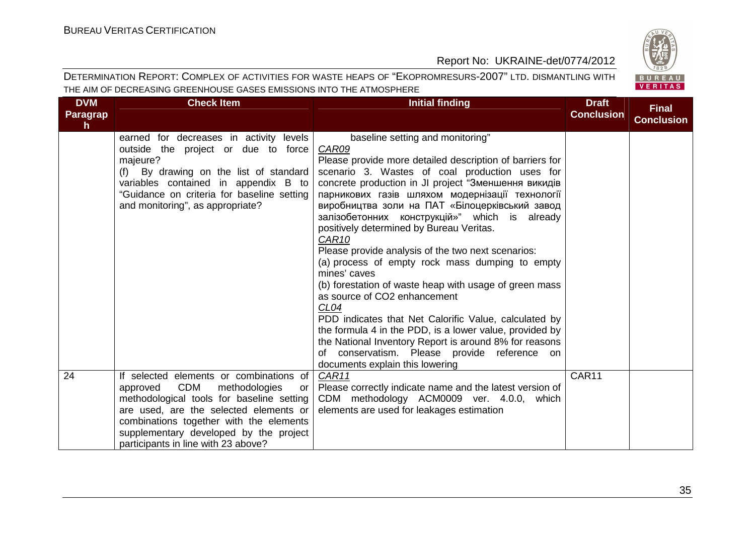| DVM Paragraph | Check Item | Initial finding | Draft Conclusion | Final Conclusion |
|---|---|---|---|---|
| | earned for decreases in activity levels outside the project or due to force majeure?<br>(f) By drawing on the list of standard variables contained in appendix B to "Guidance on criteria for baseline setting and monitoring", as appropriate? | baseline setting and monitoring"<br>*CAR09*<br>Please provide more detailed description of barriers for scenario 3. Wastes of coal production uses for concrete production in JI project "Зменшення викидів парникових газів шляхом модернізації технології виробництва золи на ПАТ «Білоцерківський завод залізобетонних конструкцій»" which is already positively determined by Bureau Veritas.<br>*CAR10*<br>Please provide analysis of the two next scenarios:<br>(a) process of empty rock mass dumping to empty mines' caves<br>(b) forestation of waste heap with usage of green mass as source of CO2 enhancement<br>*CL04*<br>PDD indicates that Net Calorific Value, calculated by the formula 4 in the PDD, is a lower value, provided by the National Inventory Report is around 8% for reasons of conservatism. Please provide reference on documents explain this lowering | | |
| 24 | If selected elements or combinations of approved CDM methodologies or methodological tools for baseline setting are used, are the selected elements or combinations together with the elements supplementary developed by the project participants in line with 23 above? | *CAR11*<br>Please correctly indicate name and the latest version of CDM methodology ACM0009 ver. 4.0.0, which elements are used for leakages estimation | CAR11 | |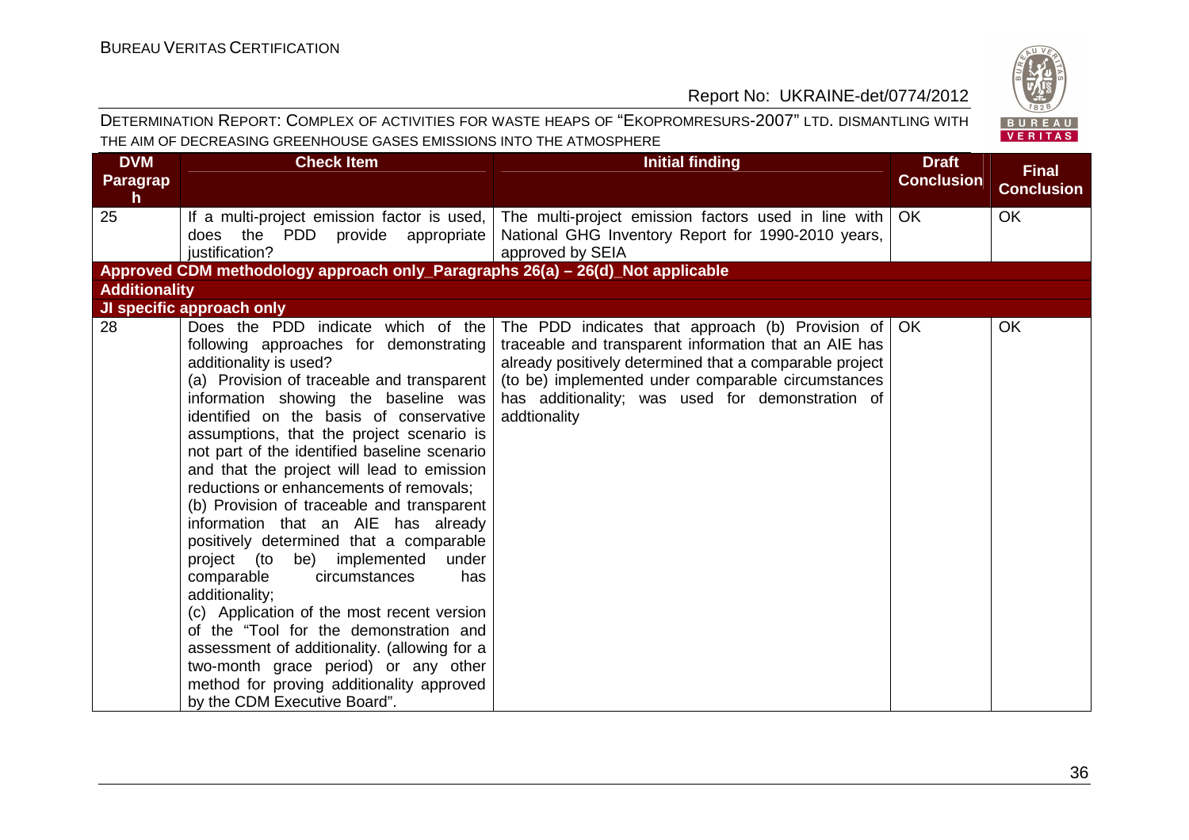| DVM Paragraph | Check Item | Initial finding | Draft Conclusion | Final Conclusion |
|---|---|---|---|---|
| 25 | If a multi-project emission factor is used, does the PDD provide appropriate justification? | The multi-project emission factors used in line with National GHG Inventory Report for 1990-2010 years, approved by SEIA | OK | OK |
| **Approved CDM methodology approach only_Paragraphs 26(a) – 26(d)_Not applicable** | | | | |
| **Additionality** | | | | |
| **JI specific approach only** | | | | |
| 28 | Does the PDD indicate which of the following approaches for demonstrating additionality is used?<br>(a) Provision of traceable and transparent information showing the baseline was identified on the basis of conservative assumptions, that the project scenario is not part of the identified baseline scenario and that the project will lead to emission reductions or enhancements of removals;<br>(b) Provision of traceable and transparent information that an AIE has already positively determined that a comparable project (to be) implemented under comparable circumstances has additionality;<br>(c) Application of the most recent version of the "Tool for the demonstration and assessment of additionality. (allowing for a two-month grace period) or any other method for proving additionality approved by the CDM Executive Board". | The PDD indicates that approach (b) Provision of traceable and transparent information that an AIE has already positively determined that a comparable project (to be) implemented under comparable circumstances has additionality; was used for demonstration of addtionality | OK | OK |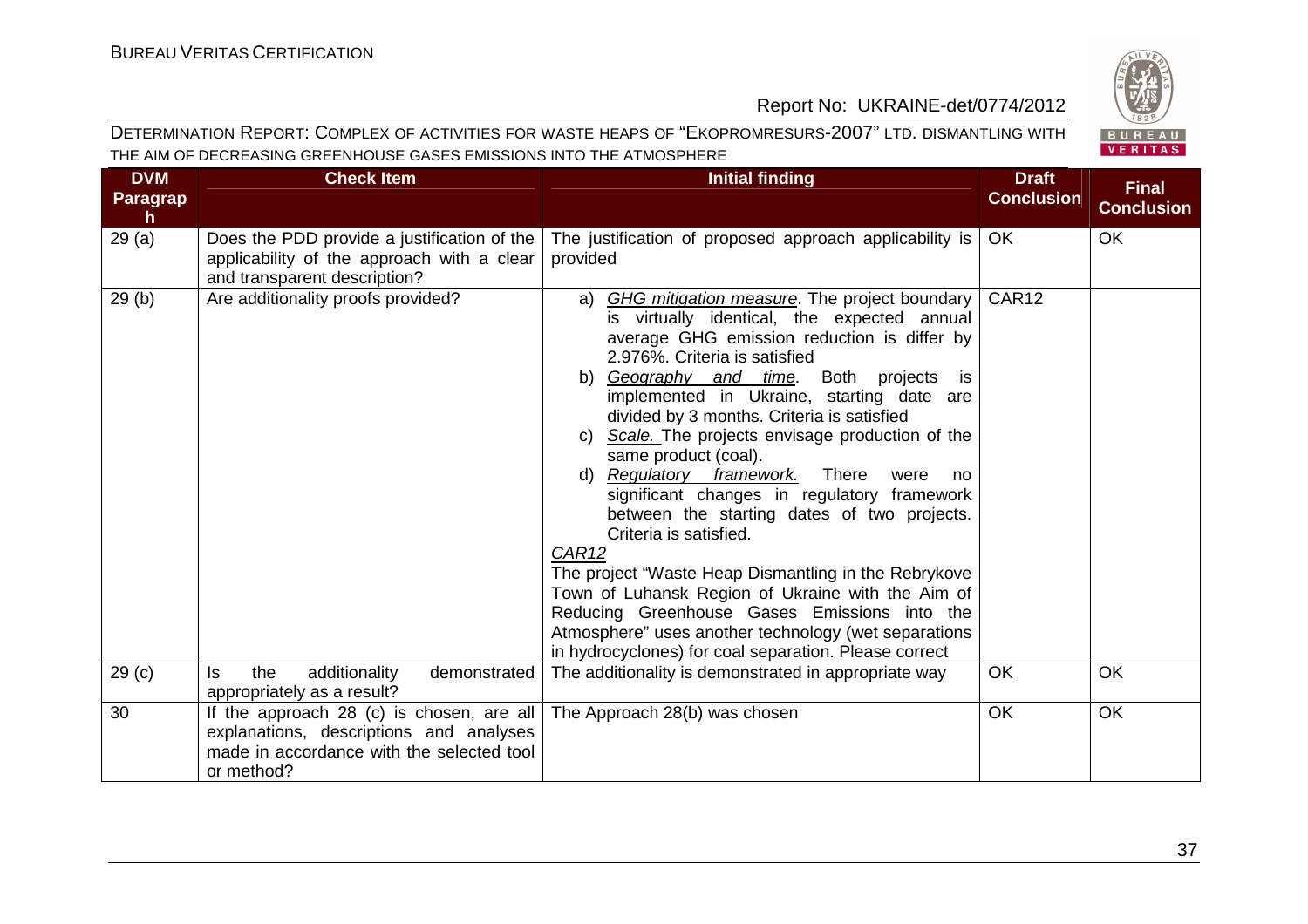DETERMINATION REPORT: COMPLEX OF ACTIVITIES FOR WASTE HEAPS OF "EKOPROMRESURS-2007" LTD. DISMANTLING WITH THE AIM OF DECREASING GREENHOUSE GASES EMISSIONS INTO THE ATMOSPHERE

| DVM Paragraph | Check Item | Initial finding | Draft Conclusion | Final Conclusion |
|---|---|---|---|---|
| 29 (a) | Does the PDD provide a justification of the applicability of the approach with a clear and transparent description? | The justification of proposed approach applicability is provided | OK | OK |
| 29 (b) | Are additionality proofs provided? | a) *GHG mitigation measure*. The project boundary is virtually identical, the expected annual average GHG emission reduction is differ by 2.976%. Criteria is satisfied<br>b) *Geography and time*. Both projects is implemented in Ukraine, starting date are divided by 3 months. Criteria is satisfied<br>c) *Scale.* The projects envisage production of the same product (coal).<br>d) *Regulatory framework.* There were no significant changes in regulatory framework between the starting dates of two projects. Criteria is satisfied.<br>*CAR12*<br>The project "Waste Heap Dismantling in the Rebrykove Town of Luhansk Region of Ukraine with the Aim of Reducing Greenhouse Gases Emissions into the Atmosphere" uses another technology (wet separations in hydrocyclones) for coal separation. Please correct | CAR12 | |
| 29 (c) | Is the additionality demonstrated appropriately as a result? | The additionality is demonstrated in appropriate way | OK | OK |
| 30 | If the approach 28 (c) is chosen, are all explanations, descriptions and analyses made in accordance with the selected tool or method? | The Approach 28(b) was chosen | OK | OK |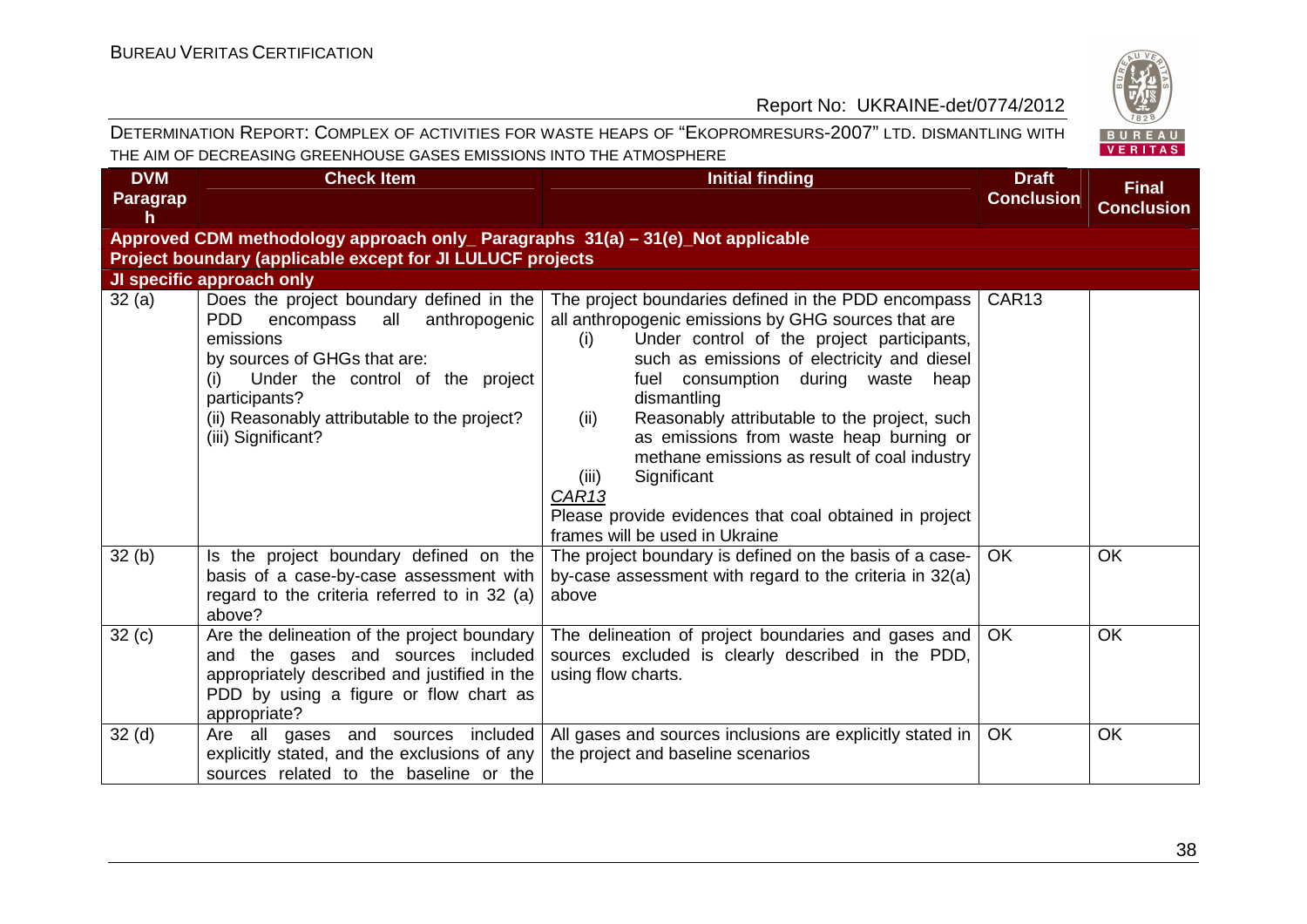| DVM Paragraph | Check Item | Initial finding | Draft Conclusion | Final Conclusion |
|---|---|---|---|---|
| **Approved CDM methodology approach only_ Paragraphs 31(a) – 31(e)_Not applicable** | | | | |
| **Project boundary (applicable except for JI LULUCF projects** | | | | |
| **JI specific approach only** | | | | |
| 32 (a) | Does the project boundary defined in the PDD encompass all anthropogenic emissions by sources of GHGs that are: (i) Under the control of the project participants? (ii) Reasonably attributable to the project? (iii) Significant? | The project boundaries defined in the PDD encompass all anthropogenic emissions by GHG sources that are (i) Under control of the project participants, such as emissions of electricity and diesel fuel consumption during waste heap dismantling (ii) Reasonably attributable to the project, such as emissions from waste heap burning or methane emissions as result of coal industry (iii) Significant <br>*CAR13*<br>Please provide evidences that coal obtained in project frames will be used in Ukraine | CAR13 | |
| 32 (b) | Is the project boundary defined on the basis of a case-by-case assessment with regard to the criteria referred to in 32 (a) above? | The project boundary is defined on the basis of a case-by-case assessment with regard to the criteria in 32(a) above | OK | OK |
| 32 (c) | Are the delineation of the project boundary and the gases and sources included appropriately described and justified in the PDD by using a figure or flow chart as appropriate? | The delineation of project boundaries and gases and sources excluded is clearly described in the PDD, using flow charts. | OK | OK |
| 32 (d) | Are all gases and sources included explicitly stated, and the exclusions of any sources related to the baseline or the | All gases and sources inclusions are explicitly stated in the project and baseline scenarios | OK | OK |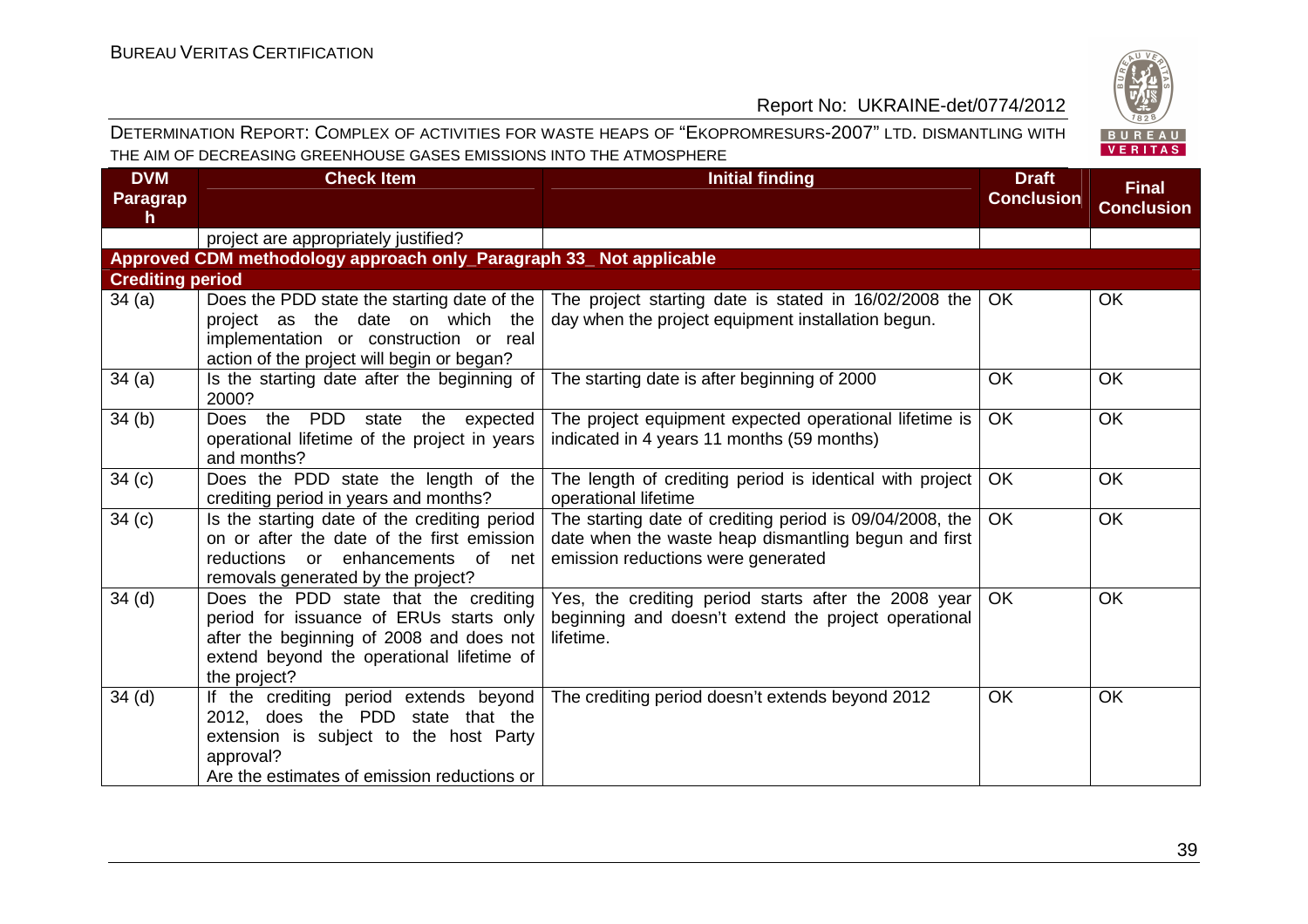| DVM Paragraph | Check Item | Initial finding | Draft Conclusion | Final Conclusion |
|---|---|---|---|---|
| | project are appropriately justified? | | | |
| **Approved CDM methodology approach only_Paragraph 33_ Not applicable** | | | | |
| **Crediting period** | | | | |
| 34 (a) | Does the PDD state the starting date of the project as the date on which the implementation or construction or real action of the project will begin or began? | The project starting date is stated in 16/02/2008 the day when the project equipment installation begun. | OK | OK |
| 34 (a) | Is the starting date after the beginning of 2000? | The starting date is after beginning of 2000 | OK | OK |
| 34 (b) | Does the PDD state the expected operational lifetime of the project in years and months? | The project equipment expected operational lifetime is indicated in 4 years 11 months (59 months) | OK | OK |
| 34 (c) | Does the PDD state the length of the crediting period in years and months? | The length of crediting period is identical with project operational lifetime | OK | OK |
| 34 (c) | Is the starting date of the crediting period on or after the date of the first emission reductions or enhancements of net removals generated by the project? | The starting date of crediting period is 09/04/2008, the date when the waste heap dismantling begun and first emission reductions were generated | OK | OK |
| 34 (d) | Does the PDD state that the crediting period for issuance of ERUs starts only after the beginning of 2008 and does not extend beyond the operational lifetime of the project? | Yes, the crediting period starts after the 2008 year beginning and doesn't extend the project operational lifetime. | OK | OK |
| 34 (d) | If the crediting period extends beyond 2012, does the PDD state that the extension is subject to the host Party approval?<br>Are the estimates of emission reductions or | The crediting period doesn't extends beyond 2012 | OK | OK |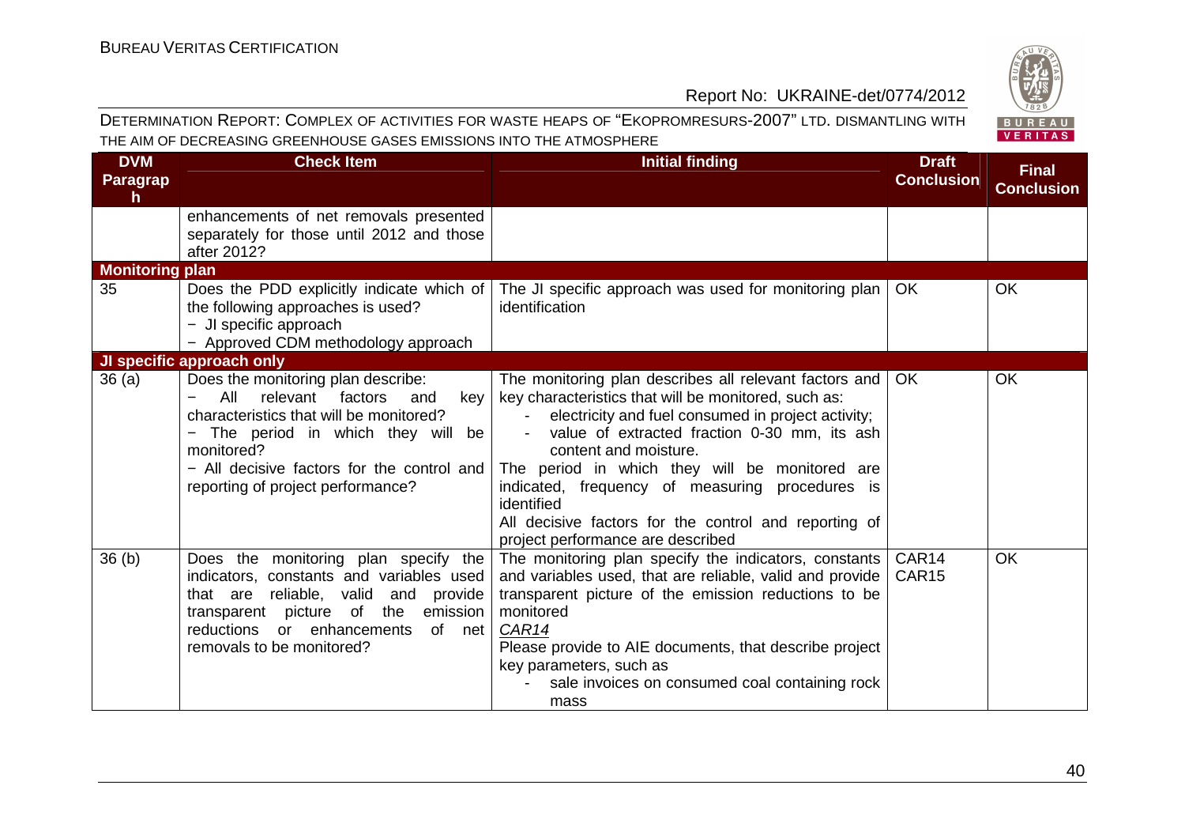| DVM Paragraph | Check Item | Initial finding | Draft Conclusion | Final Conclusion |
|---|---|---|---|---|
| | enhancements of net removals presented separately for those until 2012 and those after 2012? | | | |
| **Monitoring plan** | | | | |
| 35 | Does the PDD explicitly indicate which of the following approaches is used?<br>− JI specific approach<br>− Approved CDM methodology approach | The JI specific approach was used for monitoring plan identification | OK | OK |
| **JI specific approach only** | | | | |
| 36 (a) | Does the monitoring plan describe:<br>− All relevant factors and key characteristics that will be monitored?<br>− The period in which they will be monitored?<br>− All decisive factors for the control and reporting of project performance? | The monitoring plan describes all relevant factors and key characteristics that will be monitored, such as:<br>- electricity and fuel consumed in project activity;<br>- value of extracted fraction 0-30 mm, its ash content and moisture.<br>The period in which they will be monitored are indicated, frequency of measuring procedures is identified<br>All decisive factors for the control and reporting of project performance are described | OK | OK |
| 36 (b) | Does the monitoring plan specify the indicators, constants and variables used that are reliable, valid and provide transparent picture of the emission reductions or enhancements of net removals to be monitored? | The monitoring plan specify the indicators, constants and variables used, that are reliable, valid and provide transparent picture of the emission reductions to be monitored<br>*CAR14*<br>Please provide to AIE documents, that describe project key parameters, such as<br>- sale invoices on consumed coal containing rock mass | CAR14<br>CAR15 | OK |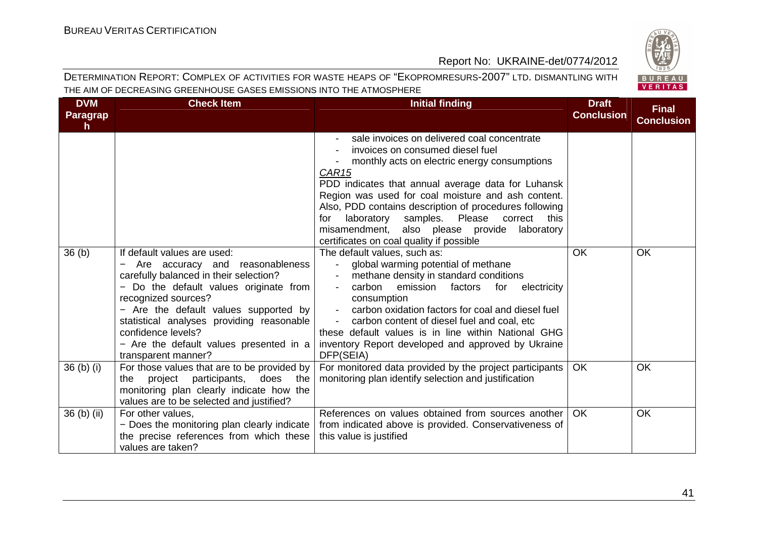| DVM Paragraph | Check Item | Initial finding | Draft Conclusion | Final Conclusion |
|---|---|---|---|---|
| | | - sale invoices on delivered coal concentrate<br>- invoices on consumed diesel fuel<br>- monthly acts on electric energy consumptions<br>CAR15<br>PDD indicates that annual average data for Luhansk Region was used for coal moisture and ash content. Also, PDD contains description of procedures following for laboratory samples. Please correct this misamendment, also please provide laboratory certificates on coal quality if possible | | |
| 36 (b) | If default values are used:<br>− Are accuracy and reasonableness carefully balanced in their selection?<br>− Do the default values originate from recognized sources?<br>− Are the default values supported by statistical analyses providing reasonable confidence levels?<br>− Are the default values presented in a transparent manner? | The default values, such as:<br>- global warming potential of methane<br>- methane density in standard conditions<br>- carbon emission factors for electricity consumption<br>- carbon oxidation factors for coal and diesel fuel<br>- carbon content of diesel fuel and coal, etc<br>these default values is in line within National GHG inventory Report developed and approved by Ukraine DFP(SEIA) | OK | OK |
| 36 (b) (i) | For those values that are to be provided by the project participants, does the monitoring plan clearly indicate how the values are to be selected and justified? | For monitored data provided by the project participants monitoring plan identify selection and justification | OK | OK |
| 36 (b) (ii) | For other values,<br>− Does the monitoring plan clearly indicate the precise references from which these values are taken? | References on values obtained from sources another from indicated above is provided. Conservativeness of this value is justified | OK | OK |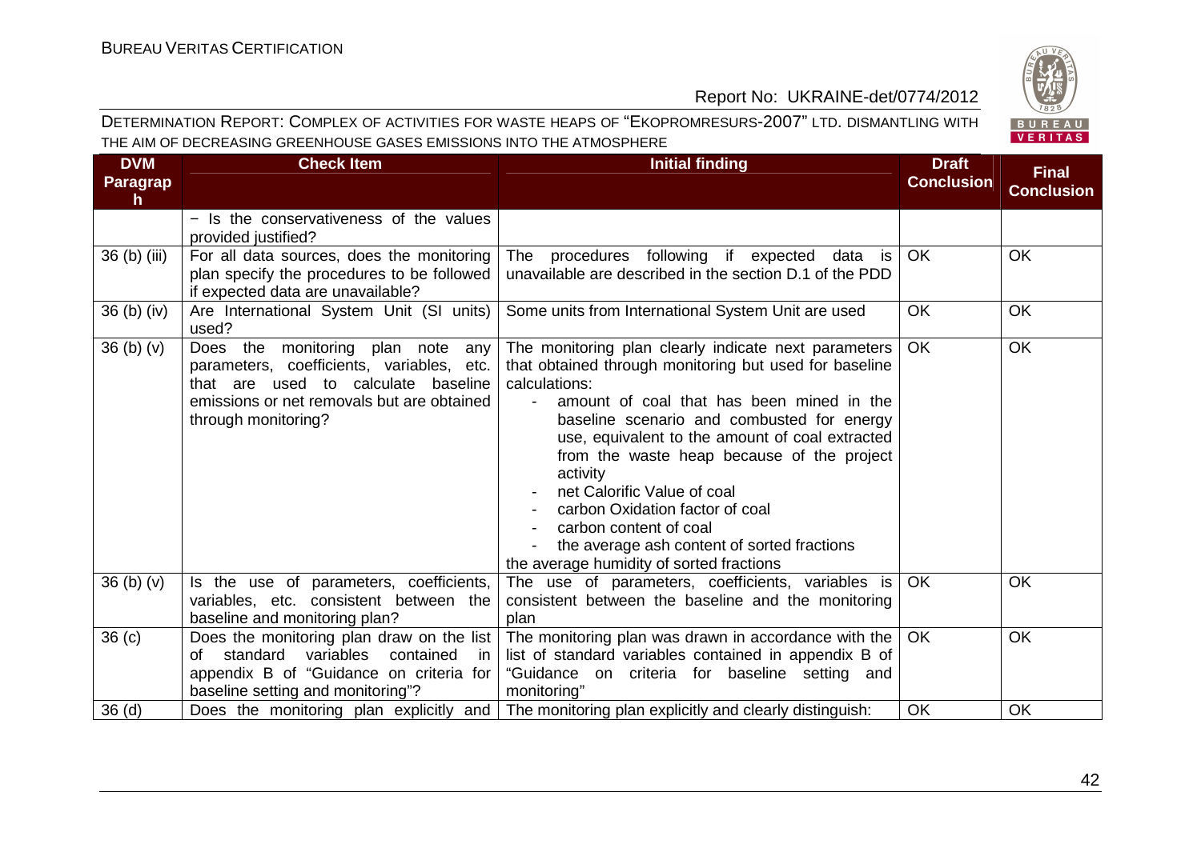| DVM Paragraph | Check Item | Initial finding | Draft Conclusion | Final Conclusion |
|---|---|---|---|---|
| | − Is the conservativeness of the values provided justified? | | | |
| 36 (b) (iii) | For all data sources, does the monitoring plan specify the procedures to be followed if expected data are unavailable? | The procedures following if expected data is unavailable are described in the section D.1 of the PDD | OK | OK |
| 36 (b) (iv) | Are International System Unit (SI units) used? | Some units from International System Unit are used | OK | OK |
| 36 (b) (v) | Does the monitoring plan note any parameters, coefficients, variables, etc. that are used to calculate baseline emissions or net removals but are obtained through monitoring? | The monitoring plan clearly indicate next parameters that obtained through monitoring but used for baseline calculations:<br>- amount of coal that has been mined in the baseline scenario and combusted for energy use, equivalent to the amount of coal extracted from the waste heap because of the project activity<br>- net Calorific Value of coal<br>- carbon Oxidation factor of coal<br>- carbon content of coal<br>- the average ash content of sorted fractions<br>the average humidity of sorted fractions | OK | OK |
| 36 (b) (v) | Is the use of parameters, coefficients, variables, etc. consistent between the baseline and monitoring plan? | The use of parameters, coefficients, variables is consistent between the baseline and the monitoring plan | OK | OK |
| 36 (c) | Does the monitoring plan draw on the list of standard variables contained in appendix B of "Guidance on criteria for baseline setting and monitoring"? | The monitoring plan was drawn in accordance with the list of standard variables contained in appendix B of "Guidance on criteria for baseline setting and monitoring" | OK | OK |
| 36 (d) | Does the monitoring plan explicitly and | The monitoring plan explicitly and clearly distinguish: | OK | OK |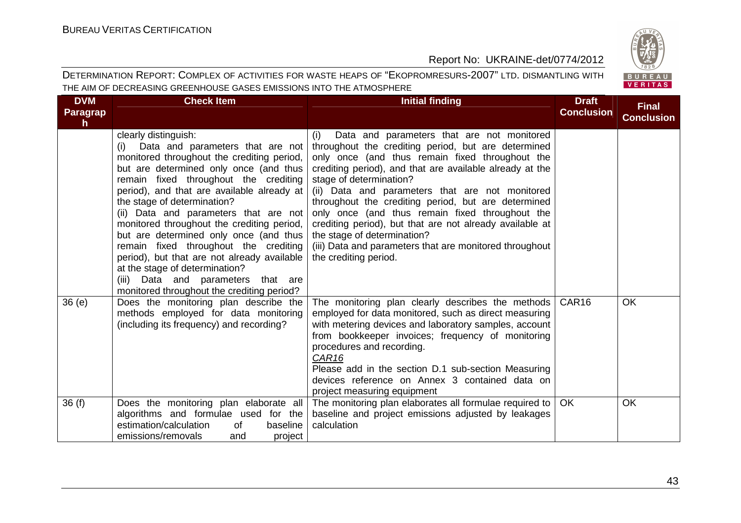| DVM Paragraph | Check Item | Initial finding | Draft Conclusion | Final Conclusion |
|---|---|---|---|---|
| | clearly distinguish:<br>(i) Data and parameters that are not monitored throughout the crediting period, but are determined only once (and thus remain fixed throughout the crediting period), and that are available already at the stage of determination?<br>(ii) Data and parameters that are not monitored throughout the crediting period, but are determined only once (and thus remain fixed throughout the crediting period), but that are not already available at the stage of determination?<br>(iii) Data and parameters that are monitored throughout the crediting period? | (i) Data and parameters that are not monitored throughout the crediting period, but are determined only once (and thus remain fixed throughout the crediting period), and that are available already at the stage of determination?<br>(ii) Data and parameters that are not monitored throughout the crediting period, but are determined only once (and thus remain fixed throughout the crediting period), but that are not already available at the stage of determination?<br>(iii) Data and parameters that are monitored throughout the crediting period. | | |
| 36 (e) | Does the monitoring plan describe the methods employed for data monitoring (including its frequency) and recording? | The monitoring plan clearly describes the methods employed for data monitored, such as direct measuring with metering devices and laboratory samples, account from bookkeeper invoices; frequency of monitoring procedures and recording.<br>*CAR16*<br>Please add in the section D.1 sub-section Measuring devices reference on Annex 3 contained data on project measuring equipment | CAR16 | OK |
| 36 (f) | Does the monitoring plan elaborate all algorithms and formulae used for the estimation/calculation of baseline emissions/removals and project | The monitoring plan elaborates all formulae required to baseline and project emissions adjusted by leakages calculation | OK | OK |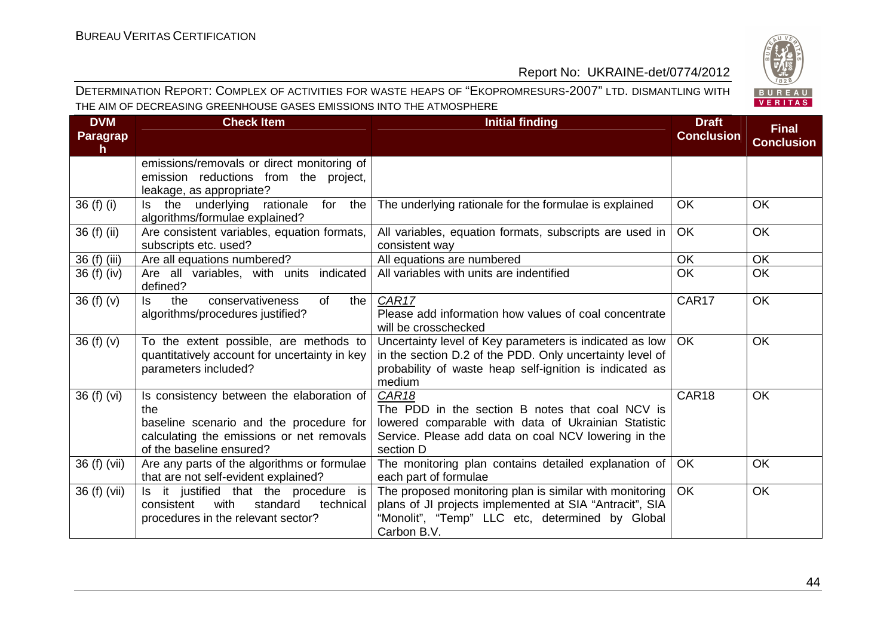| DVM Paragraph | Check Item | Initial finding | Draft Conclusion | Final Conclusion |
|---|---|---|---|---|
| | emissions/removals or direct monitoring of emission reductions from the project, leakage, as appropriate? | | | |
| 36 (f) (i) | Is the underlying rationale for the algorithms/formulae explained? | The underlying rationale for the formulae is explained | OK | OK |
| 36 (f) (ii) | Are consistent variables, equation formats, subscripts etc. used? | All variables, equation formats, subscripts are used in consistent way | OK | OK |
| 36 (f) (iii) | Are all equations numbered? | All equations are numbered | OK | OK |
| 36 (f) (iv) | Are all variables, with units indicated defined? | All variables with units are indentified | OK | OK |
| 36 (f) (v) | Is the conservativeness of the algorithms/procedures justified? | *CAR17*<br>Please add information how values of coal concentrate will be crosschecked | CAR17 | OK |
| 36 (f) (v) | To the extent possible, are methods to quantitatively account for uncertainty in key parameters included? | Uncertainty level of Key parameters is indicated as low in the section D.2 of the PDD. Only uncertainty level of probability of waste heap self-ignition is indicated as medium | OK | OK |
| 36 (f) (vi) | Is consistency between the elaboration of the baseline scenario and the procedure for calculating the emissions or net removals of the baseline ensured? | *CAR18*<br>The PDD in the section B notes that coal NCV is lowered comparable with data of Ukrainian Statistic Service. Please add data on coal NCV lowering in the section D | CAR18 | OK |
| 36 (f) (vii) | Are any parts of the algorithms or formulae that are not self-evident explained? | The monitoring plan contains detailed explanation of each part of formulae | OK | OK |
| 36 (f) (vii) | Is it justified that the procedure is consistent with standard technical procedures in the relevant sector? | The proposed monitoring plan is similar with monitoring plans of JI projects implemented at SIA "Antracit", SIA "Monolit", "Temp" LLC etc, determined by Global Carbon B.V. | OK | OK |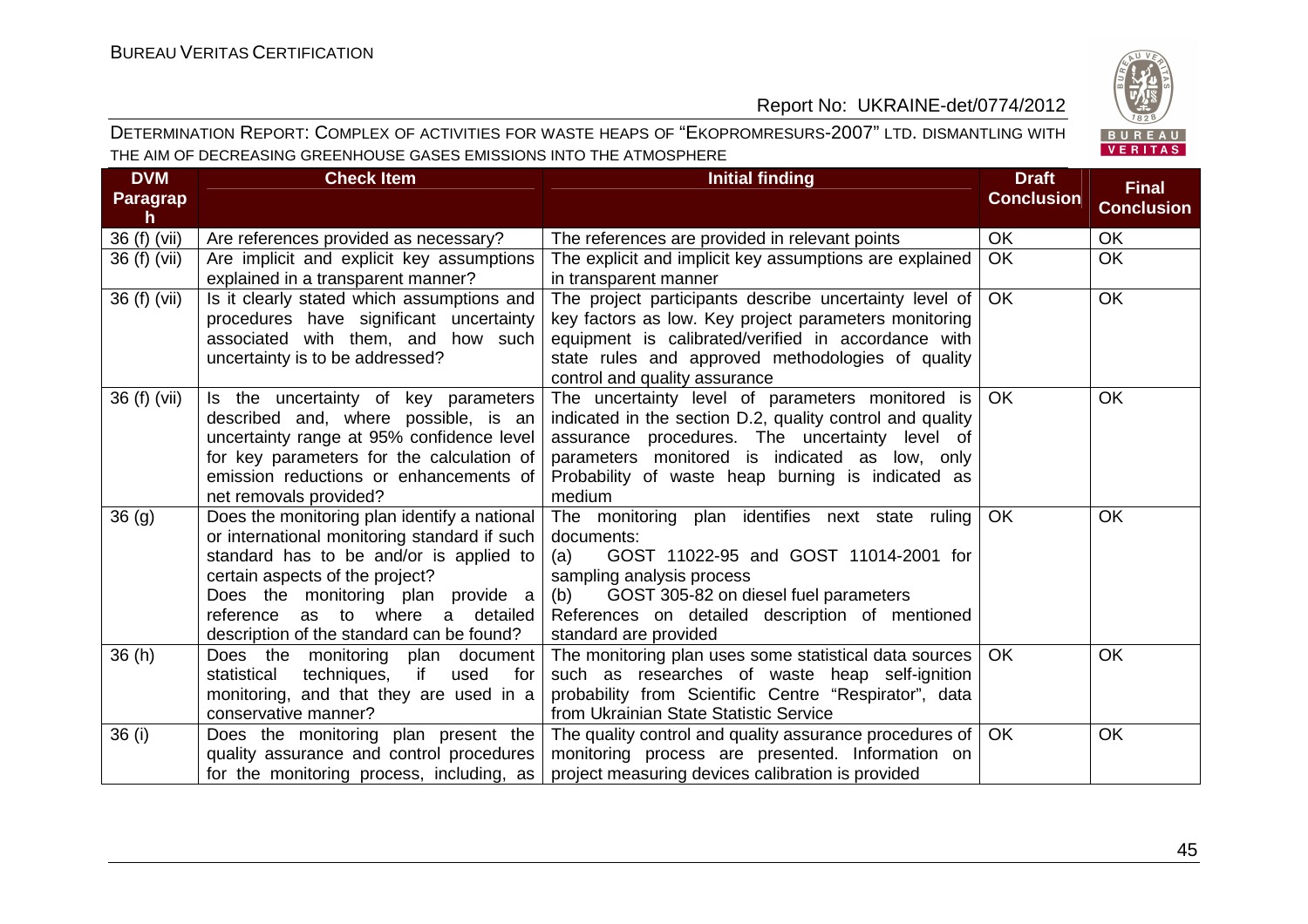| DVM Paragraph | Check Item | Initial finding | Draft Conclusion | Final Conclusion |
|---|---|---|---|---|
| 36 (f) (vii) | Are references provided as necessary? | The references are provided in relevant points | OK | OK |
| 36 (f) (vii) | Are implicit and explicit key assumptions explained in a transparent manner? | The explicit and implicit key assumptions are explained in transparent manner | OK | OK |
| 36 (f) (vii) | Is it clearly stated which assumptions and procedures have significant uncertainty associated with them, and how such uncertainty is to be addressed? | The project participants describe uncertainty level of key factors as low. Key project parameters monitoring equipment is calibrated/verified in accordance with state rules and approved methodologies of quality control and quality assurance | OK | OK |
| 36 (f) (vii) | Is the uncertainty of key parameters described and, where possible, is an uncertainty range at 95% confidence level for key parameters for the calculation of emission reductions or enhancements of net removals provided? | The uncertainty level of parameters monitored is indicated in the section D.2, quality control and quality assurance procedures. The uncertainty level of parameters monitored is indicated as low, only Probability of waste heap burning is indicated as medium | OK | OK |
| 36 (g) | Does the monitoring plan identify a national or international monitoring standard if such standard has to be and/or is applied to certain aspects of the project?<br>Does the monitoring plan provide a reference as to where a detailed description of the standard can be found? | The monitoring plan identifies next state ruling documents:<br>(a) GOST 11022-95 and GOST 11014-2001 for sampling analysis process<br>(b) GOST 305-82 on diesel fuel parameters<br>References on detailed description of mentioned standard are provided | OK | OK |
| 36 (h) | Does the monitoring plan document statistical techniques, if used for monitoring, and that they are used in a conservative manner? | The monitoring plan uses some statistical data sources such as researches of waste heap self-ignition probability from Scientific Centre "Respirator", data from Ukrainian State Statistic Service | OK | OK |
| 36 (i) | Does the monitoring plan present the quality assurance and control procedures for the monitoring process, including, as | The quality control and quality assurance procedures of monitoring process are presented. Information on project measuring devices calibration is provided | OK | OK |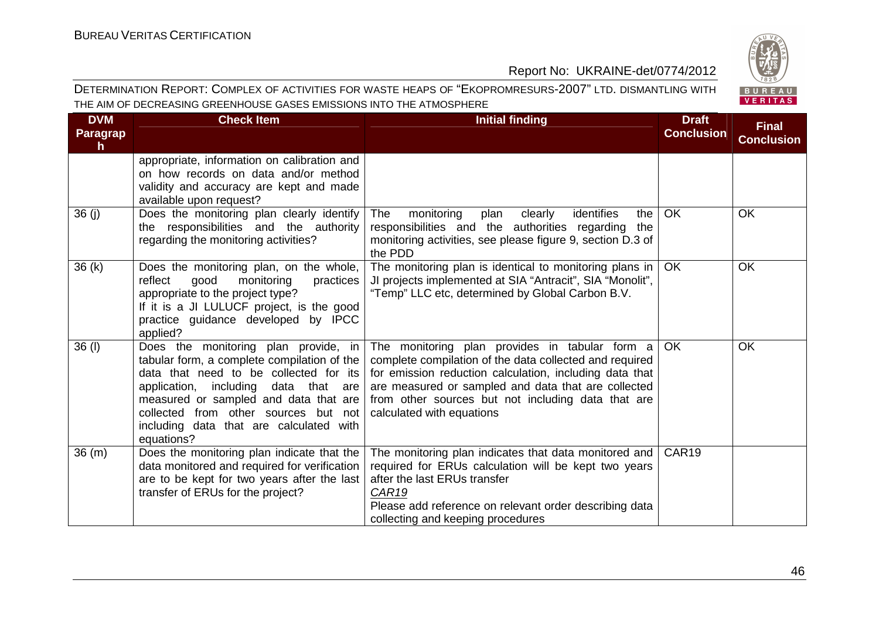| DVM Paragraph | Check Item | Initial finding | Draft Conclusion | Final Conclusion |
|---|---|---|---|---|
| | appropriate, information on calibration and on how records on data and/or method validity and accuracy are kept and made available upon request? | | | |
| 36 (j) | Does the monitoring plan clearly identify the responsibilities and the authority regarding the monitoring activities? | The monitoring plan clearly identifies the responsibilities and the authorities regarding the monitoring activities, see please figure 9, section D.3 of the PDD | OK | OK |
| 36 (k) | Does the monitoring plan, on the whole, reflect good monitoring practices appropriate to the project type? If it is a JI LULUCF project, is the good practice guidance developed by IPCC applied? | The monitoring plan is identical to monitoring plans in JI projects implemented at SIA "Antracit", SIA "Monolit", "Temp" LLC etc, determined by Global Carbon B.V. | OK | OK |
| 36 (l) | Does the monitoring plan provide, in tabular form, a complete compilation of the data that need to be collected for its application, including data that are measured or sampled and data that are collected from other sources but not including data that are calculated with equations? | The monitoring plan provides in tabular form a complete compilation of the data collected and required for emission reduction calculation, including data that are measured or sampled and data that are collected from other sources but not including data that are calculated with equations | OK | OK |
| 36 (m) | Does the monitoring plan indicate that the data monitored and required for verification are to be kept for two years after the last transfer of ERUs for the project? | The monitoring plan indicates that data monitored and required for ERUs calculation will be kept two years after the last ERUs transfer<br>*CAR19*<br>Please add reference on relevant order describing data collecting and keeping procedures | CAR19 | |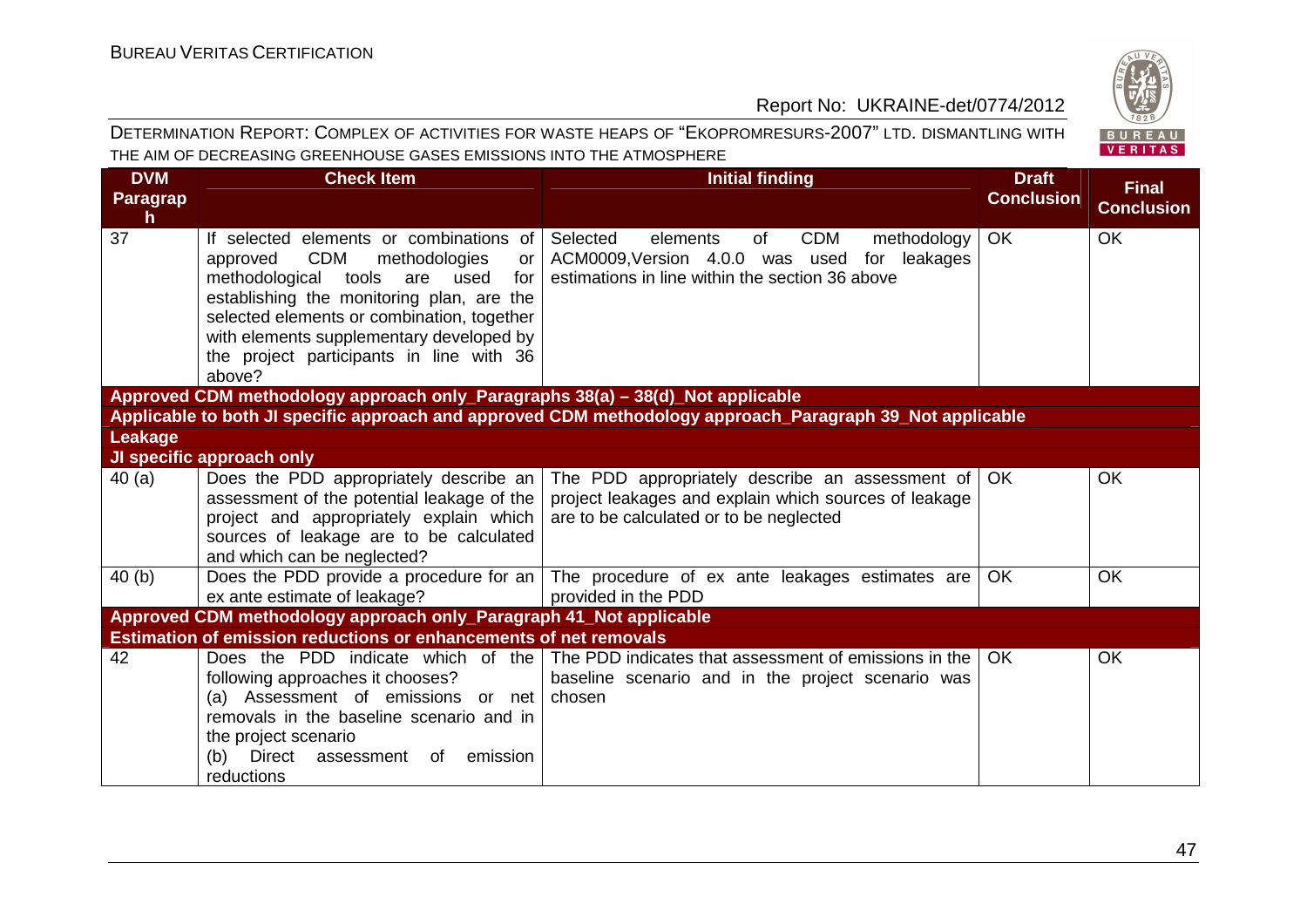| DVM Paragraph | Check Item | Initial finding | Draft Conclusion | Final Conclusion |
|---|---|---|---|---|
| 37 | If selected elements or combinations of approved CDM methodologies or methodological tools are used for establishing the monitoring plan, are the selected elements or combination, together with elements supplementary developed by the project participants in line with 36 above? | Selected elements of CDM methodology ACM0009,Version 4.0.0 was used for leakages estimations in line within the section 36 above | OK | OK |
| **Approved CDM methodology approach only_Paragraphs 38(a) – 38(d)_Not applicable** | | | | |
| **Applicable to both JI specific approach and approved CDM methodology approach_Paragraph 39_Not applicable** | | | | |
| **Leakage** | | | | |
| **JI specific approach only** | | | | |
| 40 (a) | Does the PDD appropriately describe an assessment of the potential leakage of the project and appropriately explain which sources of leakage are to be calculated and which can be neglected? | The PDD appropriately describe an assessment of project leakages and explain which sources of leakage are to be calculated or to be neglected | OK | OK |
| 40 (b) | Does the PDD provide a procedure for an ex ante estimate of leakage? | The procedure of ex ante leakages estimates are provided in the PDD | OK | OK |
| **Approved CDM methodology approach only_Paragraph 41_Not applicable** | | | | |
| **Estimation of emission reductions or enhancements of net removals** | | | | |
| 42 | Does the PDD indicate which of the following approaches it chooses?<br>(a) Assessment of emissions or net removals in the baseline scenario and in the project scenario<br>(b) Direct assessment of emission reductions | The PDD indicates that assessment of emissions in the baseline scenario and in the project scenario was chosen | OK | OK |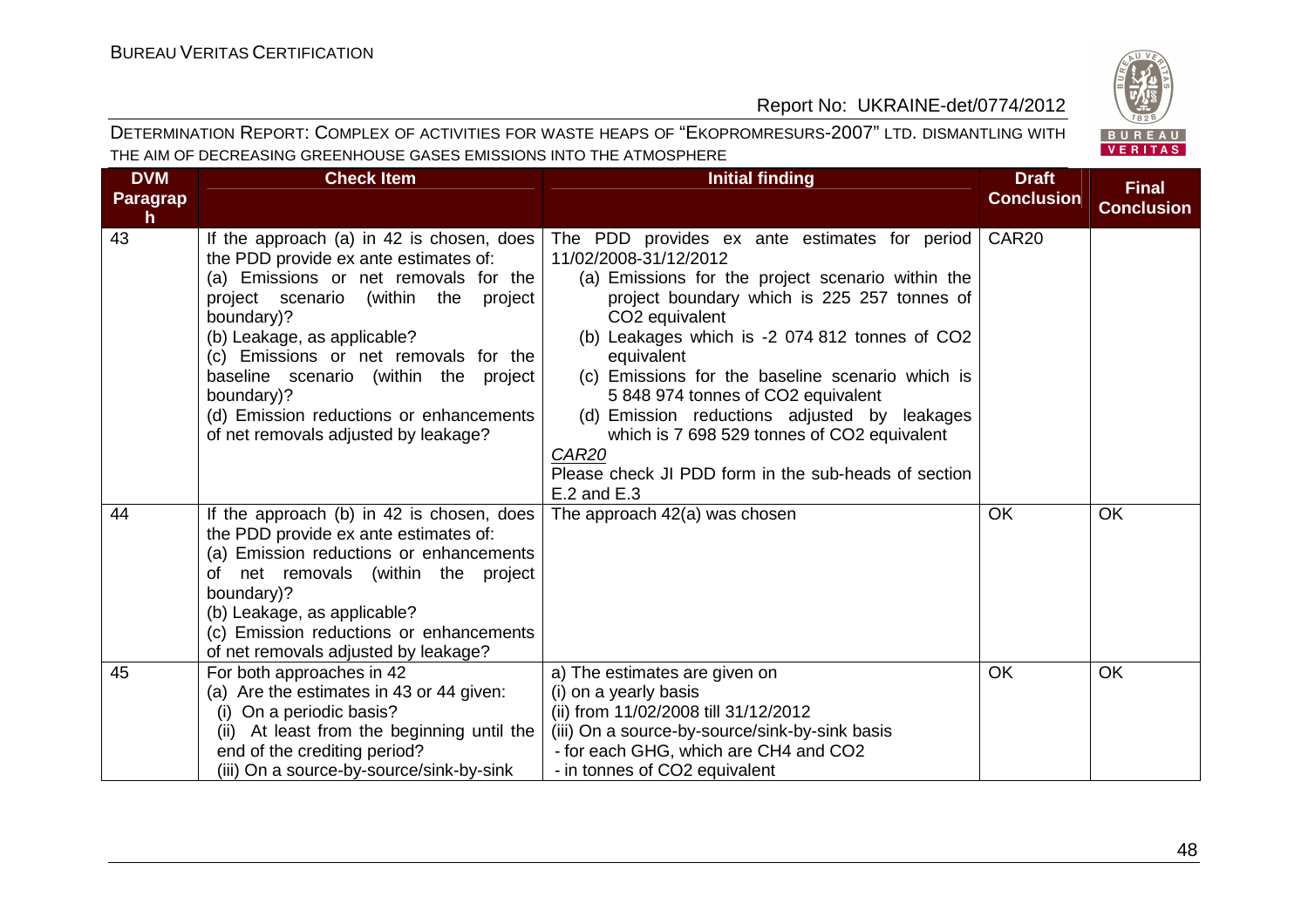DETERMINATION REPORT: COMPLEX OF ACTIVITIES FOR WASTE HEAPS OF "EKOPROMRESURS-2007" LTD. DISMANTLING WITH THE AIM OF DECREASING GREENHOUSE GASES EMISSIONS INTO THE ATMOSPHERE

| DVM Paragraph | Check Item | Initial finding | Draft Conclusion | Final Conclusion |
|---|---|---|---|---|
| 43 | If the approach (a) in 42 is chosen, does the PDD provide ex ante estimates of:<br>(a) Emissions or net removals for the project scenario (within the project boundary)?<br>(b) Leakage, as applicable?<br>(c) Emissions or net removals for the baseline scenario (within the project boundary)?<br>(d) Emission reductions or enhancements of net removals adjusted by leakage? | The PDD provides ex ante estimates for period 11/02/2008-31/12/2012<br>(a) Emissions for the project scenario within the project boundary which is 225 257 tonnes of $CO_2$ equivalent<br>(b) Leakages which is -2 074 812 tonnes of $CO_2$ equivalent<br>(c) Emissions for the baseline scenario which is 5 848 974 tonnes of $CO_2$ equivalent<br>(d) Emission reductions adjusted by leakages which is 7 698 529 tonnes of $CO_2$ equivalent<br><u>CAR20</u><br>Please check JI PDD form in the sub-heads of section E.2 and E.3 | CAR20 | |
| 44 | If the approach (b) in 42 is chosen, does the PDD provide ex ante estimates of:<br>(a) Emission reductions or enhancements of net removals (within the project boundary)?<br>(b) Leakage, as applicable?<br>(c) Emission reductions or enhancements of net removals adjusted by leakage? | The approach 42(a) was chosen | OK | OK |
| 45 | For both approaches in 42<br>(a) Are the estimates in 43 or 44 given:<br>(i) On a periodic basis?<br>(ii) At least from the beginning until the end of the crediting period?<br>(iii) On a source-by-source/sink-by-sink | a) The estimates are given on<br>(i) on a yearly basis<br>(ii) from 11/02/2008 till 31/12/2012<br>(iii) On a source-by-source/sink-by-sink basis<br>- for each GHG, which are $CH_4$ and $CO_2$<br>- in tonnes of $CO_2$ equivalent | OK | OK |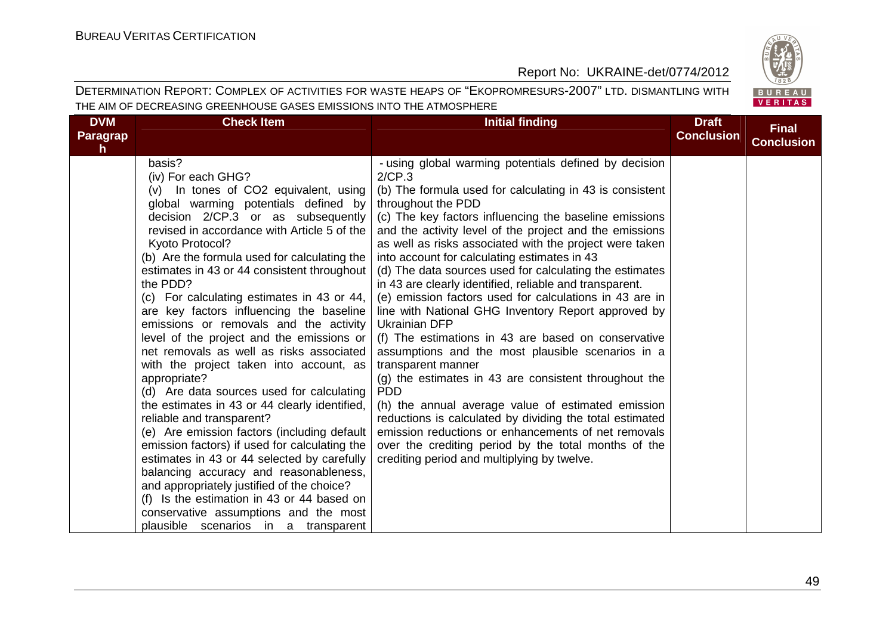| DVM Paragraph | Check Item | Initial finding | Draft Conclusion | Final Conclusion |
|---|---|---|---|---|
| | basis?<br>(iv) For each GHG?<br>(v) In tones of $CO_2$ equivalent, using global warming potentials defined by decision 2/CP.3 or as subsequently revised in accordance with Article 5 of the Kyoto Protocol?<br>(b) Are the formula used for calculating the estimates in 43 or 44 consistent throughout the PDD?<br>(c) For calculating estimates in 43 or 44, are key factors influencing the baseline emissions or removals and the activity level of the project and the emissions or net removals as well as risks associated with the project taken into account, as appropriate?<br>(d) Are data sources used for calculating the estimates in 43 or 44 clearly identified, reliable and transparent?<br>(e) Are emission factors (including default emission factors) if used for calculating the estimates in 43 or 44 selected by carefully balancing accuracy and reasonableness, and appropriately justified of the choice?<br>(f) Is the estimation in 43 or 44 based on conservative assumptions and the most plausible scenarios in a transparent | - using global warming potentials defined by decision 2/CP.3<br>(b) The formula used for calculating in 43 is consistent throughout the PDD<br>(c) The key factors influencing the baseline emissions and the activity level of the project and the emissions as well as risks associated with the project were taken into account for calculating estimates in 43<br>(d) The data sources used for calculating the estimates in 43 are clearly identified, reliable and transparent.<br>(e) emission factors used for calculations in 43 are in line with National GHG Inventory Report approved by Ukrainian DFP<br>(f) The estimations in 43 are based on conservative assumptions and the most plausible scenarios in a transparent manner<br>(g) the estimates in 43 are consistent throughout the PDD<br>(h) the annual average value of estimated emission reductions is calculated by dividing the total estimated emission reductions or enhancements of net removals over the crediting period by the total months of the crediting period and multiplying by twelve. | | |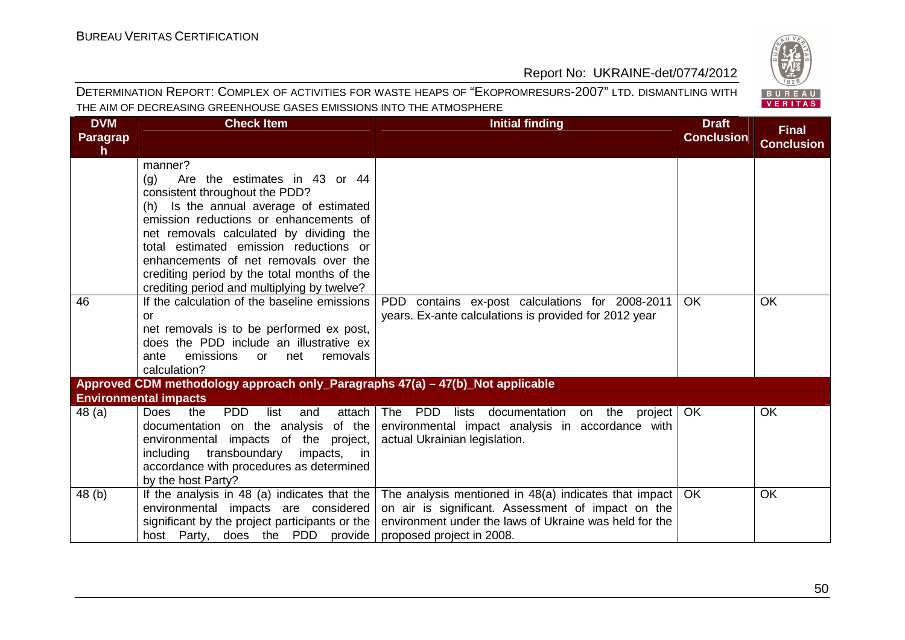| DVM Paragraph | Check Item | Initial finding | Draft Conclusion | Final Conclusion |
|---|---|---|---|---|
| | manner?<br>(g) Are the estimates in 43 or 44 consistent throughout the PDD?<br>(h) Is the annual average of estimated emission reductions or enhancements of net removals calculated by dividing the total estimated emission reductions or enhancements of net removals over the crediting period by the total months of the crediting period and multiplying by twelve? | | | |
| 46 | If the calculation of the baseline emissions or net removals is to be performed ex post, does the PDD include an illustrative ex ante emissions or net removals calculation? | PDD contains ex-post calculations for 2008-2011 years. Ex-ante calculations is provided for 2012 year | OK | OK |
| **Approved CDM methodology approach only_Paragraphs 47(a) – 47(b)_Not applicable** | | | | |
| **Environmental impacts** | | | | |
| 48 (a) | Does the PDD list and attach documentation on the analysis of the environmental impacts of the project, including transboundary impacts, in accordance with procedures as determined by the host Party? | The PDD lists documentation on the project environmental impact analysis in accordance with actual Ukrainian legislation. | OK | OK |
| 48 (b) | If the analysis in 48 (a) indicates that the environmental impacts are considered significant by the project participants or the host Party, does the PDD provide | The analysis mentioned in 48(a) indicates that impact on air is significant. Assessment of impact on the environment under the laws of Ukraine was held for the proposed project in 2008. | OK | OK |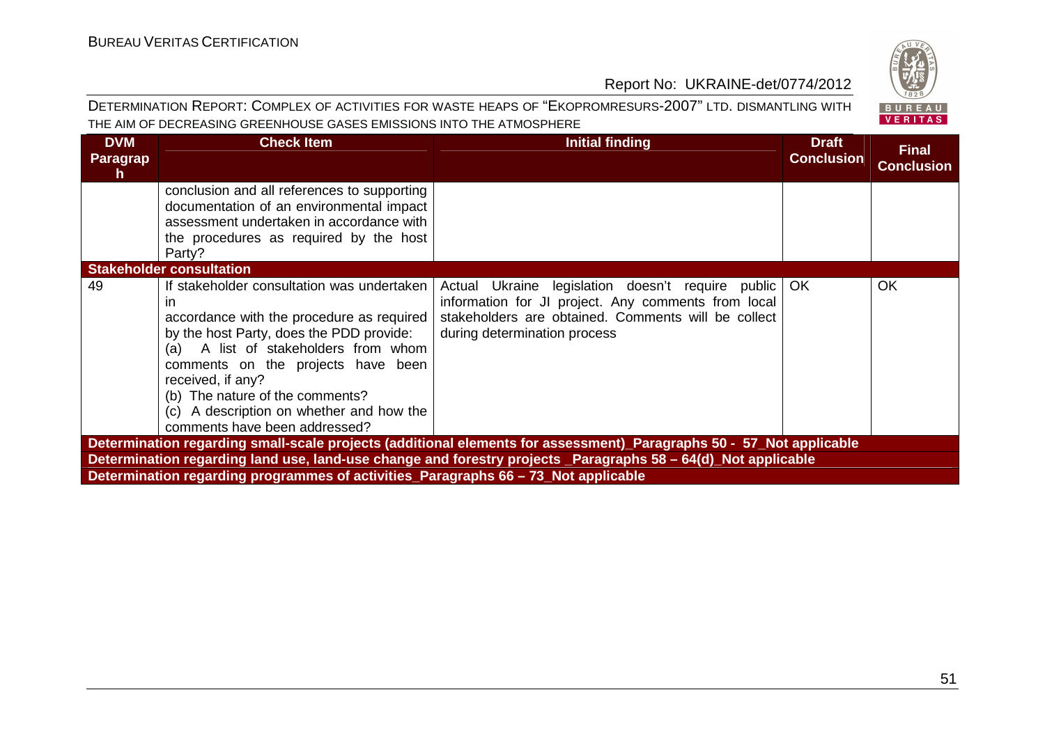| DVM Paragraph | Check Item | Initial finding | Draft Conclusion | Final Conclusion |
|---|---|---|---|---|
| | conclusion and all references to supporting documentation of an environmental impact assessment undertaken in accordance with the procedures as required by the host Party? | | | |
| **Stakeholder consultation** | | | | |
| 49 | If stakeholder consultation was undertaken in accordance with the procedure as required by the host Party, does the PDD provide:<br>(a) A list of stakeholders from whom comments on the projects have been received, if any?<br>(b) The nature of the comments?<br>(c) A description on whether and how the comments have been addressed? | Actual Ukraine legislation doesn't require public information for JI project. Any comments from local stakeholders are obtained. Comments will be collect during determination process | OK | OK |
| **Determination regarding small-scale projects (additional elements for assessment)_Paragraphs 50 - 57_Not applicable** | | | | |
| **Determination regarding land use, land-use change and forestry projects _Paragraphs 58 – 64(d)_Not applicable** | | | | |
| **Determination regarding programmes of activities_Paragraphs 66 – 73_Not applicable** | | | | |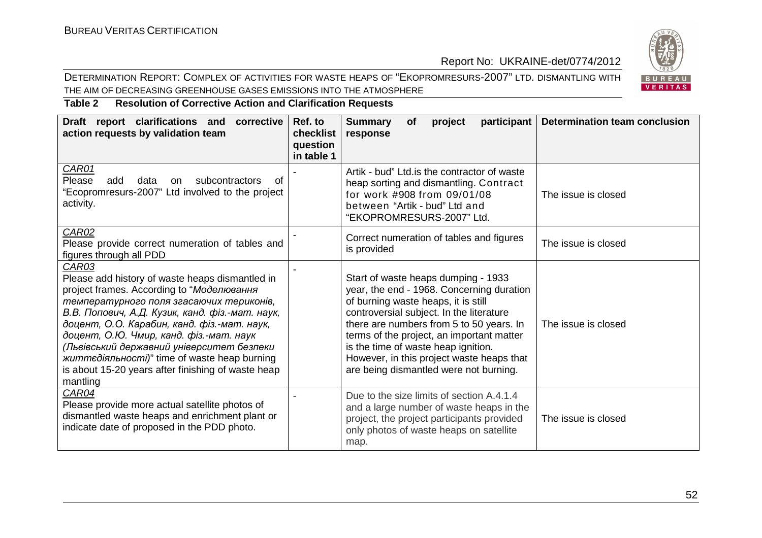**Table 2 Resolution of Corrective Action and Clarification Requests**

| Draft report clarifications and corrective action requests by validation team | Ref. to checklist question in table 1 | Summary of project participant response | Determination team conclusion |
|---|---|---|---|
| *CAR01*<br>Please add data on subcontractors of "Ecopromresurs-2007" Ltd involved to the project activity. | - | Artik - bud" Ltd.is the contractor of waste heap sorting and dismantling. Contract for work #908 from 09/01/08 between "Artik - bud" Ltd and "EKOPROMRESURS-2007" Ltd. | The issue is closed |
| *CAR02*<br>Please provide correct numeration of tables and figures through all PDD | - | Correct numeration of tables and figures is provided | The issue is closed |
| *CAR03*<br>Please add history of waste heaps dismantled in project frames. According to "*Моделювання температурного поля згасаючих териконів, В.В. Попович, А.Д. Кузик, канд. фіз.-мат. наук, доцент, О.О. Карабин, канд. фіз.-мат. наук, доцент, О.Ю. Чмир, канд. фіз.-мат. наук (Львівський державний університет безпеки життєдіяльності)*" time of waste heap burning is about 15-20 years after finishing of waste heap mantling | - | Start of waste heaps dumping - 1933 year, the end - 1968. Concerning duration of burning waste heaps, it is still controversial subject. In the literature there are numbers from 5 to 50 years. In terms of the project, an important matter is the time of waste heap ignition. However, in this project waste heaps that are being dismantled were not burning. | The issue is closed |
| *CAR04*<br>Please provide more actual satellite photos of dismantled waste heaps and enrichment plant or indicate date of proposed in the PDD photo. | - | Due to the size limits of section A.4.1.4 and a large number of waste heaps in the project, the project participants provided only photos of waste heaps on satellite map. | The issue is closed |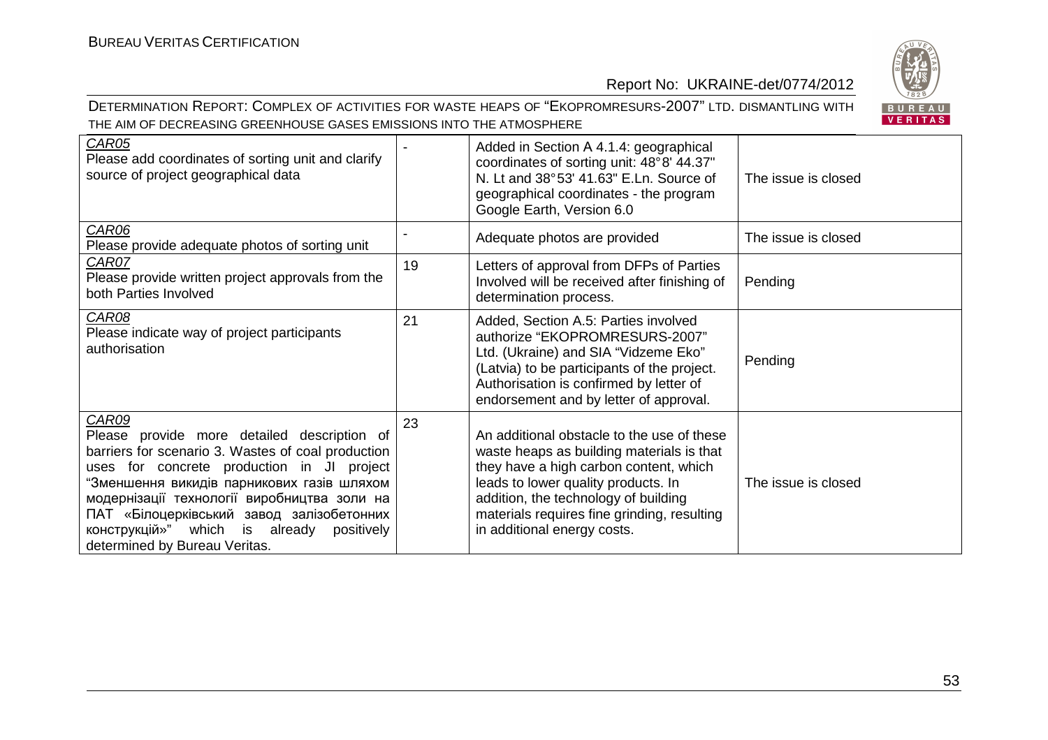| *CAR05* Please add coordinates of sorting unit and clarify source of project geographical data | - | Added in Section A 4.1.4: geographical coordinates of sorting unit: 48°8' 44.37" N. Lt and 38°53' 41.63" E.Ln. Source of geographical coordinates - the program Google Earth, Version 6.0 | The issue is closed |
|---|---|---|---|
| *CAR06* Please provide adequate photos of sorting unit | - | Adequate photos are provided | The issue is closed |
| *CAR07* Please provide written project approvals from the both Parties Involved | 19 | Letters of approval from DFPs of Parties Involved will be received after finishing of determination process. | Pending |
| *CAR08* Please indicate way of project participants authorisation | 21 | Added, Section A.5: Parties involved authorize "EKOPROMRESURS-2007" Ltd. (Ukraine) and SIA "Vidzeme Eko" (Latvia) to be participants of the project. Authorisation is confirmed by letter of endorsement and by letter of approval. | Pending |
| *CAR09* Please provide more detailed description of barriers for scenario 3. Wastes of coal production uses for concrete production in JI project "Зменшення викидів парникових газів шляхом модернізації технології виробництва золи на ПАТ «Білоцерківський завод залізобетонних конструкцій»" which is already positively determined by Bureau Veritas. | 23 | An additional obstacle to the use of these waste heaps as building materials is that they have a high carbon content, which leads to lower quality products. In addition, the technology of building materials requires fine grinding, resulting in additional energy costs. | The issue is closed |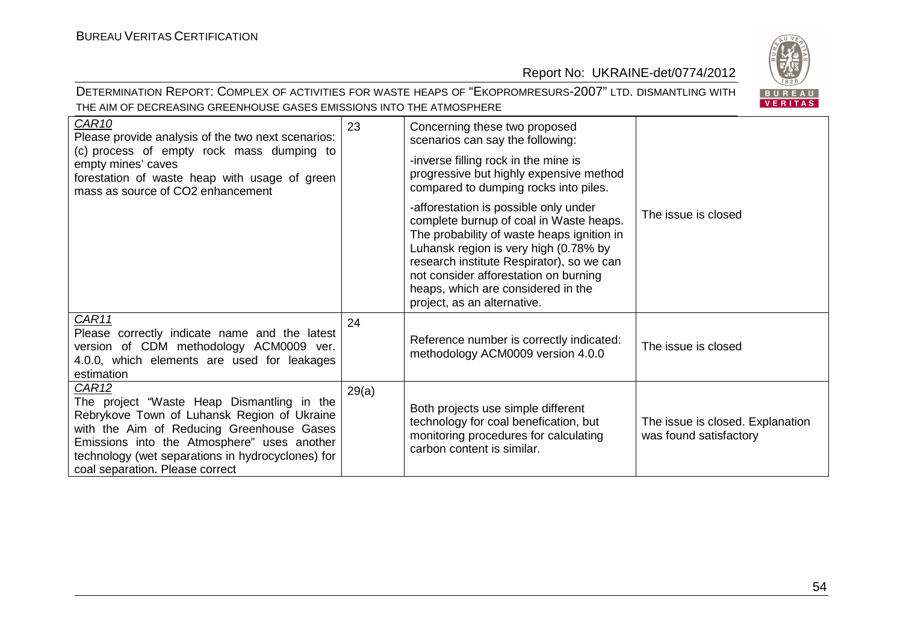| | | | |
|---|---|---|---|
| <u>CAR10</u><br>Please provide analysis of the two next scenarios:<br>(c) process of empty rock mass dumping to empty mines' caves<br>forestation of waste heap with usage of green mass as source of CO2 enhancement | 23 | Concerning these two proposed scenarios can say the following:<br>-inverse filling rock in the mine is progressive but highly expensive method compared to dumping rocks into piles.<br>-afforestation is possible only under complete burnup of coal in Waste heaps. The probability of waste heaps ignition in Luhansk region is very high (0.78% by research institute Respirator), so we can not consider afforestation on burning heaps, which are considered in the project, as an alternative. | The issue is closed |
| <u>CAR11</u><br>Please correctly indicate name and the latest version of CDM methodology ACM0009 ver. 4.0.0, which elements are used for leakages estimation | 24 | Reference number is correctly indicated: methodology ACM0009 version 4.0.0 | The issue is closed |
| <u>CAR12</u><br>The project "Waste Heap Dismantling in the Rebrykove Town of Luhansk Region of Ukraine with the Aim of Reducing Greenhouse Gases Emissions into the Atmosphere" uses another technology (wet separations in hydrocyclones) for coal separation. Please correct | 29(a) | Both projects use simple different technology for coal benefication, but monitoring procedures for calculating carbon content is similar. | The issue is closed. Explanation was found satisfactory |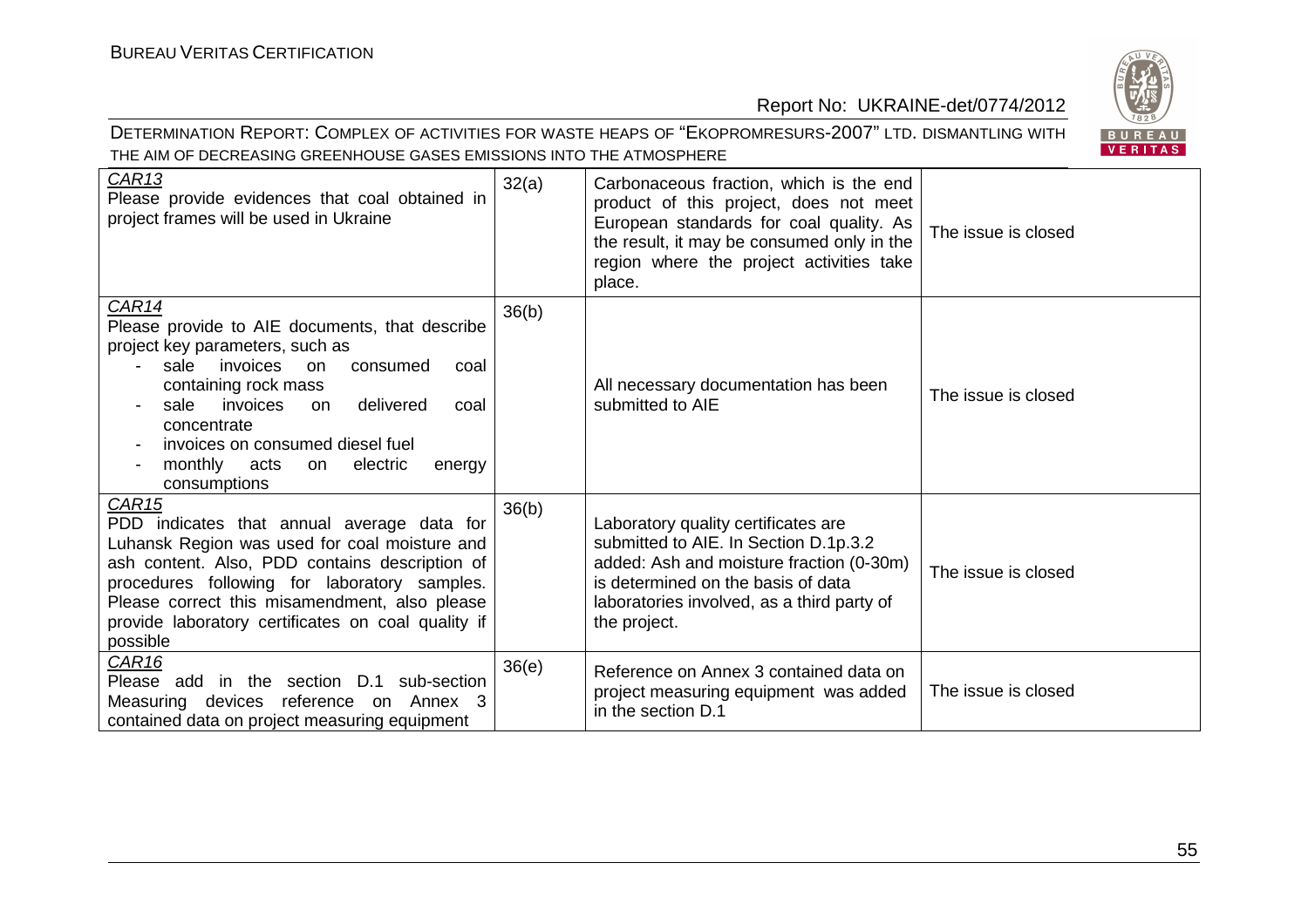| | | | |
|---|---|---|---|
| CAR13<br>Please provide evidences that coal obtained in project frames will be used in Ukraine | 32(a) | Carbonaceous fraction, which is the end product of this project, does not meet European standards for coal quality. As the result, it may be consumed only in the region where the project activities take place. | The issue is closed |
| CAR14<br>Please provide to AIE documents, that describe project key parameters, such as<br>- sale invoices on consumed coal containing rock mass<br>- sale invoices on delivered coal concentrate<br>- invoices on consumed diesel fuel<br>- monthly acts on electric energy consumptions | 36(b) | All necessary documentation has been submitted to AIE | The issue is closed |
| CAR15<br>PDD indicates that annual average data for Luhansk Region was used for coal moisture and ash content. Also, PDD contains description of procedures following for laboratory samples. Please correct this misamendment, also please provide laboratory certificates on coal quality if possible | 36(b) | Laboratory quality certificates are submitted to AIE. In Section D.1p.3.2 added: Ash and moisture fraction (0-30m) is determined on the basis of data laboratories involved, as a third party of the project. | The issue is closed |
| CAR16<br>Please add in the section D.1 sub-section Measuring devices reference on Annex 3 contained data on project measuring equipment | 36(e) | Reference on Annex 3 contained data on project measuring equipment was added in the section D.1 | The issue is closed |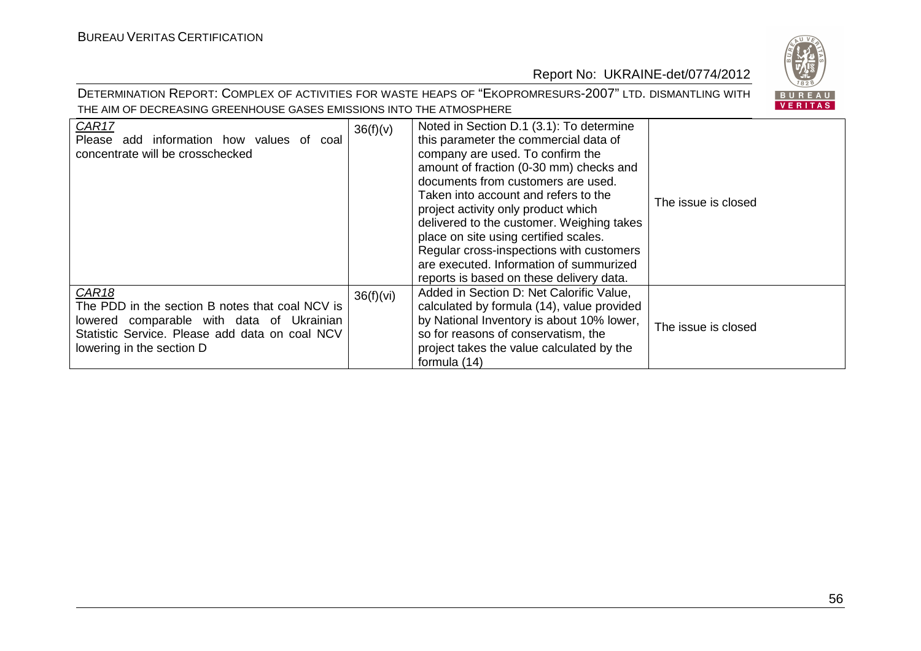| | | | |
|---|---|---|---|
| CAR17<br>Please add information how values of coal concentrate will be crosschecked | 36(f)(v) | Noted in Section D.1 (3.1): To determine this parameter the commercial data of company are used. To confirm the amount of fraction (0-30 mm) checks and documents from customers are used. Taken into account and refers to the project activity only product which delivered to the customer. Weighing takes place on site using certified scales. Regular cross-inspections with customers are executed. Information of summurized reports is based on these delivery data. | The issue is closed |
| CAR18<br>The PDD in the section B notes that coal NCV is lowered comparable with data of Ukrainian Statistic Service. Please add data on coal NCV lowering in the section D | 36(f)(vi) | Added in Section D: Net Calorific Value, calculated by formula (14), value provided by National Inventory is about 10% lower, so for reasons of conservatism, the project takes the value calculated by the formula (14) | The issue is closed |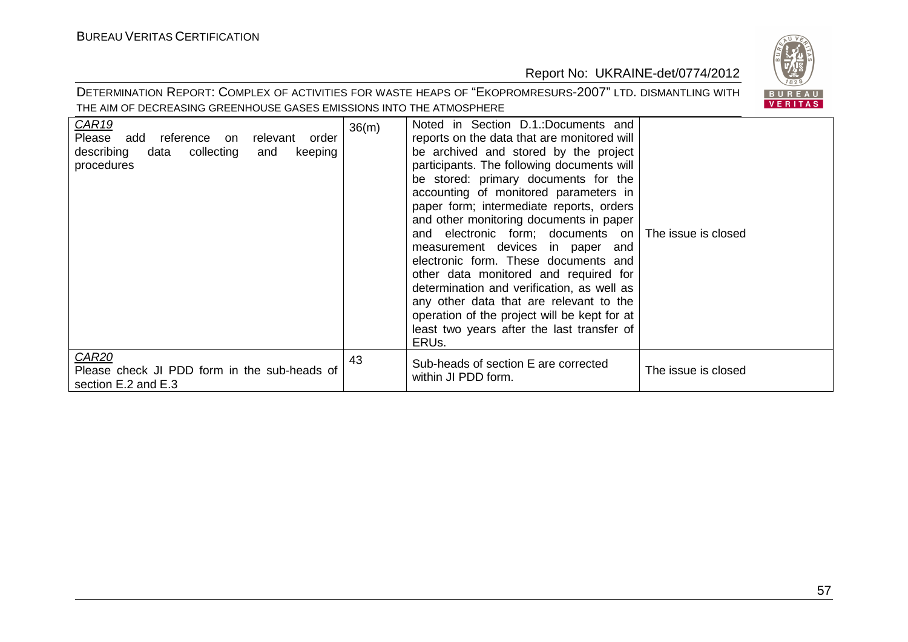| *CAR19* Please add reference on relevant order describing data collecting and keeping procedures | 36(m) | Noted in Section D.1.:Documents and reports on the data that are monitored will be archived and stored by the project participants. The following documents will be stored: primary documents for the accounting of monitored parameters in paper form; intermediate reports, orders and other monitoring documents in paper and electronic form; documents on measurement devices in paper and electronic form. These documents and other data monitored and required for determination and verification, as well as any other data that are relevant to the operation of the project will be kept for at least two years after the last transfer of ERUs. | The issue is closed |
|---|---|---|---|
| *CAR20* Please check JI PDD form in the sub-heads of section E.2 and E.3 | 43 | Sub-heads of section E are corrected within JI PDD form. | The issue is closed |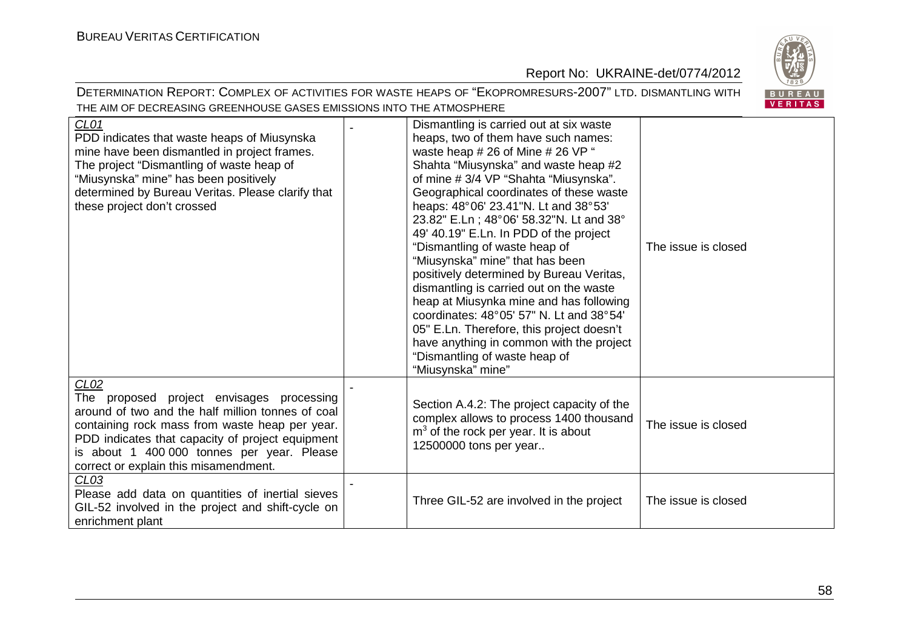| | | | |
|---|---|---|---|
| CL01<br>PDD indicates that waste heaps of Miusynska mine have been dismantled in project frames. The project "Dismantling of waste heap of "Miusynska" mine" has been positively determined by Bureau Veritas. Please clarify that these project don't crossed | - | Dismantling is carried out at six waste heaps, two of them have such names: waste heap # 26 of Mine # 26 VP " Shahta "Miusynska" and waste heap #2 of mine # 3/4 VP "Shahta "Miusynska". Geographical coordinates of these waste heaps: 48°06' 23.41"N. Lt and 38°53' 23.82" E.Ln ; 48°06' 58.32"N. Lt and 38° 49' 40.19" E.Ln. In PDD of the project "Dismantling of waste heap of "Miusynska" mine" that has been positively determined by Bureau Veritas, dismantling is carried out on the waste heap at Miusynka mine and has following coordinates: 48°05' 57" N. Lt and 38°54' 05" E.Ln. Therefore, this project doesn't have anything in common with the project "Dismantling of waste heap of "Miusynska" mine" | The issue is closed |
| CL02<br>The proposed project envisages processing around of two and the half million tonnes of coal containing rock mass from waste heap per year. PDD indicates that capacity of project equipment is about 1 400 000 tonnes per year. Please correct or explain this misamendment. | - | Section A.4.2: The project capacity of the complex allows to process 1400 thousand $m^3$ of the rock per year. It is about 12500000 tons per year.. | The issue is closed |
| CL03<br>Please add data on quantities of inertial sieves GIL-52 involved in the project and shift-cycle on enrichment plant | - | Three GIL-52 are involved in the project | The issue is closed |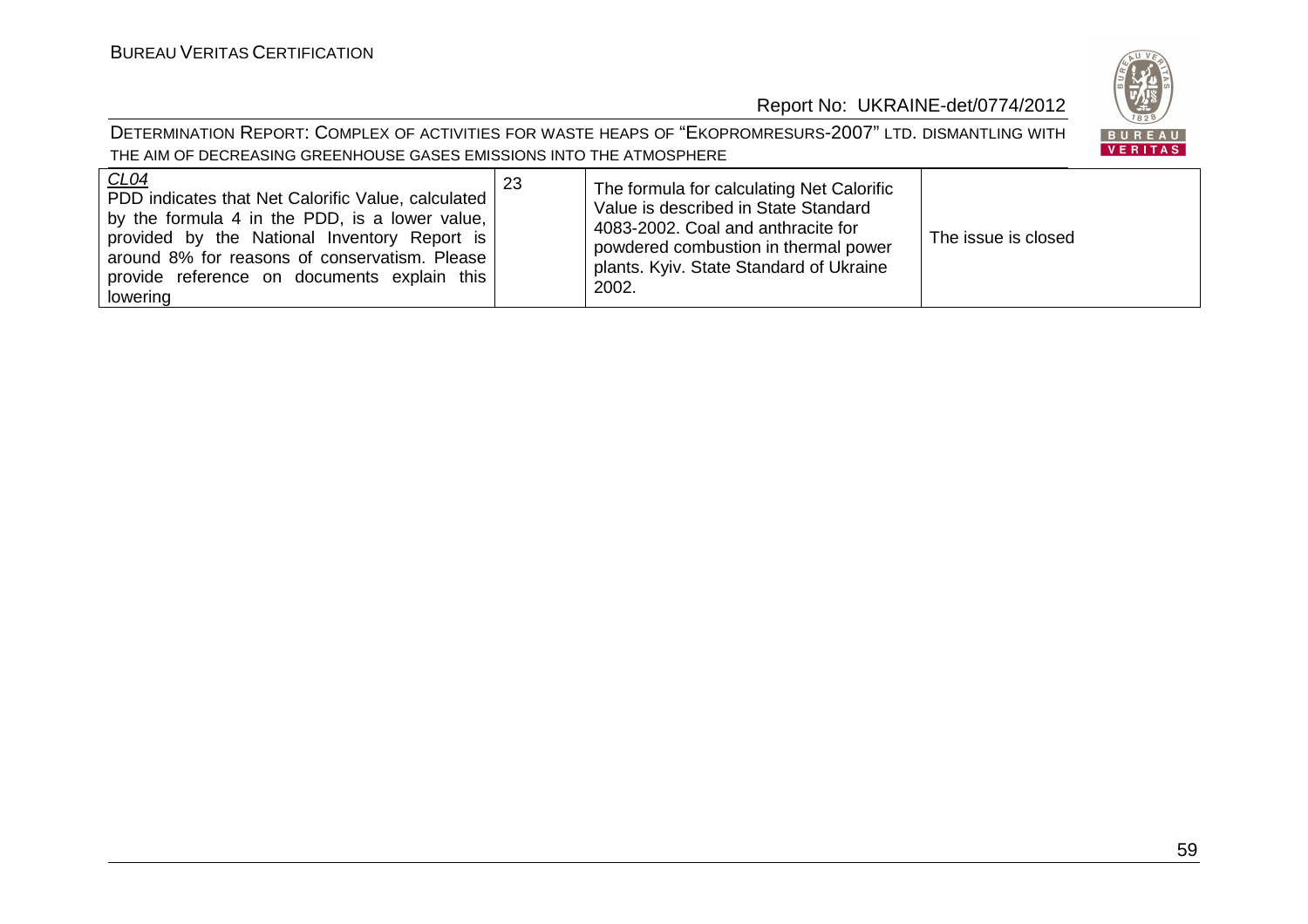| | | | |
|---|---|---|---|
| *CL04* PDD indicates that Net Calorific Value, calculated by the formula 4 in the PDD, is a lower value, provided by the National Inventory Report is around 8% for reasons of conservatism. Please provide reference on documents explain this lowering | 23 | The formula for calculating Net Calorific Value is described in State Standard 4083-2002. Coal and anthracite for powdered combustion in thermal power plants. Kyiv. State Standard of Ukraine 2002. | The issue is closed |